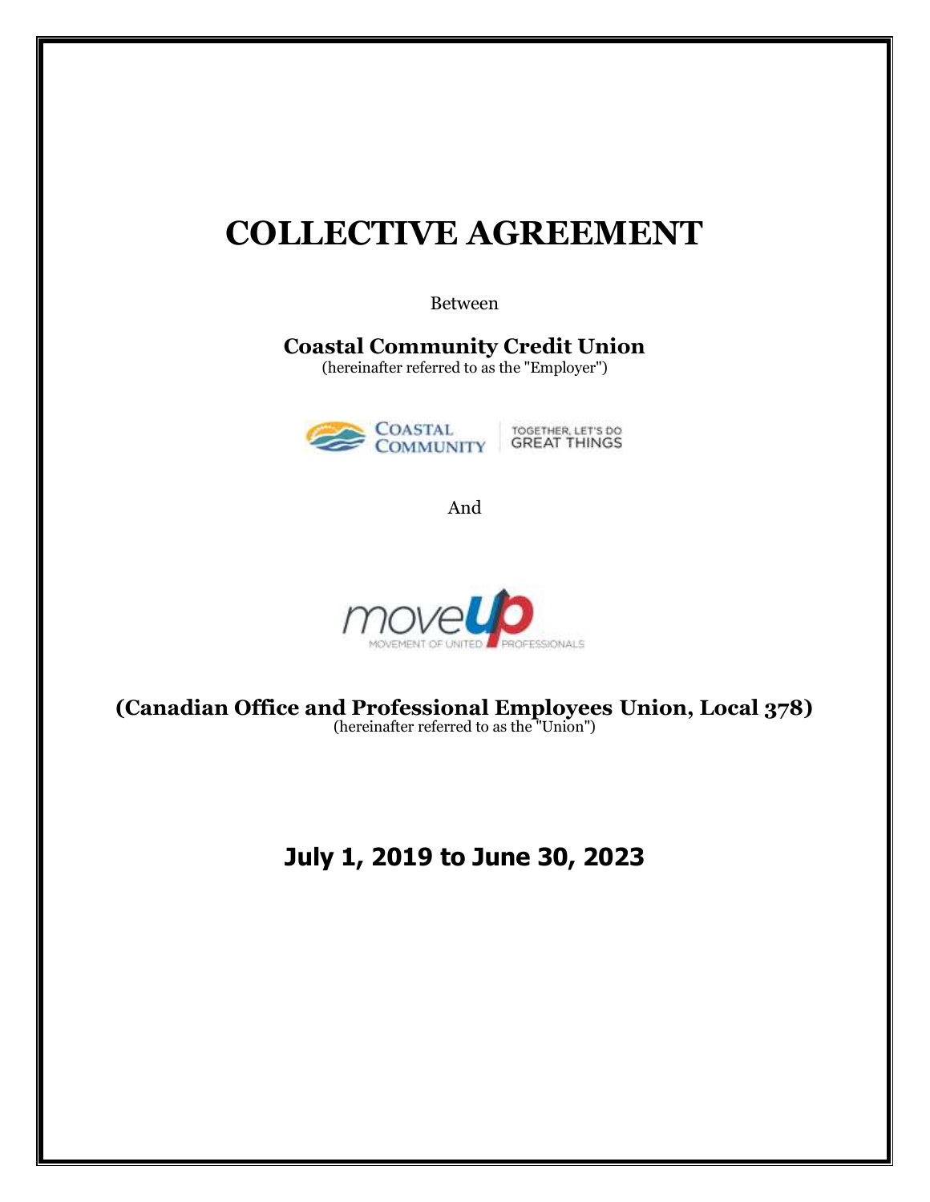# COLLECTIVE AGREEMENT

Between

**Coastal Community Credit Union**
(hereinafter referred to as the "Employer")

COASTAL COMMUNITY | TOGETHER, LET'S DO GREAT THINGS

And

moveUP
MOVEMENT OF UNITED PROFESSIONALS

**(Canadian Office and Professional Employees Union, Local 378)**
(hereinafter referred to as the "Union")

## July 1, 2019 to June 30, 2023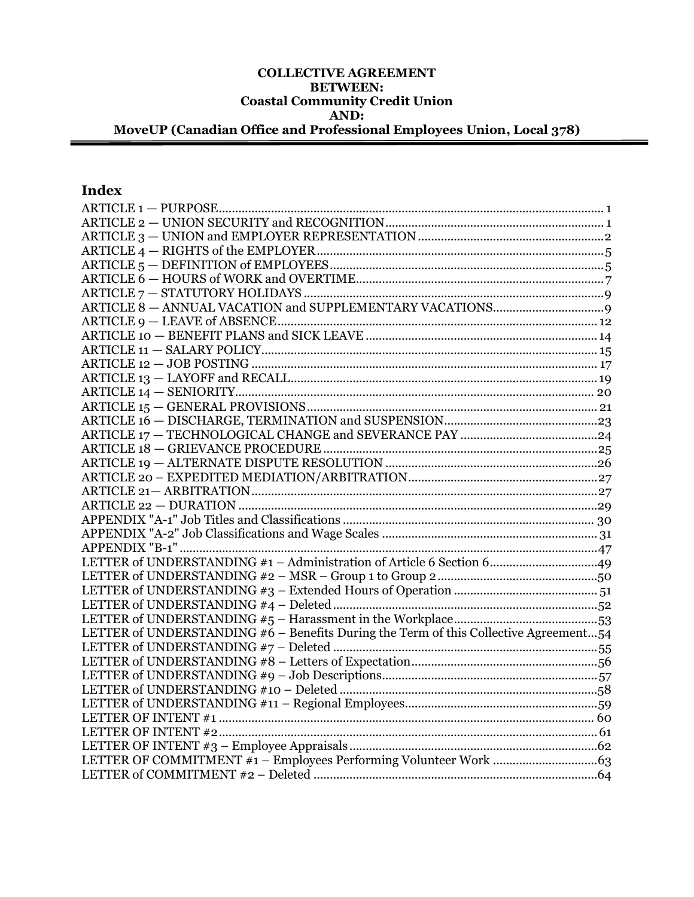**COLLECTIVE AGREEMENT**
**BETWEEN:**
**Coastal Community Credit Union**
**AND:**
**MoveUP (Canadian Office and Professional Employees Union, Local 378)**

## Index

ARTICLE 1 — PURPOSE .......... 1
ARTICLE 2 — UNION SECURITY and RECOGNITION .......... 1
ARTICLE 3 — UNION and EMPLOYER REPRESENTATION .......... 2
ARTICLE 4 — RIGHTS of the EMPLOYER .......... 5
ARTICLE 5 — DEFINITION of EMPLOYEES .......... 5
ARTICLE 6 — HOURS of WORK and OVERTIME .......... 7
ARTICLE 7 — STATUTORY HOLIDAYS .......... 9
ARTICLE 8 — ANNUAL VACATION and SUPPLEMENTARY VACATIONS .......... 9
ARTICLE 9 — LEAVE of ABSENCE .......... 12
ARTICLE 10 — BENEFIT PLANS and SICK LEAVE .......... 14
ARTICLE 11 — SALARY POLICY .......... 15
ARTICLE 12 — JOB POSTING .......... 17
ARTICLE 13 — LAYOFF and RECALL .......... 19
ARTICLE 14 — SENIORITY .......... 20
ARTICLE 15 — GENERAL PROVISIONS .......... 21
ARTICLE 16 — DISCHARGE, TERMINATION and SUSPENSION .......... 23
ARTICLE 17 — TECHNOLOGICAL CHANGE and SEVERANCE PAY .......... 24
ARTICLE 18 — GRIEVANCE PROCEDURE .......... 25
ARTICLE 19 — ALTERNATE DISPUTE RESOLUTION .......... 26
ARTICLE 20 – EXPEDITED MEDIATION/ARBITRATION .......... 27
ARTICLE 21— ARBITRATION .......... 27
ARTICLE 22 — DURATION .......... 29
APPENDIX "A-1" Job Titles and Classifications .......... 30
APPENDIX "A-2" Job Classifications and Wage Scales .......... 31
APPENDIX "B-1" .......... 47
LETTER of UNDERSTANDING #1 – Administration of Article 6 Section 6 .......... 49
LETTER of UNDERSTANDING #2 – MSR – Group 1 to Group 2 .......... 50
LETTER of UNDERSTANDING #3 – Extended Hours of Operation .......... 51
LETTER of UNDERSTANDING #4 – Deleted .......... 52
LETTER of UNDERSTANDING #5 – Harassment in the Workplace .......... 53
LETTER of UNDERSTANDING #6 – Benefits During the Term of this Collective Agreement .......... 54
LETTER of UNDERSTANDING #7 – Deleted .......... 55
LETTER of UNDERSTANDING #8 – Letters of Expectation .......... 56
LETTER of UNDERSTANDING #9 – Job Descriptions .......... 57
LETTER of UNDERSTANDING #10 – Deleted .......... 58
LETTER of UNDERSTANDING #11 – Regional Employees .......... 59
LETTER OF INTENT #1 .......... 60
LETTER OF INTENT #2 .......... 61
LETTER OF INTENT #3 – Employee Appraisals .......... 62
LETTER OF COMMITMENT #1 – Employees Performing Volunteer Work .......... 63
LETTER of COMMITMENT #2 – Deleted .......... 64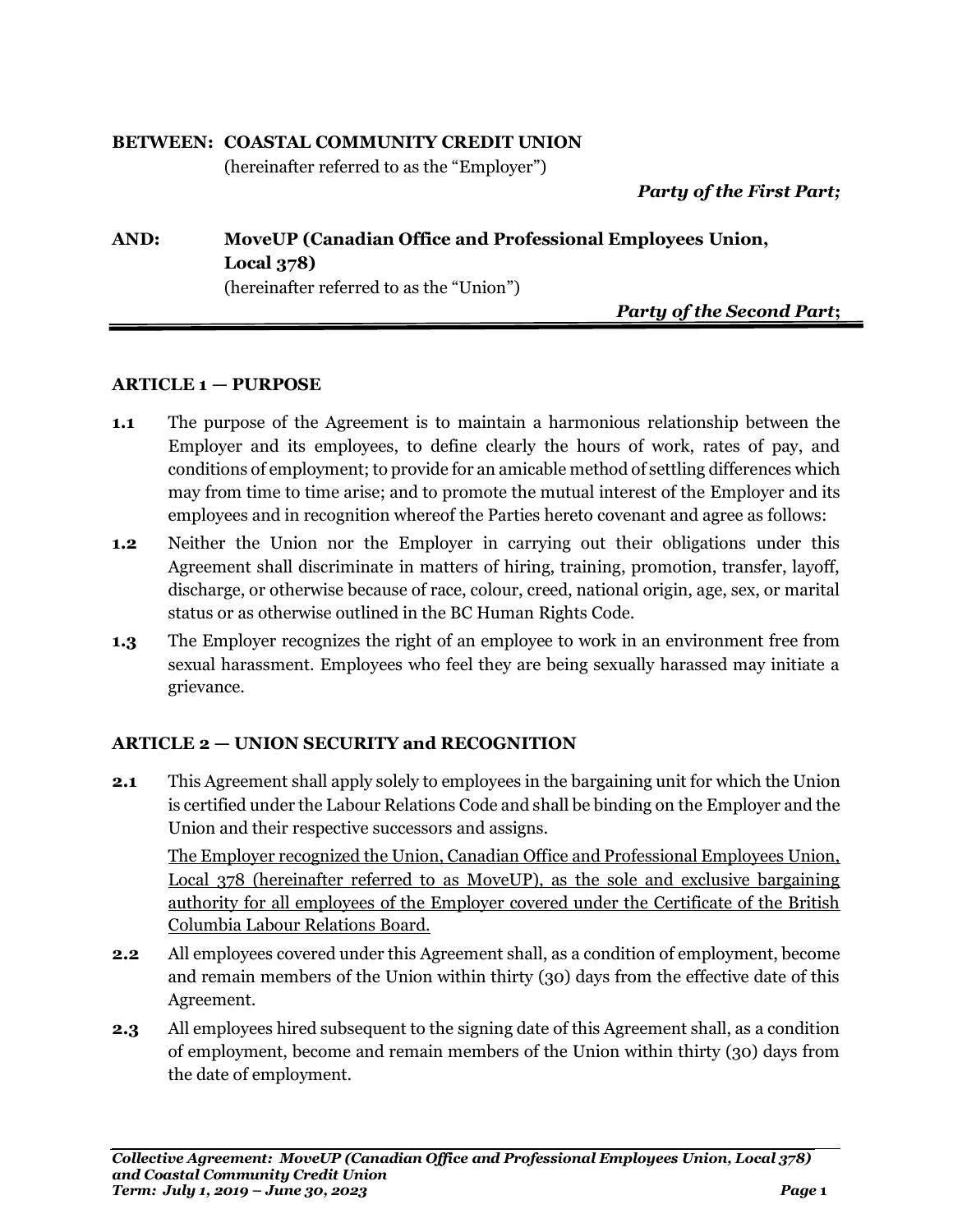**BETWEEN: COASTAL COMMUNITY CREDIT UNION**
(hereinafter referred to as the "Employer")

***Party of the First Part;***

**AND: MoveUP (Canadian Office and Professional Employees Union, Local 378)**
(hereinafter referred to as the "Union")

***Party of the Second Part;***

---

## ARTICLE 1 — PURPOSE

**1.1** The purpose of the Agreement is to maintain a harmonious relationship between the Employer and its employees, to define clearly the hours of work, rates of pay, and conditions of employment; to provide for an amicable method of settling differences which may from time to time arise; and to promote the mutual interest of the Employer and its employees and in recognition whereof the Parties hereto covenant and agree as follows:

**1.2** Neither the Union nor the Employer in carrying out their obligations under this Agreement shall discriminate in matters of hiring, training, promotion, transfer, layoff, discharge, or otherwise because of race, colour, creed, national origin, age, sex, or marital status or as otherwise outlined in the BC Human Rights Code.

**1.3** The Employer recognizes the right of an employee to work in an environment free from sexual harassment. Employees who feel they are being sexually harassed may initiate a grievance.

## ARTICLE 2 — UNION SECURITY and RECOGNITION

**2.1** This Agreement shall apply solely to employees in the bargaining unit for which the Union is certified under the Labour Relations Code and shall be binding on the Employer and the Union and their respective successors and assigns.

<u>The Employer recognized the Union, Canadian Office and Professional Employees Union, Local 378 (hereinafter referred to as MoveUP), as the sole and exclusive bargaining authority for all employees of the Employer covered under the Certificate of the British Columbia Labour Relations Board.</u>

**2.2** All employees covered under this Agreement shall, as a condition of employment, become and remain members of the Union within thirty (30) days from the effective date of this Agreement.

**2.3** All employees hired subsequent to the signing date of this Agreement shall, as a condition of employment, become and remain members of the Union within thirty (30) days from the date of employment.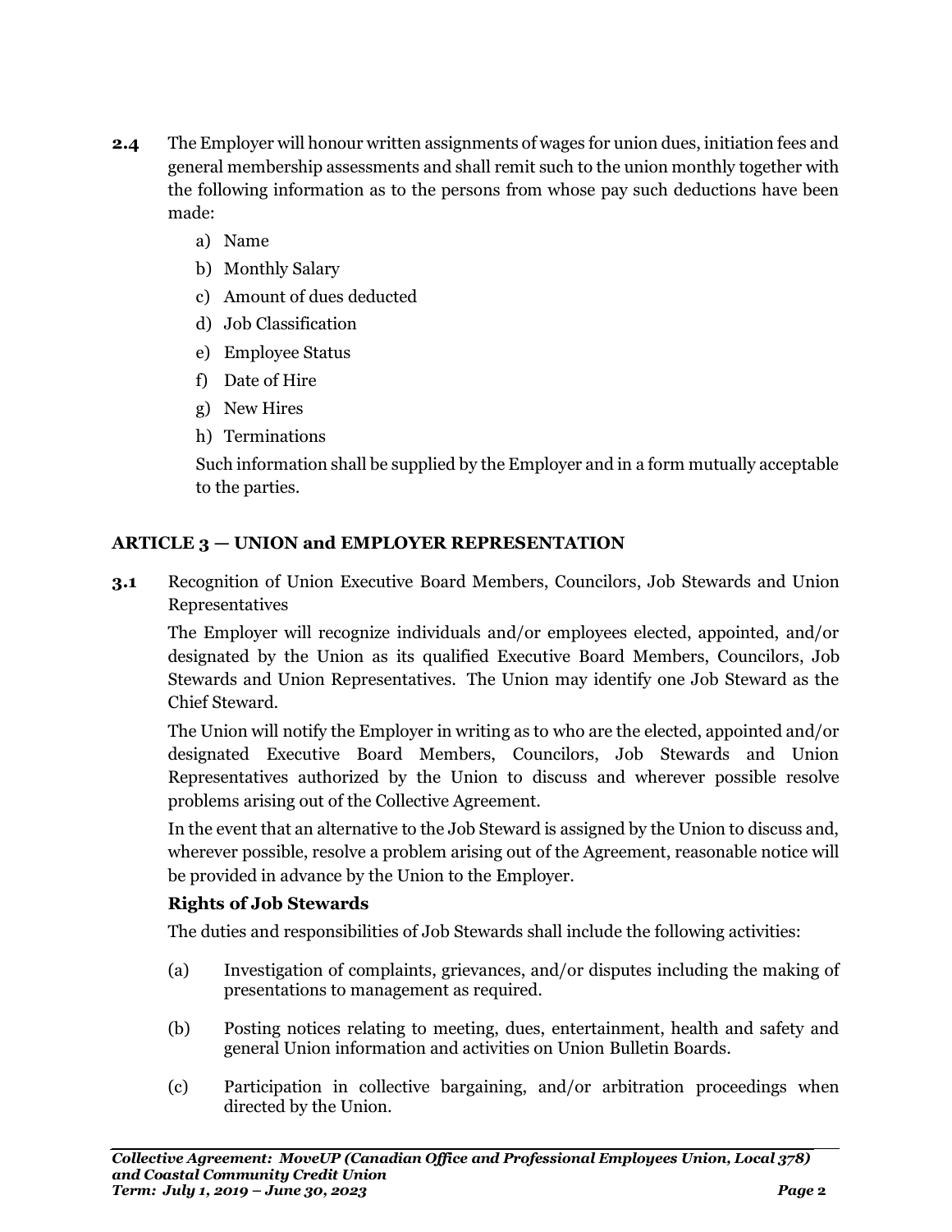**2.4** The Employer will honour written assignments of wages for union dues, initiation fees and general membership assessments and shall remit such to the union monthly together with the following information as to the persons from whose pay such deductions have been made:

a) Name
b) Monthly Salary
c) Amount of dues deducted
d) Job Classification
e) Employee Status
f) Date of Hire
g) New Hires
h) Terminations

Such information shall be supplied by the Employer and in a form mutually acceptable to the parties.

## ARTICLE 3 — UNION and EMPLOYER REPRESENTATION

**3.1** Recognition of Union Executive Board Members, Councilors, Job Stewards and Union Representatives

The Employer will recognize individuals and/or employees elected, appointed, and/or designated by the Union as its qualified Executive Board Members, Councilors, Job Stewards and Union Representatives. The Union may identify one Job Steward as the Chief Steward.

The Union will notify the Employer in writing as to who are the elected, appointed and/or designated Executive Board Members, Councilors, Job Stewards and Union Representatives authorized by the Union to discuss and wherever possible resolve problems arising out of the Collective Agreement.

In the event that an alternative to the Job Steward is assigned by the Union to discuss and, wherever possible, resolve a problem arising out of the Agreement, reasonable notice will be provided in advance by the Union to the Employer.

**Rights of Job Stewards**

The duties and responsibilities of Job Stewards shall include the following activities:

(a) Investigation of complaints, grievances, and/or disputes including the making of presentations to management as required.

(b) Posting notices relating to meeting, dues, entertainment, health and safety and general Union information and activities on Union Bulletin Boards.

(c) Participation in collective bargaining, and/or arbitration proceedings when directed by the Union.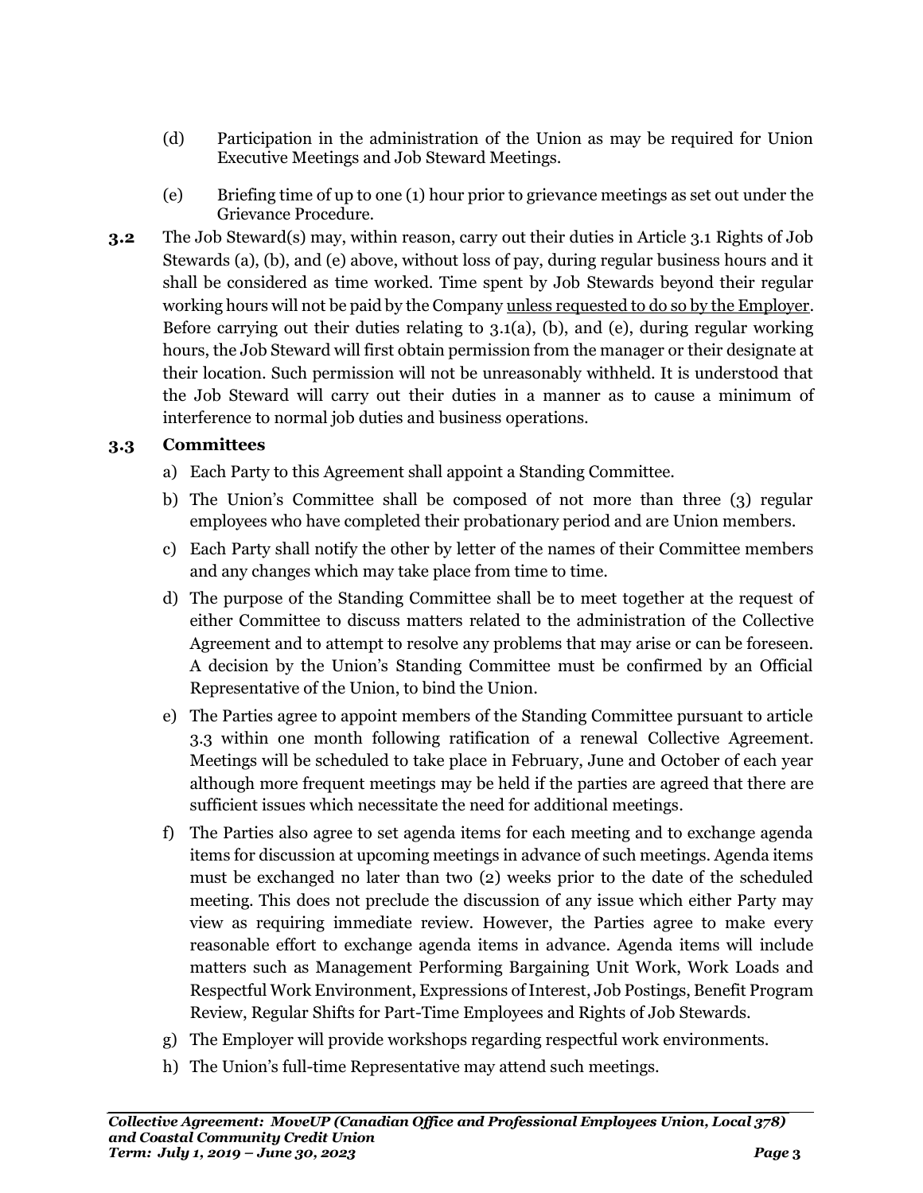(d) Participation in the administration of the Union as may be required for Union Executive Meetings and Job Steward Meetings.

(e) Briefing time of up to one (1) hour prior to grievance meetings as set out under the Grievance Procedure.

**3.2** The Job Steward(s) may, within reason, carry out their duties in Article 3.1 Rights of Job Stewards (a), (b), and (e) above, without loss of pay, during regular business hours and it shall be considered as time worked. Time spent by Job Stewards beyond their regular working hours will not be paid by the Company <u>unless requested to do so by the Employer</u>. Before carrying out their duties relating to 3.1(a), (b), and (e), during regular working hours, the Job Steward will first obtain permission from the manager or their designate at their location. Such permission will not be unreasonably withheld. It is understood that the Job Steward will carry out their duties in a manner as to cause a minimum of interference to normal job duties and business operations.

**3.3 Committees**

a) Each Party to this Agreement shall appoint a Standing Committee.

b) The Union's Committee shall be composed of not more than three (3) regular employees who have completed their probationary period and are Union members.

c) Each Party shall notify the other by letter of the names of their Committee members and any changes which may take place from time to time.

d) The purpose of the Standing Committee shall be to meet together at the request of either Committee to discuss matters related to the administration of the Collective Agreement and to attempt to resolve any problems that may arise or can be foreseen. A decision by the Union's Standing Committee must be confirmed by an Official Representative of the Union, to bind the Union.

e) The Parties agree to appoint members of the Standing Committee pursuant to article 3.3 within one month following ratification of a renewal Collective Agreement. Meetings will be scheduled to take place in February, June and October of each year although more frequent meetings may be held if the parties are agreed that there are sufficient issues which necessitate the need for additional meetings.

f) The Parties also agree to set agenda items for each meeting and to exchange agenda items for discussion at upcoming meetings in advance of such meetings. Agenda items must be exchanged no later than two (2) weeks prior to the date of the scheduled meeting. This does not preclude the discussion of any issue which either Party may view as requiring immediate review. However, the Parties agree to make every reasonable effort to exchange agenda items in advance. Agenda items will include matters such as Management Performing Bargaining Unit Work, Work Loads and Respectful Work Environment, Expressions of Interest, Job Postings, Benefit Program Review, Regular Shifts for Part-Time Employees and Rights of Job Stewards.

g) The Employer will provide workshops regarding respectful work environments.

h) The Union's full-time Representative may attend such meetings.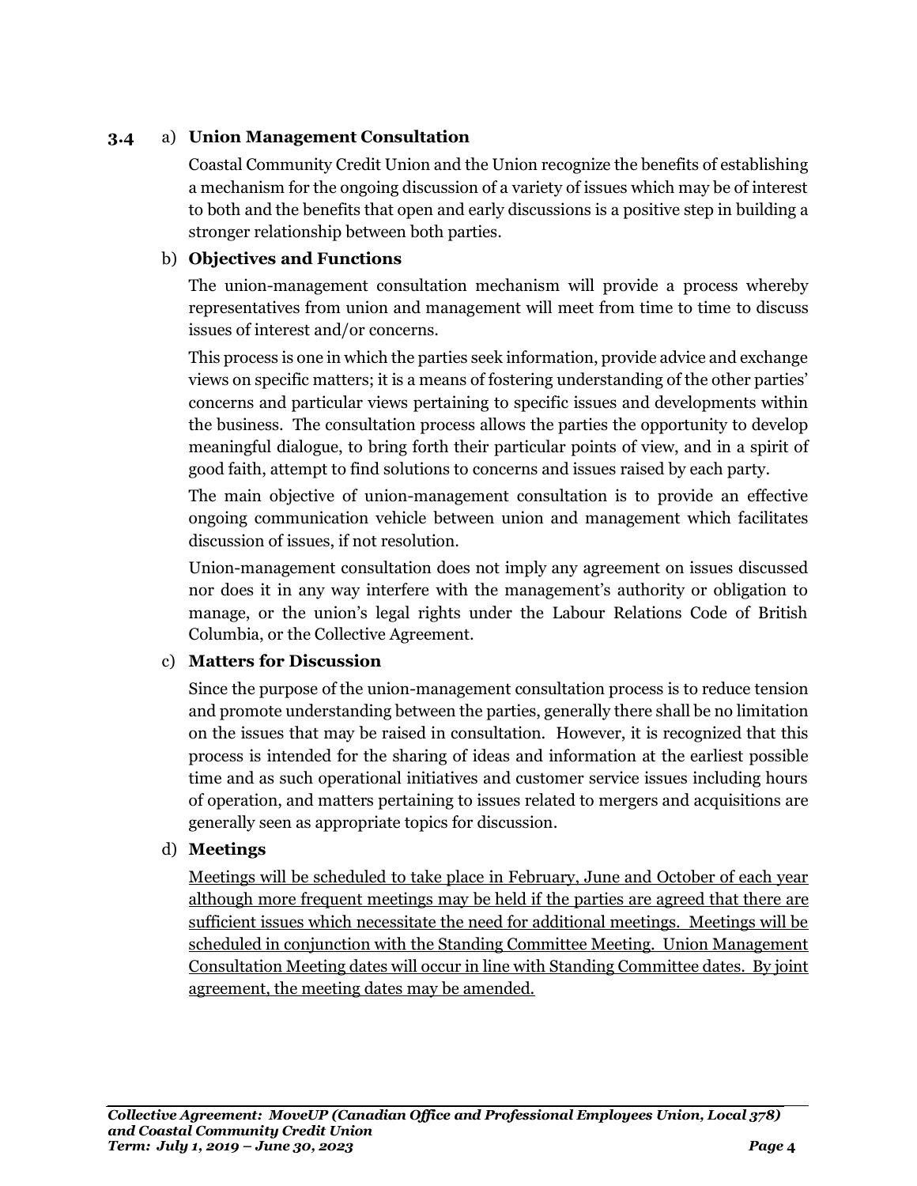**3.4** a) **Union Management Consultation**

Coastal Community Credit Union and the Union recognize the benefits of establishing a mechanism for the ongoing discussion of a variety of issues which may be of interest to both and the benefits that open and early discussions is a positive step in building a stronger relationship between both parties.

b) **Objectives and Functions**

The union-management consultation mechanism will provide a process whereby representatives from union and management will meet from time to time to discuss issues of interest and/or concerns.

This process is one in which the parties seek information, provide advice and exchange views on specific matters; it is a means of fostering understanding of the other parties' concerns and particular views pertaining to specific issues and developments within the business. The consultation process allows the parties the opportunity to develop meaningful dialogue, to bring forth their particular points of view, and in a spirit of good faith, attempt to find solutions to concerns and issues raised by each party.

The main objective of union-management consultation is to provide an effective ongoing communication vehicle between union and management which facilitates discussion of issues, if not resolution.

Union-management consultation does not imply any agreement on issues discussed nor does it in any way interfere with the management's authority or obligation to manage, or the union's legal rights under the Labour Relations Code of British Columbia, or the Collective Agreement.

c) **Matters for Discussion**

Since the purpose of the union-management consultation process is to reduce tension and promote understanding between the parties, generally there shall be no limitation on the issues that may be raised in consultation. However, it is recognized that this process is intended for the sharing of ideas and information at the earliest possible time and as such operational initiatives and customer service issues including hours of operation, and matters pertaining to issues related to mergers and acquisitions are generally seen as appropriate topics for discussion.

d) **Meetings**

<u>Meetings will be scheduled to take place in February, June and October of each year although more frequent meetings may be held if the parties are agreed that there are sufficient issues which necessitate the need for additional meetings. Meetings will be scheduled in conjunction with the Standing Committee Meeting. Union Management Consultation Meeting dates will occur in line with Standing Committee dates. By joint agreement, the meeting dates may be amended.</u>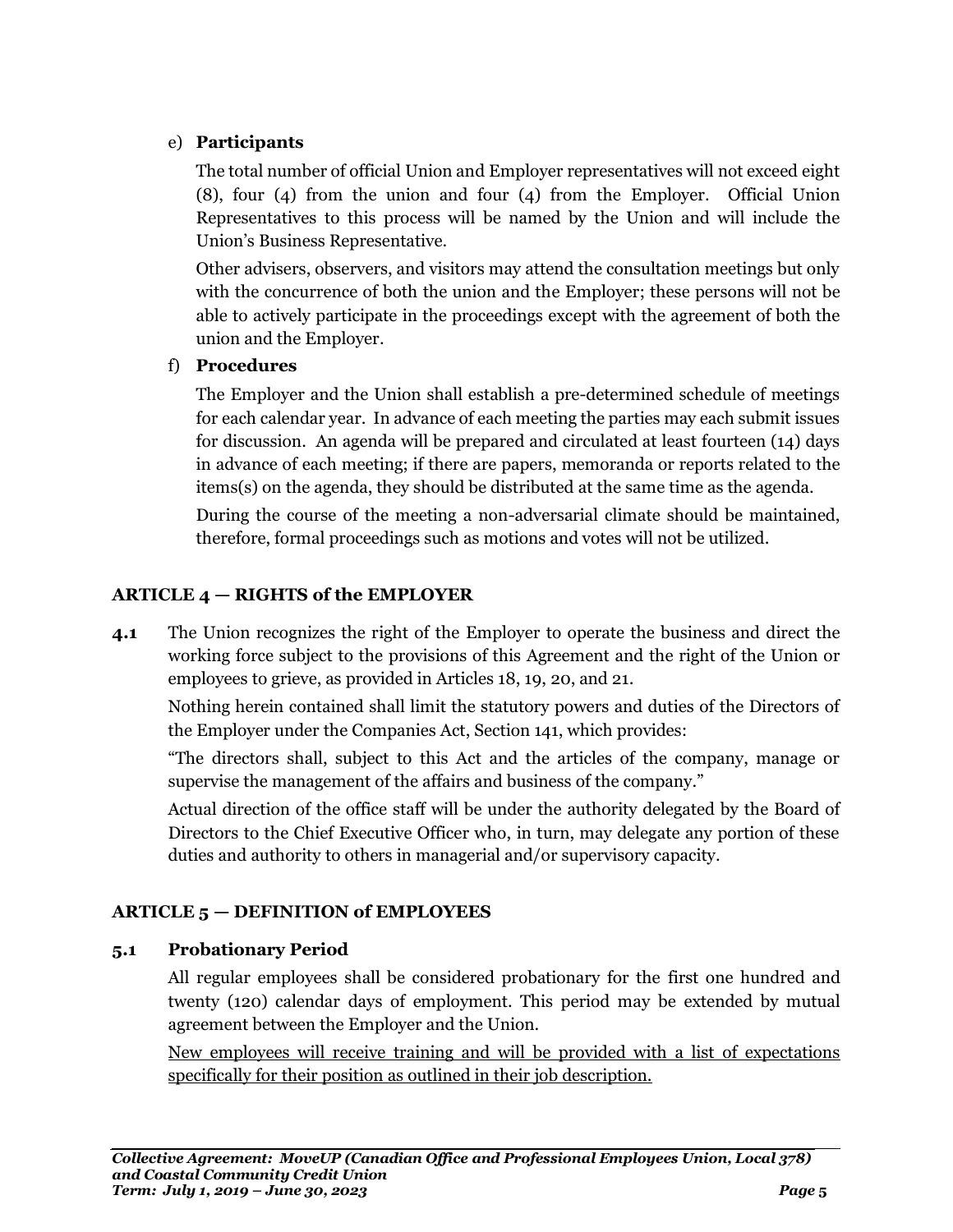e) **Participants**

The total number of official Union and Employer representatives will not exceed eight (8), four (4) from the union and four (4) from the Employer. Official Union Representatives to this process will be named by the Union and will include the Union's Business Representative.

Other advisers, observers, and visitors may attend the consultation meetings but only with the concurrence of both the union and the Employer; these persons will not be able to actively participate in the proceedings except with the agreement of both the union and the Employer.

f) **Procedures**

The Employer and the Union shall establish a pre-determined schedule of meetings for each calendar year. In advance of each meeting the parties may each submit issues for discussion. An agenda will be prepared and circulated at least fourteen (14) days in advance of each meeting; if there are papers, memoranda or reports related to the items(s) on the agenda, they should be distributed at the same time as the agenda.

During the course of the meeting a non-adversarial climate should be maintained, therefore, formal proceedings such as motions and votes will not be utilized.

## ARTICLE 4 — RIGHTS of the EMPLOYER

**4.1** The Union recognizes the right of the Employer to operate the business and direct the working force subject to the provisions of this Agreement and the right of the Union or employees to grieve, as provided in Articles 18, 19, 20, and 21.

Nothing herein contained shall limit the statutory powers and duties of the Directors of the Employer under the Companies Act, Section 141, which provides:

"The directors shall, subject to this Act and the articles of the company, manage or supervise the management of the affairs and business of the company."

Actual direction of the office staff will be under the authority delegated by the Board of Directors to the Chief Executive Officer who, in turn, may delegate any portion of these duties and authority to others in managerial and/or supervisory capacity.

## ARTICLE 5 — DEFINITION of EMPLOYEES

### 5.1 Probationary Period

All regular employees shall be considered probationary for the first one hundred and twenty (120) calendar days of employment. This period may be extended by mutual agreement between the Employer and the Union.

<u>New employees will receive training and will be provided with a list of expectations specifically for their position as outlined in their job description.</u>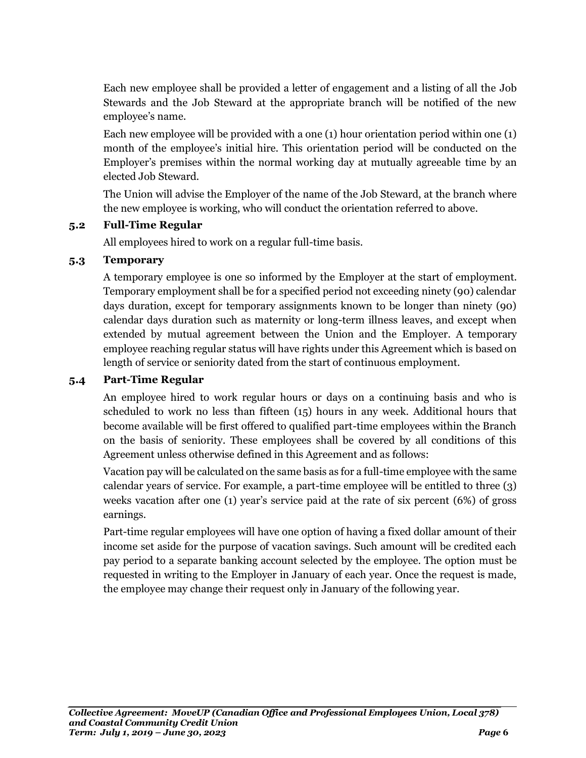Each new employee shall be provided a letter of engagement and a listing of all the Job Stewards and the Job Steward at the appropriate branch will be notified of the new employee's name.

Each new employee will be provided with a one (1) hour orientation period within one (1) month of the employee's initial hire. This orientation period will be conducted on the Employer's premises within the normal working day at mutually agreeable time by an elected Job Steward.

The Union will advise the Employer of the name of the Job Steward, at the branch where the new employee is working, who will conduct the orientation referred to above.

### 5.2 Full-Time Regular

All employees hired to work on a regular full-time basis.

### 5.3 Temporary

A temporary employee is one so informed by the Employer at the start of employment. Temporary employment shall be for a specified period not exceeding ninety (90) calendar days duration, except for temporary assignments known to be longer than ninety (90) calendar days duration such as maternity or long-term illness leaves, and except when extended by mutual agreement between the Union and the Employer. A temporary employee reaching regular status will have rights under this Agreement which is based on length of service or seniority dated from the start of continuous employment.

### 5.4 Part-Time Regular

An employee hired to work regular hours or days on a continuing basis and who is scheduled to work no less than fifteen (15) hours in any week. Additional hours that become available will be first offered to qualified part-time employees within the Branch on the basis of seniority. These employees shall be covered by all conditions of this Agreement unless otherwise defined in this Agreement and as follows:

Vacation pay will be calculated on the same basis as for a full-time employee with the same calendar years of service. For example, a part-time employee will be entitled to three (3) weeks vacation after one (1) year's service paid at the rate of six percent (6%) of gross earnings.

Part-time regular employees will have one option of having a fixed dollar amount of their income set aside for the purpose of vacation savings. Such amount will be credited each pay period to a separate banking account selected by the employee. The option must be requested in writing to the Employer in January of each year. Once the request is made, the employee may change their request only in January of the following year.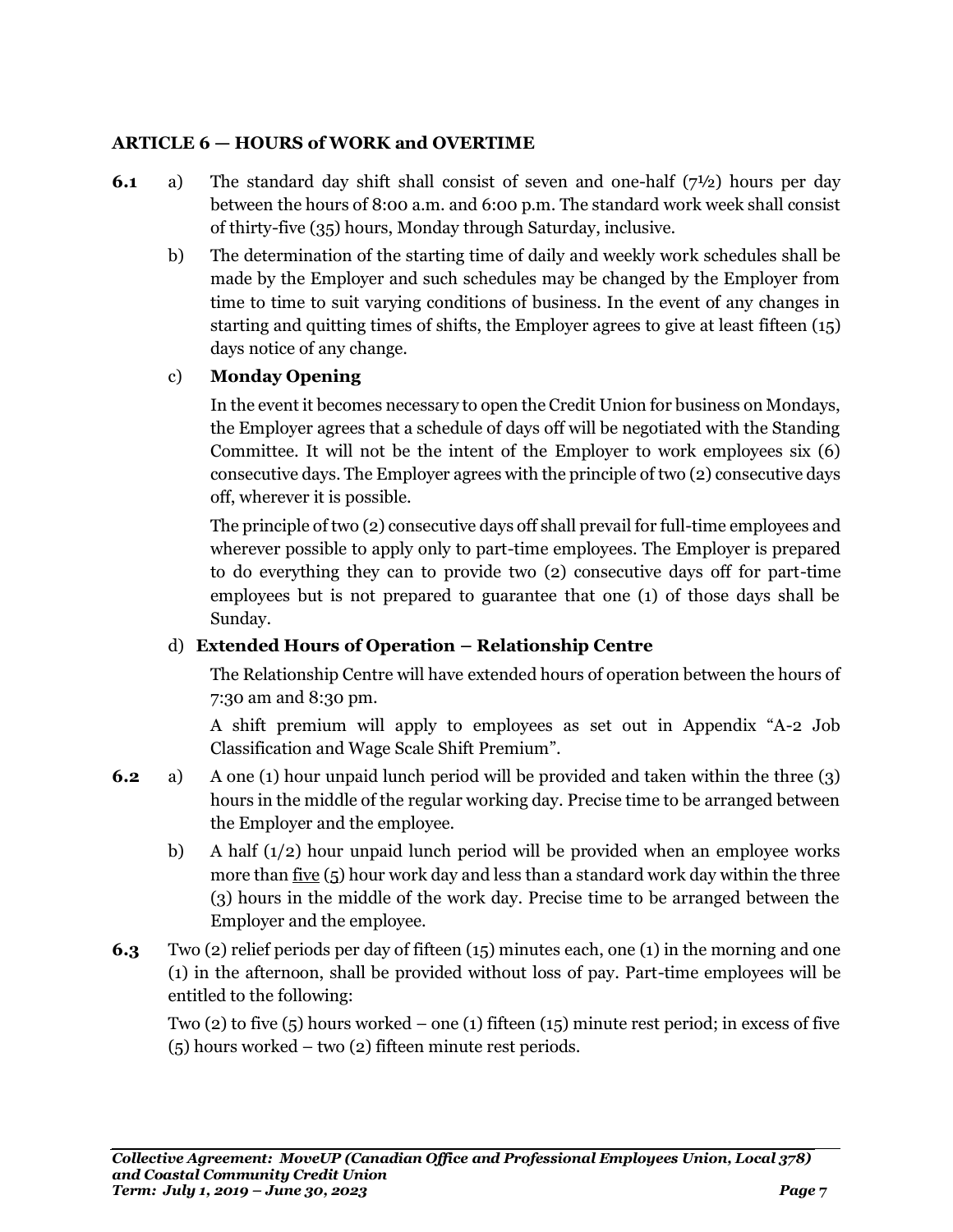## ARTICLE 6 — HOURS of WORK and OVERTIME

**6.1** a) The standard day shift shall consist of seven and one-half (7½) hours per day between the hours of 8:00 a.m. and 6:00 p.m. The standard work week shall consist of thirty-five (35) hours, Monday through Saturday, inclusive.

b) The determination of the starting time of daily and weekly work schedules shall be made by the Employer and such schedules may be changed by the Employer from time to time to suit varying conditions of business. In the event of any changes in starting and quitting times of shifts, the Employer agrees to give at least fifteen (15) days notice of any change.

c) **Monday Opening**

In the event it becomes necessary to open the Credit Union for business on Mondays, the Employer agrees that a schedule of days off will be negotiated with the Standing Committee. It will not be the intent of the Employer to work employees six (6) consecutive days. The Employer agrees with the principle of two (2) consecutive days off, wherever it is possible.

The principle of two (2) consecutive days off shall prevail for full-time employees and wherever possible to apply only to part-time employees. The Employer is prepared to do everything they can to provide two (2) consecutive days off for part-time employees but is not prepared to guarantee that one (1) of those days shall be Sunday.

d) **Extended Hours of Operation – Relationship Centre**

The Relationship Centre will have extended hours of operation between the hours of 7:30 am and 8:30 pm.

A shift premium will apply to employees as set out in Appendix "A-2 Job Classification and Wage Scale Shift Premium".

**6.2** a) A one (1) hour unpaid lunch period will be provided and taken within the three (3) hours in the middle of the regular working day. Precise time to be arranged between the Employer and the employee.

b) A half (1/2) hour unpaid lunch period will be provided when an employee works more than five (5) hour work day and less than a standard work day within the three (3) hours in the middle of the work day. Precise time to be arranged between the Employer and the employee.

**6.3** Two (2) relief periods per day of fifteen (15) minutes each, one (1) in the morning and one (1) in the afternoon, shall be provided without loss of pay. Part-time employees will be entitled to the following:

Two (2) to five (5) hours worked – one (1) fifteen (15) minute rest period; in excess of five (5) hours worked – two (2) fifteen minute rest periods.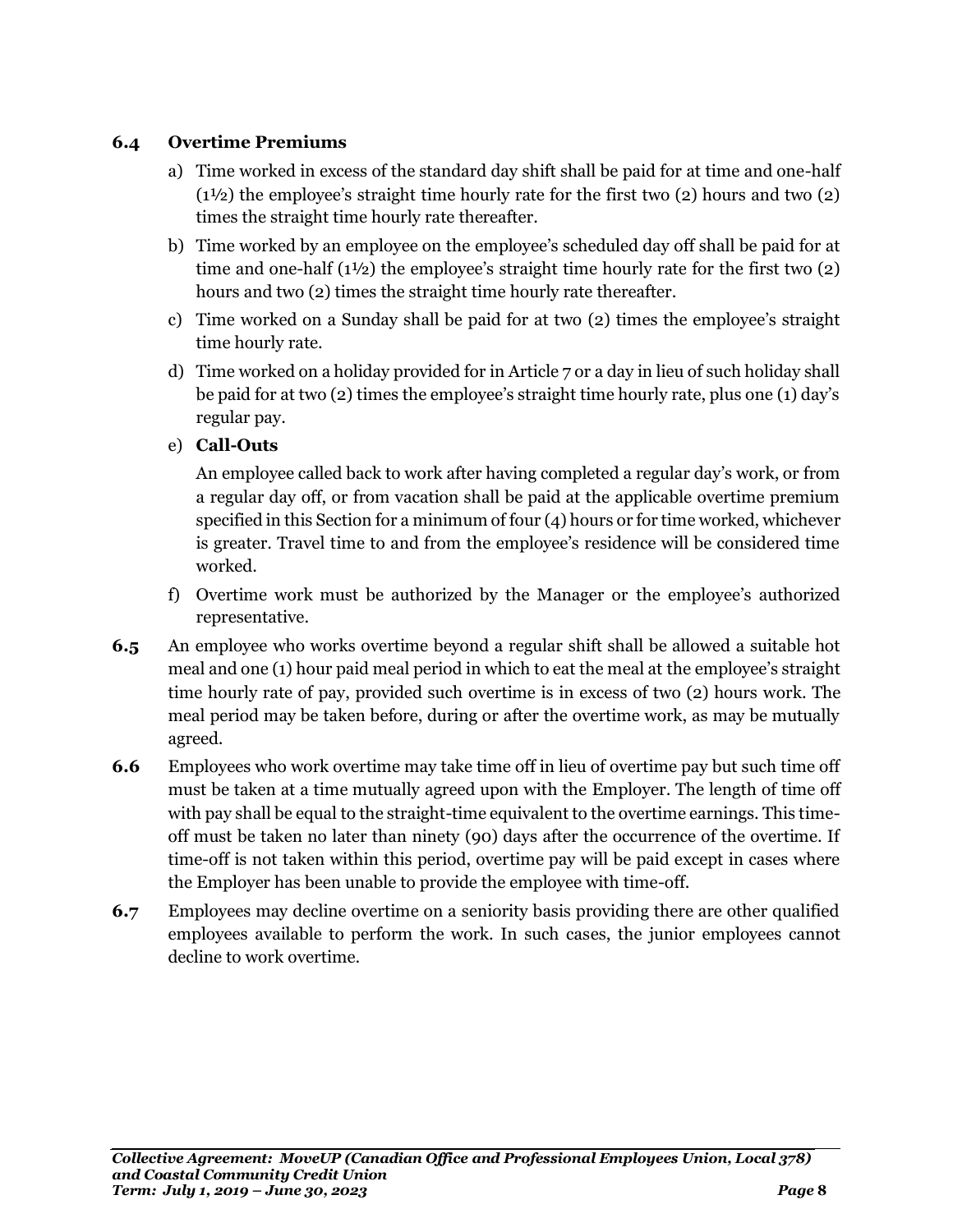### 6.4 Overtime Premiums

a) Time worked in excess of the standard day shift shall be paid for at time and one-half (1½) the employee's straight time hourly rate for the first two (2) hours and two (2) times the straight time hourly rate thereafter.

b) Time worked by an employee on the employee's scheduled day off shall be paid for at time and one-half (1½) the employee's straight time hourly rate for the first two (2) hours and two (2) times the straight time hourly rate thereafter.

c) Time worked on a Sunday shall be paid for at two (2) times the employee's straight time hourly rate.

d) Time worked on a holiday provided for in Article 7 or a day in lieu of such holiday shall be paid for at two (2) times the employee's straight time hourly rate, plus one (1) day's regular pay.

e) **Call-Outs**

An employee called back to work after having completed a regular day's work, or from a regular day off, or from vacation shall be paid at the applicable overtime premium specified in this Section for a minimum of four (4) hours or for time worked, whichever is greater. Travel time to and from the employee's residence will be considered time worked.

f) Overtime work must be authorized by the Manager or the employee's authorized representative.

**6.5** An employee who works overtime beyond a regular shift shall be allowed a suitable hot meal and one (1) hour paid meal period in which to eat the meal at the employee's straight time hourly rate of pay, provided such overtime is in excess of two (2) hours work. The meal period may be taken before, during or after the overtime work, as may be mutually agreed.

**6.6** Employees who work overtime may take time off in lieu of overtime pay but such time off must be taken at a time mutually agreed upon with the Employer. The length of time off with pay shall be equal to the straight-time equivalent to the overtime earnings. This time-off must be taken no later than ninety (90) days after the occurrence of the overtime. If time-off is not taken within this period, overtime pay will be paid except in cases where the Employer has been unable to provide the employee with time-off.

**6.7** Employees may decline overtime on a seniority basis providing there are other qualified employees available to perform the work. In such cases, the junior employees cannot decline to work overtime.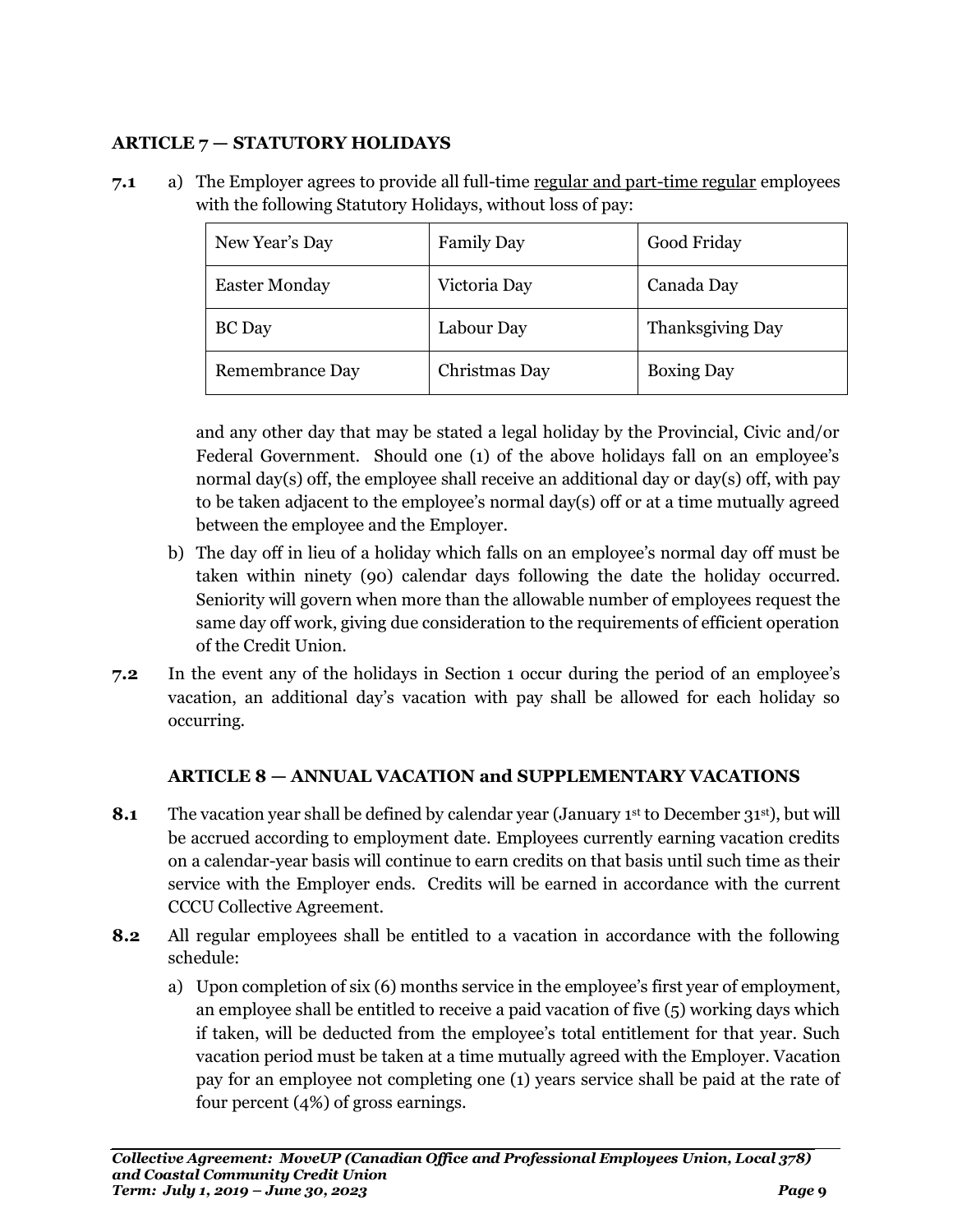## ARTICLE 7 — STATUTORY HOLIDAYS

**7.1** a) The Employer agrees to provide all full-time regular and part-time regular employees with the following Statutory Holidays, without loss of pay:

| New Year's Day | Family Day | Good Friday |
|---|---|---|
| Easter Monday | Victoria Day | Canada Day |
| BC Day | Labour Day | Thanksgiving Day |
| Remembrance Day | Christmas Day | Boxing Day |

and any other day that may be stated a legal holiday by the Provincial, Civic and/or Federal Government. Should one (1) of the above holidays fall on an employee's normal day(s) off, the employee shall receive an additional day or day(s) off, with pay to be taken adjacent to the employee's normal day(s) off or at a time mutually agreed between the employee and the Employer.

b) The day off in lieu of a holiday which falls on an employee's normal day off must be taken within ninety (90) calendar days following the date the holiday occurred. Seniority will govern when more than the allowable number of employees request the same day off work, giving due consideration to the requirements of efficient operation of the Credit Union.

**7.2** In the event any of the holidays in Section 1 occur during the period of an employee's vacation, an additional day's vacation with pay shall be allowed for each holiday so occurring.

## ARTICLE 8 — ANNUAL VACATION and SUPPLEMENTARY VACATIONS

**8.1** The vacation year shall be defined by calendar year (January 1st to December 31st), but will be accrued according to employment date. Employees currently earning vacation credits on a calendar-year basis will continue to earn credits on that basis until such time as their service with the Employer ends. Credits will be earned in accordance with the current CCCU Collective Agreement.

**8.2** All regular employees shall be entitled to a vacation in accordance with the following schedule:

a) Upon completion of six (6) months service in the employee's first year of employment, an employee shall be entitled to receive a paid vacation of five (5) working days which if taken, will be deducted from the employee's total entitlement for that year. Such vacation period must be taken at a time mutually agreed with the Employer. Vacation pay for an employee not completing one (1) years service shall be paid at the rate of four percent (4%) of gross earnings.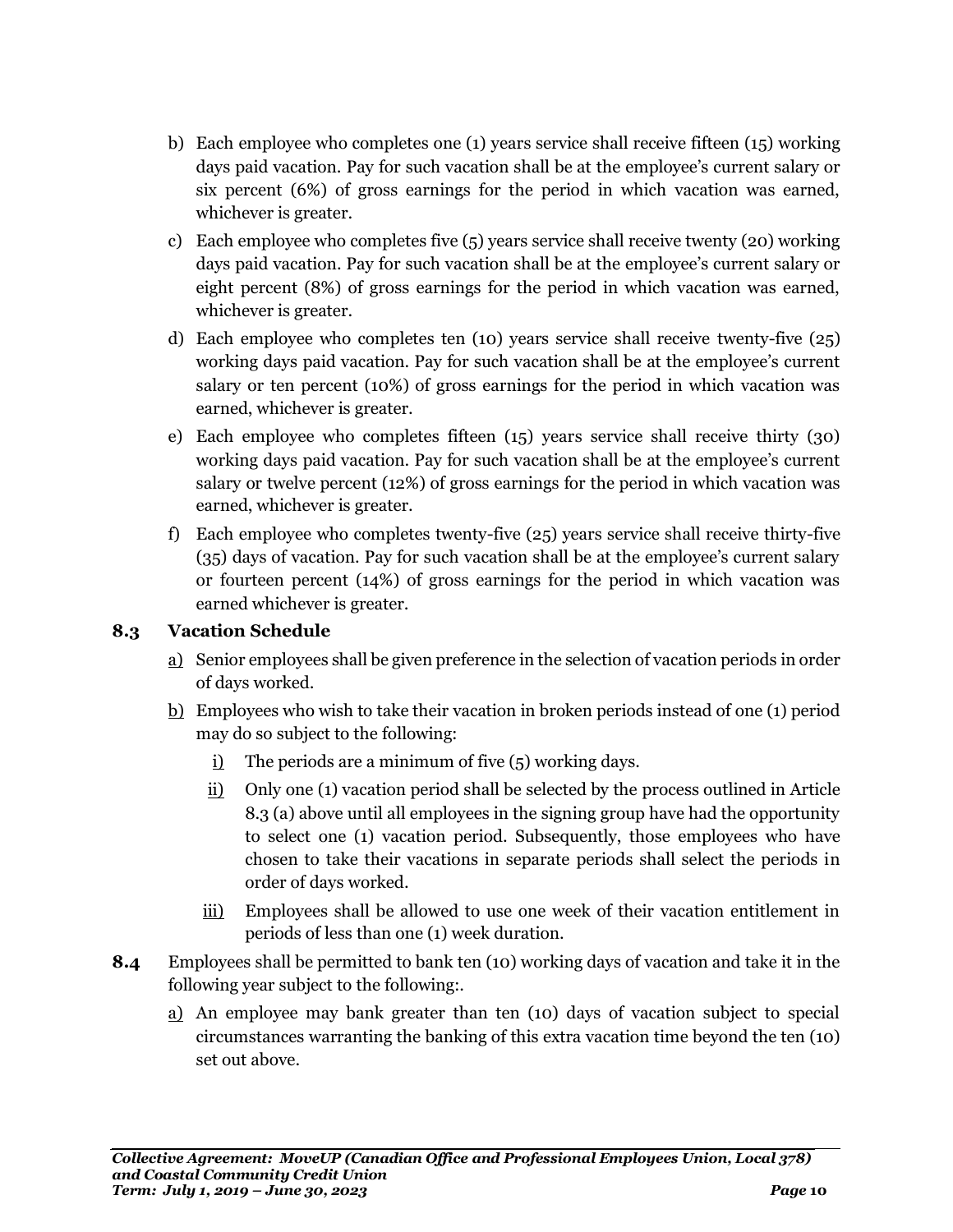b) Each employee who completes one (1) years service shall receive fifteen (15) working days paid vacation. Pay for such vacation shall be at the employee's current salary or six percent (6%) of gross earnings for the period in which vacation was earned, whichever is greater.

c) Each employee who completes five (5) years service shall receive twenty (20) working days paid vacation. Pay for such vacation shall be at the employee's current salary or eight percent (8%) of gross earnings for the period in which vacation was earned, whichever is greater.

d) Each employee who completes ten (10) years service shall receive twenty-five (25) working days paid vacation. Pay for such vacation shall be at the employee's current salary or ten percent (10%) of gross earnings for the period in which vacation was earned, whichever is greater.

e) Each employee who completes fifteen (15) years service shall receive thirty (30) working days paid vacation. Pay for such vacation shall be at the employee's current salary or twelve percent (12%) of gross earnings for the period in which vacation was earned, whichever is greater.

f) Each employee who completes twenty-five (25) years service shall receive thirty-five (35) days of vacation. Pay for such vacation shall be at the employee's current salary or fourteen percent (14%) of gross earnings for the period in which vacation was earned whichever is greater.

### 8.3 Vacation Schedule

a) Senior employees shall be given preference in the selection of vacation periods in order of days worked.

b) Employees who wish to take their vacation in broken periods instead of one (1) period may do so subject to the following:

   i) The periods are a minimum of five (5) working days.

   ii) Only one (1) vacation period shall be selected by the process outlined in Article 8.3 (a) above until all employees in the signing group have had the opportunity to select one (1) vacation period. Subsequently, those employees who have chosen to take their vacations in separate periods shall select the periods in order of days worked.

   iii) Employees shall be allowed to use one week of their vacation entitlement in periods of less than one (1) week duration.

**8.4** Employees shall be permitted to bank ten (10) working days of vacation and take it in the following year subject to the following:.

a) An employee may bank greater than ten (10) days of vacation subject to special circumstances warranting the banking of this extra vacation time beyond the ten (10) set out above.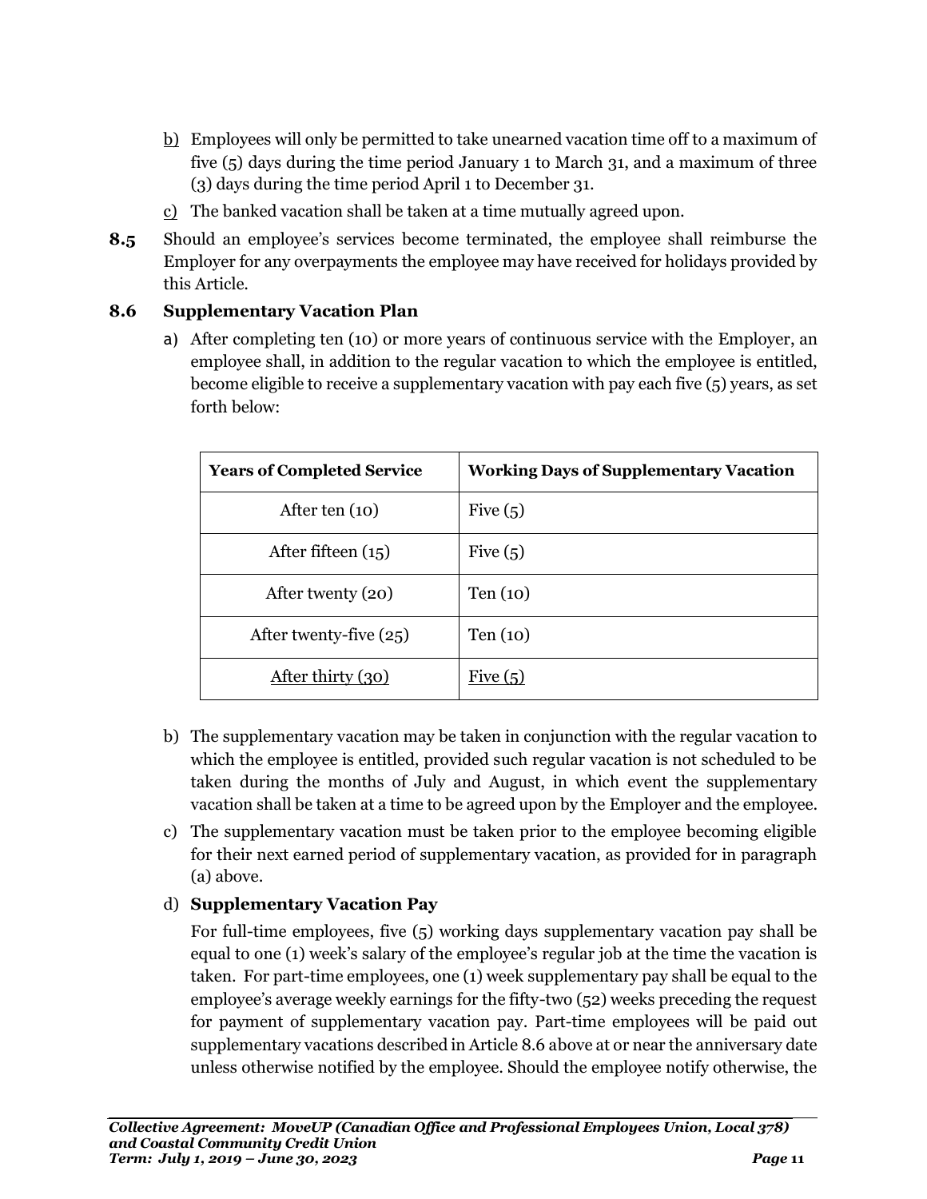b) Employees will only be permitted to take unearned vacation time off to a maximum of five (5) days during the time period January 1 to March 31, and a maximum of three (3) days during the time period April 1 to December 31.

c) The banked vacation shall be taken at a time mutually agreed upon.

**8.5** Should an employee's services become terminated, the employee shall reimburse the Employer for any overpayments the employee may have received for holidays provided by this Article.

### 8.6 Supplementary Vacation Plan

a) After completing ten (10) or more years of continuous service with the Employer, an employee shall, in addition to the regular vacation to which the employee is entitled, become eligible to receive a supplementary vacation with pay each five (5) years, as set forth below:

| Years of Completed Service | Working Days of Supplementary Vacation |
| --- | --- |
| After ten (10) | Five (5) |
| After fifteen (15) | Five (5) |
| After twenty (20) | Ten (10) |
| After twenty-five (25) | Ten (10) |
| After thirty (30) | Five (5) |

b) The supplementary vacation may be taken in conjunction with the regular vacation to which the employee is entitled, provided such regular vacation is not scheduled to be taken during the months of July and August, in which event the supplementary vacation shall be taken at a time to be agreed upon by the Employer and the employee.

c) The supplementary vacation must be taken prior to the employee becoming eligible for their next earned period of supplementary vacation, as provided for in paragraph (a) above.

d) **Supplementary Vacation Pay**

For full-time employees, five (5) working days supplementary vacation pay shall be equal to one (1) week's salary of the employee's regular job at the time the vacation is taken. For part-time employees, one (1) week supplementary pay shall be equal to the employee's average weekly earnings for the fifty-two (52) weeks preceding the request for payment of supplementary vacation pay. Part-time employees will be paid out supplementary vacations described in Article 8.6 above at or near the anniversary date unless otherwise notified by the employee. Should the employee notify otherwise, the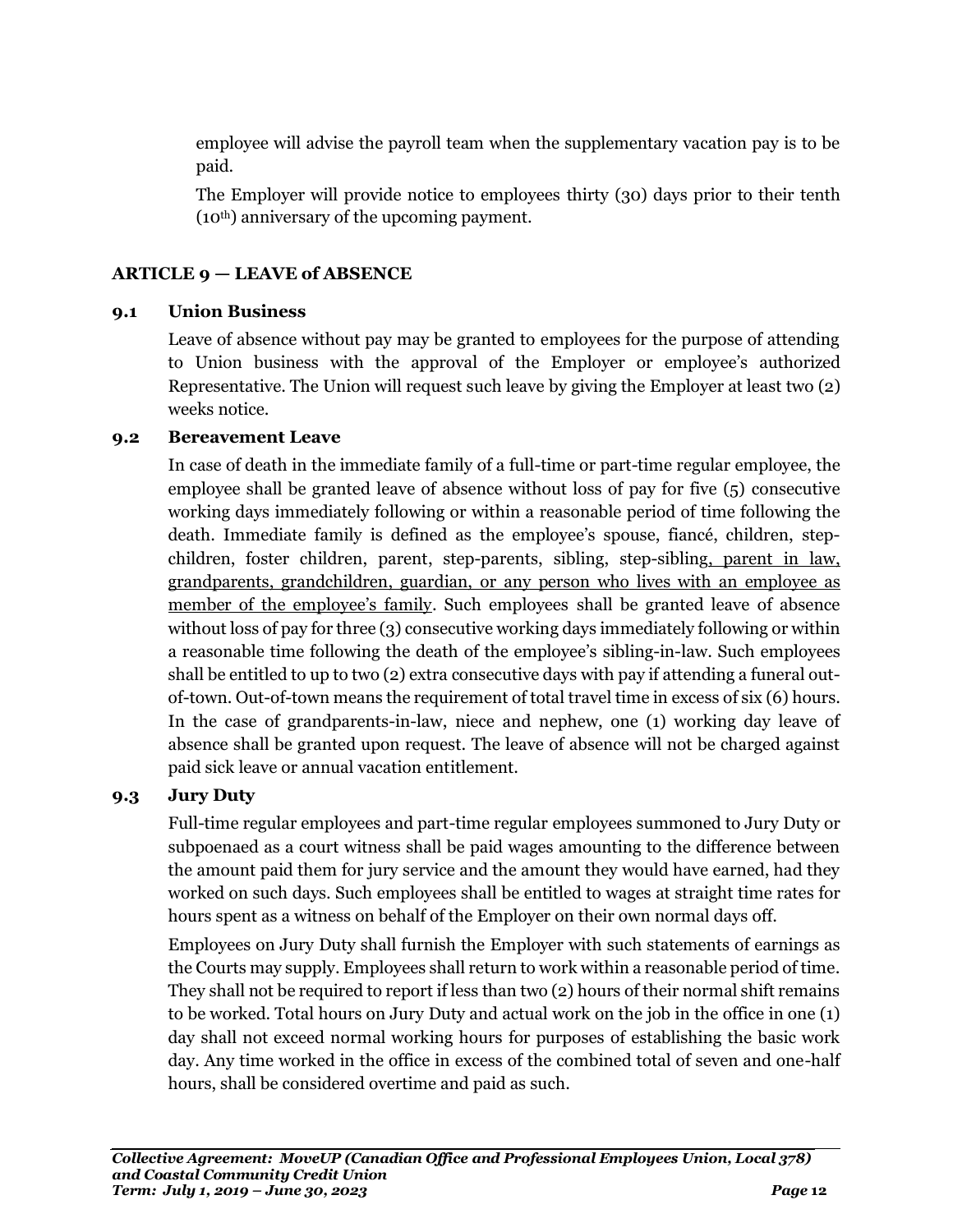employee will advise the payroll team when the supplementary vacation pay is to be paid.

The Employer will provide notice to employees thirty (30) days prior to their tenth (10th) anniversary of the upcoming payment.

## ARTICLE 9 — LEAVE of ABSENCE

### 9.1 Union Business

Leave of absence without pay may be granted to employees for the purpose of attending to Union business with the approval of the Employer or employee's authorized Representative. The Union will request such leave by giving the Employer at least two (2) weeks notice.

### 9.2 Bereavement Leave

In case of death in the immediate family of a full-time or part-time regular employee, the employee shall be granted leave of absence without loss of pay for five (5) consecutive working days immediately following or within a reasonable period of time following the death. Immediate family is defined as the employee's spouse, fiancé, children, step-children, foster children, parent, step-parents, sibling, step-sibling, parent in law, grandparents, grandchildren, guardian, or any person who lives with an employee as member of the employee's family. Such employees shall be granted leave of absence without loss of pay for three (3) consecutive working days immediately following or within a reasonable time following the death of the employee's sibling-in-law. Such employees shall be entitled to up to two (2) extra consecutive days with pay if attending a funeral out-of-town. Out-of-town means the requirement of total travel time in excess of six (6) hours. In the case of grandparents-in-law, niece and nephew, one (1) working day leave of absence shall be granted upon request. The leave of absence will not be charged against paid sick leave or annual vacation entitlement.

### 9.3 Jury Duty

Full-time regular employees and part-time regular employees summoned to Jury Duty or subpoenaed as a court witness shall be paid wages amounting to the difference between the amount paid them for jury service and the amount they would have earned, had they worked on such days. Such employees shall be entitled to wages at straight time rates for hours spent as a witness on behalf of the Employer on their own normal days off.

Employees on Jury Duty shall furnish the Employer with such statements of earnings as the Courts may supply. Employees shall return to work within a reasonable period of time. They shall not be required to report if less than two (2) hours of their normal shift remains to be worked. Total hours on Jury Duty and actual work on the job in the office in one (1) day shall not exceed normal working hours for purposes of establishing the basic work day. Any time worked in the office in excess of the combined total of seven and one-half hours, shall be considered overtime and paid as such.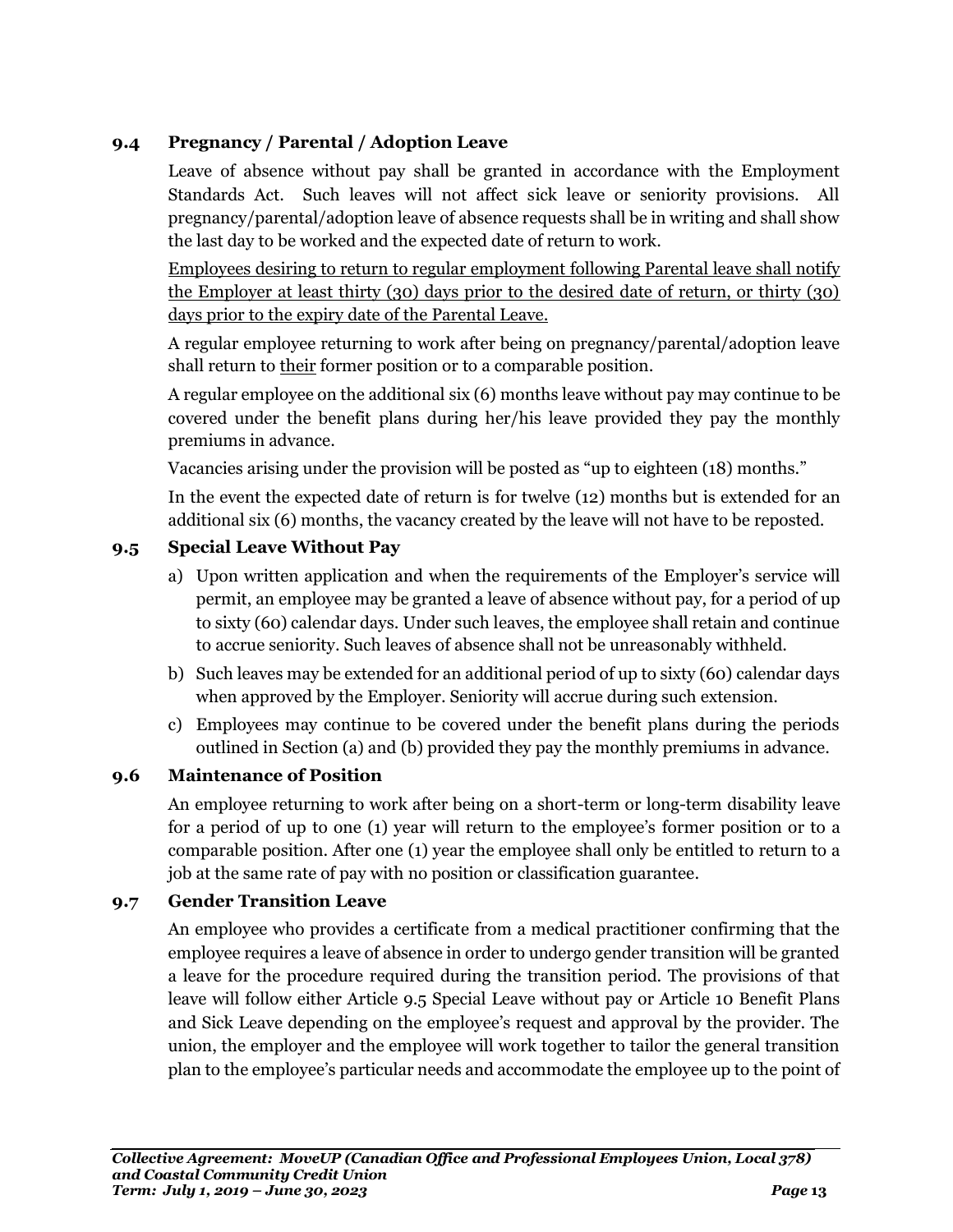### 9.4 Pregnancy / Parental / Adoption Leave

Leave of absence without pay shall be granted in accordance with the Employment Standards Act. Such leaves will not affect sick leave or seniority provisions. All pregnancy/parental/adoption leave of absence requests shall be in writing and shall show the last day to be worked and the expected date of return to work.

<u>Employees desiring to return to regular employment following Parental leave shall notify the Employer at least thirty (30) days prior to the desired date of return, or thirty (30) days prior to the expiry date of the Parental Leave.</u>

A regular employee returning to work after being on pregnancy/parental/adoption leave shall return to <u>their</u> former position or to a comparable position.

A regular employee on the additional six (6) months leave without pay may continue to be covered under the benefit plans during her/his leave provided they pay the monthly premiums in advance.

Vacancies arising under the provision will be posted as "up to eighteen (18) months."

In the event the expected date of return is for twelve (12) months but is extended for an additional six (6) months, the vacancy created by the leave will not have to be reposted.

### 9.5 Special Leave Without Pay

a) Upon written application and when the requirements of the Employer's service will permit, an employee may be granted a leave of absence without pay, for a period of up to sixty (60) calendar days. Under such leaves, the employee shall retain and continue to accrue seniority. Such leaves of absence shall not be unreasonably withheld.

b) Such leaves may be extended for an additional period of up to sixty (60) calendar days when approved by the Employer. Seniority will accrue during such extension.

c) Employees may continue to be covered under the benefit plans during the periods outlined in Section (a) and (b) provided they pay the monthly premiums in advance.

### 9.6 Maintenance of Position

An employee returning to work after being on a short-term or long-term disability leave for a period of up to one (1) year will return to the employee's former position or to a comparable position. After one (1) year the employee shall only be entitled to return to a job at the same rate of pay with no position or classification guarantee.

### 9.7 Gender Transition Leave

An employee who provides a certificate from a medical practitioner confirming that the employee requires a leave of absence in order to undergo gender transition will be granted a leave for the procedure required during the transition period. The provisions of that leave will follow either Article 9.5 Special Leave without pay or Article 10 Benefit Plans and Sick Leave depending on the employee's request and approval by the provider. The union, the employer and the employee will work together to tailor the general transition plan to the employee's particular needs and accommodate the employee up to the point of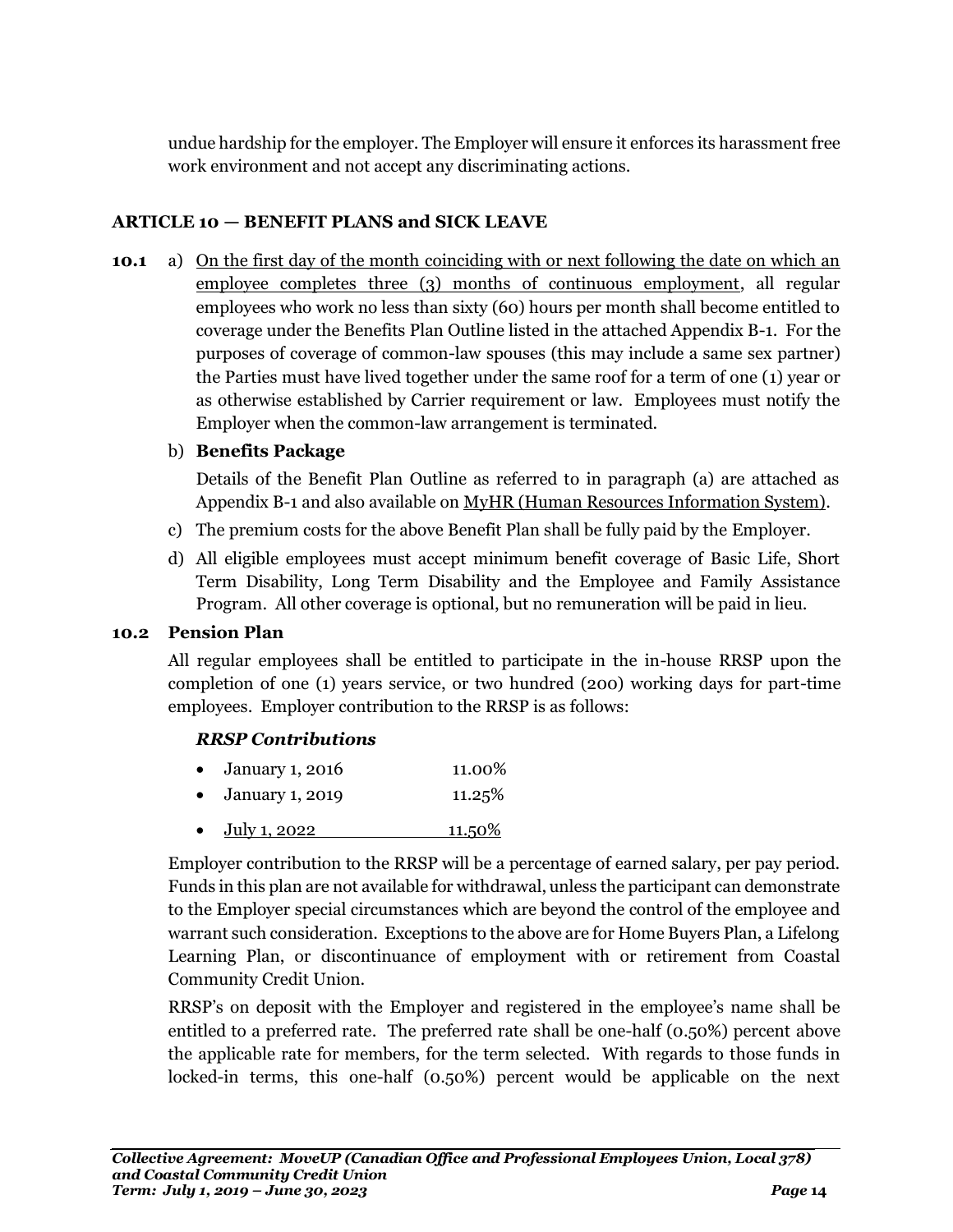undue hardship for the employer. The Employer will ensure it enforces its harassment free work environment and not accept any discriminating actions.

## ARTICLE 10 — BENEFIT PLANS and SICK LEAVE

**10.1** a) <u>On the first day of the month coinciding with or next following the date on which an employee completes three (3) months of continuous employment</u>, all regular employees who work no less than sixty (60) hours per month shall become entitled to coverage under the Benefits Plan Outline listed in the attached Appendix B-1. For the purposes of coverage of common-law spouses (this may include a same sex partner) the Parties must have lived together under the same roof for a term of one (1) year or as otherwise established by Carrier requirement or law. Employees must notify the Employer when the common-law arrangement is terminated.

b) **Benefits Package**

Details of the Benefit Plan Outline as referred to in paragraph (a) are attached as Appendix B-1 and also available on <u>MyHR (Human Resources Information System)</u>.

c) The premium costs for the above Benefit Plan shall be fully paid by the Employer.

d) All eligible employees must accept minimum benefit coverage of Basic Life, Short Term Disability, Long Term Disability and the Employee and Family Assistance Program. All other coverage is optional, but no remuneration will be paid in lieu.

**10.2 Pension Plan**

All regular employees shall be entitled to participate in the in-house RRSP upon the completion of one (1) years service, or two hundred (200) working days for part-time employees. Employer contribution to the RRSP is as follows:

***RRSP Contributions***

- January 1, 2016 — 11.00%
- January 1, 2019 — 11.25%
- <u>July 1, 2022 — 11.50%</u>

Employer contribution to the RRSP will be a percentage of earned salary, per pay period. Funds in this plan are not available for withdrawal, unless the participant can demonstrate to the Employer special circumstances which are beyond the control of the employee and warrant such consideration. Exceptions to the above are for Home Buyers Plan, a Lifelong Learning Plan, or discontinuance of employment with or retirement from Coastal Community Credit Union.

RRSP's on deposit with the Employer and registered in the employee's name shall be entitled to a preferred rate. The preferred rate shall be one-half (0.50%) percent above the applicable rate for members, for the term selected. With regards to those funds in locked-in terms, this one-half (0.50%) percent would be applicable on the next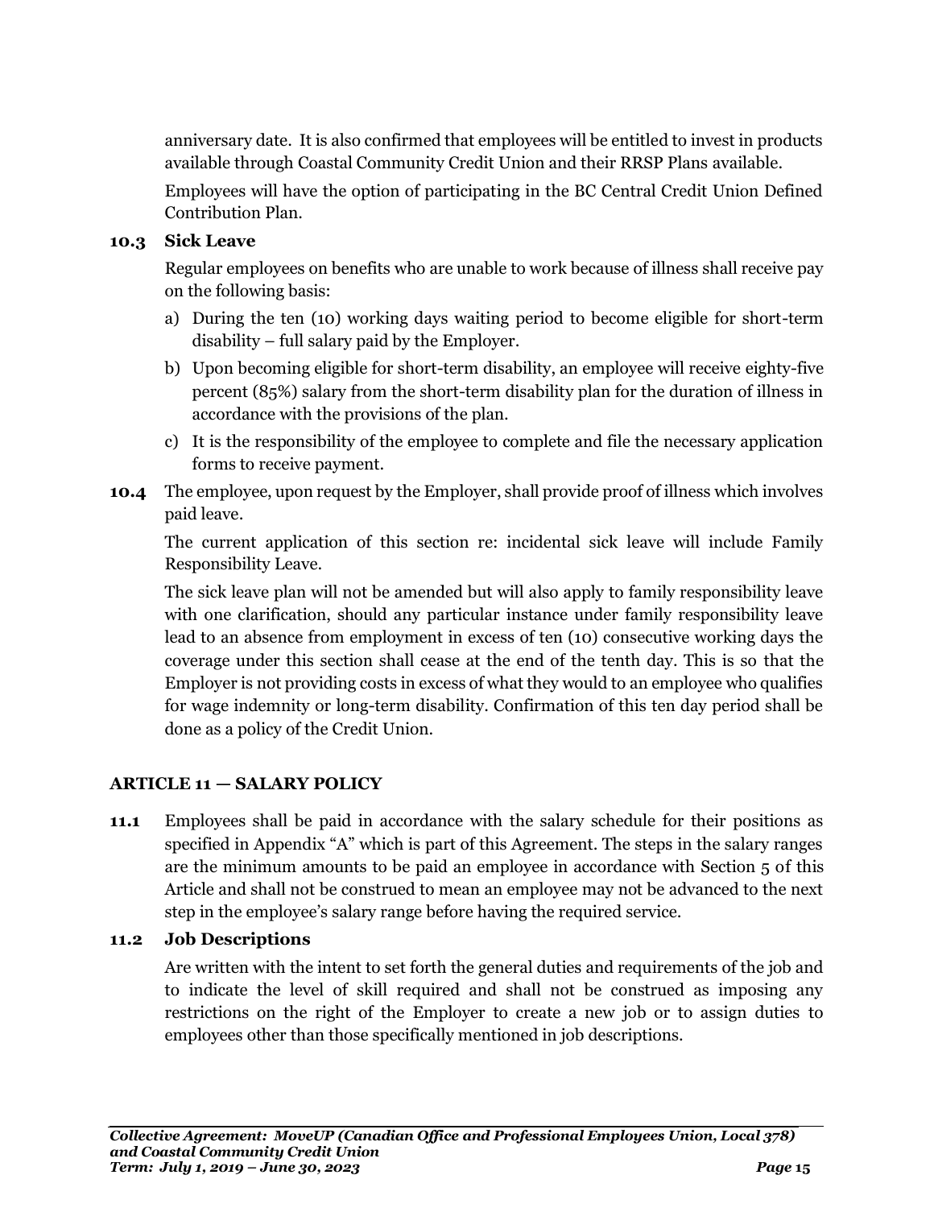anniversary date. It is also confirmed that employees will be entitled to invest in products available through Coastal Community Credit Union and their RRSP Plans available.

Employees will have the option of participating in the BC Central Credit Union Defined Contribution Plan.

### 10.3 Sick Leave

Regular employees on benefits who are unable to work because of illness shall receive pay on the following basis:

a) During the ten (10) working days waiting period to become eligible for short-term disability – full salary paid by the Employer.

b) Upon becoming eligible for short-term disability, an employee will receive eighty-five percent (85%) salary from the short-term disability plan for the duration of illness in accordance with the provisions of the plan.

c) It is the responsibility of the employee to complete and file the necessary application forms to receive payment.

**10.4** The employee, upon request by the Employer, shall provide proof of illness which involves paid leave.

The current application of this section re: incidental sick leave will include Family Responsibility Leave.

The sick leave plan will not be amended but will also apply to family responsibility leave with one clarification, should any particular instance under family responsibility leave lead to an absence from employment in excess of ten (10) consecutive working days the coverage under this section shall cease at the end of the tenth day. This is so that the Employer is not providing costs in excess of what they would to an employee who qualifies for wage indemnity or long-term disability. Confirmation of this ten day period shall be done as a policy of the Credit Union.

## ARTICLE 11 — SALARY POLICY

**11.1** Employees shall be paid in accordance with the salary schedule for their positions as specified in Appendix "A" which is part of this Agreement. The steps in the salary ranges are the minimum amounts to be paid an employee in accordance with Section 5 of this Article and shall not be construed to mean an employee may not be advanced to the next step in the employee's salary range before having the required service.

### 11.2 Job Descriptions

Are written with the intent to set forth the general duties and requirements of the job and to indicate the level of skill required and shall not be construed as imposing any restrictions on the right of the Employer to create a new job or to assign duties to employees other than those specifically mentioned in job descriptions.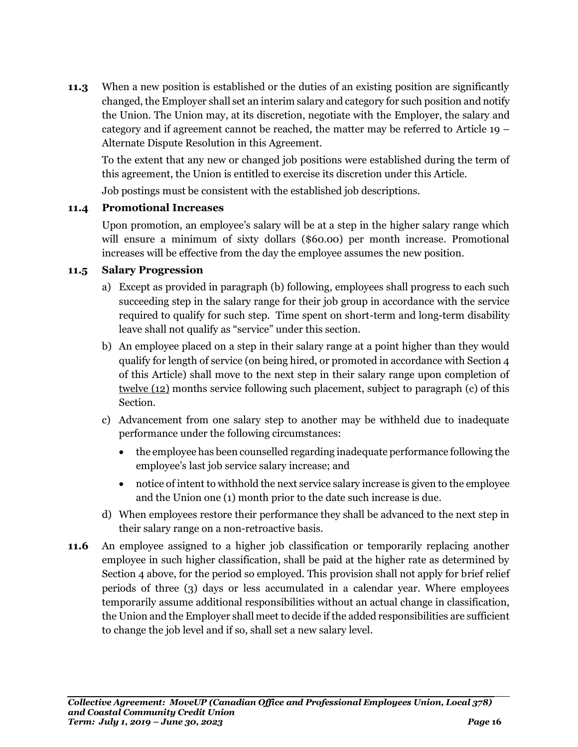**11.3** When a new position is established or the duties of an existing position are significantly changed, the Employer shall set an interim salary and category for such position and notify the Union. The Union may, at its discretion, negotiate with the Employer, the salary and category and if agreement cannot be reached, the matter may be referred to Article 19 – Alternate Dispute Resolution in this Agreement.

To the extent that any new or changed job positions were established during the term of this agreement, the Union is entitled to exercise its discretion under this Article.

Job postings must be consistent with the established job descriptions.

**11.4 Promotional Increases**

Upon promotion, an employee's salary will be at a step in the higher salary range which will ensure a minimum of sixty dollars ($60.00) per month increase. Promotional increases will be effective from the day the employee assumes the new position.

**11.5 Salary Progression**

a) Except as provided in paragraph (b) following, employees shall progress to each such succeeding step in the salary range for their job group in accordance with the service required to qualify for such step. Time spent on short-term and long-term disability leave shall not qualify as "service" under this section.

b) An employee placed on a step in their salary range at a point higher than they would qualify for length of service (on being hired, or promoted in accordance with Section 4 of this Article) shall move to the next step in their salary range upon completion of <u>twelve (12)</u> months service following such placement, subject to paragraph (c) of this Section.

c) Advancement from one salary step to another may be withheld due to inadequate performance under the following circumstances:

   - the employee has been counselled regarding inadequate performance following the employee's last job service salary increase; and
   - notice of intent to withhold the next service salary increase is given to the employee and the Union one (1) month prior to the date such increase is due.

d) When employees restore their performance they shall be advanced to the next step in their salary range on a non-retroactive basis.

**11.6** An employee assigned to a higher job classification or temporarily replacing another employee in such higher classification, shall be paid at the higher rate as determined by Section 4 above, for the period so employed. This provision shall not apply for brief relief periods of three (3) days or less accumulated in a calendar year. Where employees temporarily assume additional responsibilities without an actual change in classification, the Union and the Employer shall meet to decide if the added responsibilities are sufficient to change the job level and if so, shall set a new salary level.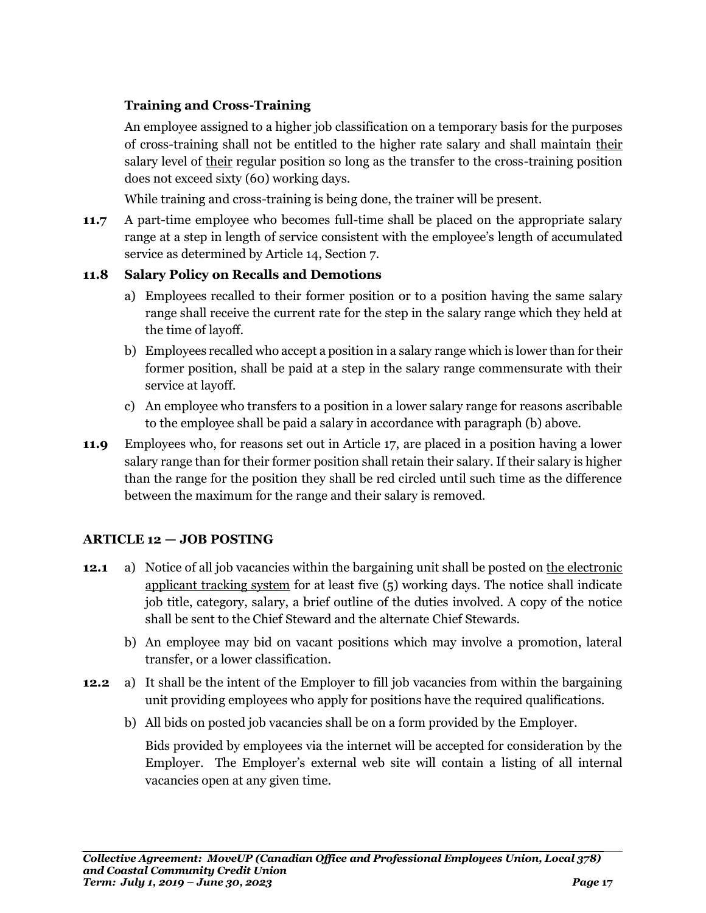**Training and Cross-Training**

An employee assigned to a higher job classification on a temporary basis for the purposes of cross-training shall not be entitled to the higher rate salary and shall maintain their salary level of their regular position so long as the transfer to the cross-training position does not exceed sixty (60) working days.

While training and cross-training is being done, the trainer will be present.

**11.7** A part-time employee who becomes full-time shall be placed on the appropriate salary range at a step in length of service consistent with the employee's length of accumulated service as determined by Article 14, Section 7.

**11.8 Salary Policy on Recalls and Demotions**

a) Employees recalled to their former position or to a position having the same salary range shall receive the current rate for the step in the salary range which they held at the time of layoff.

b) Employees recalled who accept a position in a salary range which is lower than for their former position, shall be paid at a step in the salary range commensurate with their service at layoff.

c) An employee who transfers to a position in a lower salary range for reasons ascribable to the employee shall be paid a salary in accordance with paragraph (b) above.

**11.9** Employees who, for reasons set out in Article 17, are placed in a position having a lower salary range than for their former position shall retain their salary. If their salary is higher than the range for the position they shall be red circled until such time as the difference between the maximum for the range and their salary is removed.

## ARTICLE 12 — JOB POSTING

**12.1** a) Notice of all job vacancies within the bargaining unit shall be posted on the electronic applicant tracking system for at least five (5) working days. The notice shall indicate job title, category, salary, a brief outline of the duties involved. A copy of the notice shall be sent to the Chief Steward and the alternate Chief Stewards.

b) An employee may bid on vacant positions which may involve a promotion, lateral transfer, or a lower classification.

**12.2** a) It shall be the intent of the Employer to fill job vacancies from within the bargaining unit providing employees who apply for positions have the required qualifications.

b) All bids on posted job vacancies shall be on a form provided by the Employer.

Bids provided by employees via the internet will be accepted for consideration by the Employer. The Employer's external web site will contain a listing of all internal vacancies open at any given time.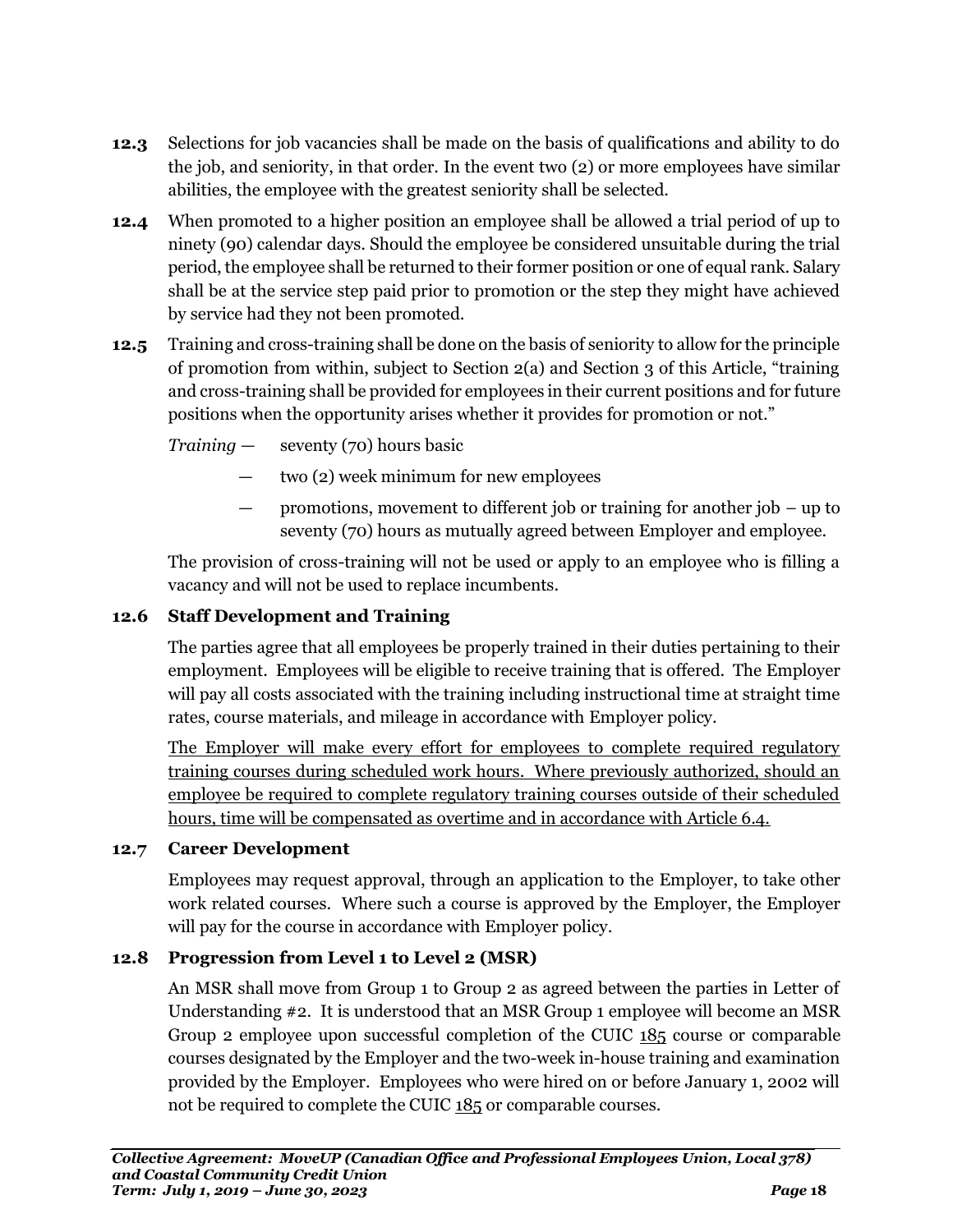**12.3** Selections for job vacancies shall be made on the basis of qualifications and ability to do the job, and seniority, in that order. In the event two (2) or more employees have similar abilities, the employee with the greatest seniority shall be selected.

**12.4** When promoted to a higher position an employee shall be allowed a trial period of up to ninety (90) calendar days. Should the employee be considered unsuitable during the trial period, the employee shall be returned to their former position or one of equal rank. Salary shall be at the service step paid prior to promotion or the step they might have achieved by service had they not been promoted.

**12.5** Training and cross-training shall be done on the basis of seniority to allow for the principle of promotion from within, subject to Section 2(a) and Section 3 of this Article, "training and cross-training shall be provided for employees in their current positions and for future positions when the opportunity arises whether it provides for promotion or not."

*Training* — seventy (70) hours basic

— two (2) week minimum for new employees

— promotions, movement to different job or training for another job – up to seventy (70) hours as mutually agreed between Employer and employee.

The provision of cross-training will not be used or apply to an employee who is filling a vacancy and will not be used to replace incumbents.

### 12.6 Staff Development and Training

The parties agree that all employees be properly trained in their duties pertaining to their employment. Employees will be eligible to receive training that is offered. The Employer will pay all costs associated with the training including instructional time at straight time rates, course materials, and mileage in accordance with Employer policy.

<u>The Employer will make every effort for employees to complete required regulatory training courses during scheduled work hours. Where previously authorized, should an employee be required to complete regulatory training courses outside of their scheduled hours, time will be compensated as overtime and in accordance with Article 6.4.</u>

### 12.7 Career Development

Employees may request approval, through an application to the Employer, to take other work related courses. Where such a course is approved by the Employer, the Employer will pay for the course in accordance with Employer policy.

### 12.8 Progression from Level 1 to Level 2 (MSR)

An MSR shall move from Group 1 to Group 2 as agreed between the parties in Letter of Understanding #2. It is understood that an MSR Group 1 employee will become an MSR Group 2 employee upon successful completion of the CUIC <u>185</u> course or comparable courses designated by the Employer and the two-week in-house training and examination provided by the Employer. Employees who were hired on or before January 1, 2002 will not be required to complete the CUIC <u>185</u> or comparable courses.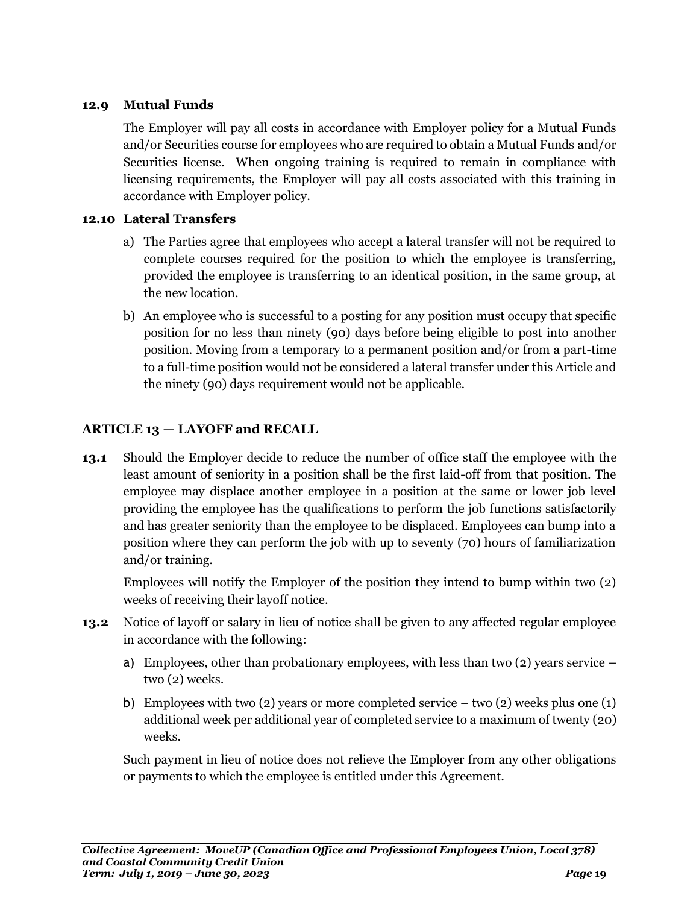### 12.9 Mutual Funds

The Employer will pay all costs in accordance with Employer policy for a Mutual Funds and/or Securities course for employees who are required to obtain a Mutual Funds and/or Securities license. When ongoing training is required to remain in compliance with licensing requirements, the Employer will pay all costs associated with this training in accordance with Employer policy.

### 12.10 Lateral Transfers

a) The Parties agree that employees who accept a lateral transfer will not be required to complete courses required for the position to which the employee is transferring, provided the employee is transferring to an identical position, in the same group, at the new location.

b) An employee who is successful to a posting for any position must occupy that specific position for no less than ninety (90) days before being eligible to post into another position. Moving from a temporary to a permanent position and/or from a part-time to a full-time position would not be considered a lateral transfer under this Article and the ninety (90) days requirement would not be applicable.

## ARTICLE 13 — LAYOFF and RECALL

**13.1** Should the Employer decide to reduce the number of office staff the employee with the least amount of seniority in a position shall be the first laid-off from that position. The employee may displace another employee in a position at the same or lower job level providing the employee has the qualifications to perform the job functions satisfactorily and has greater seniority than the employee to be displaced. Employees can bump into a position where they can perform the job with up to seventy (70) hours of familiarization and/or training.

Employees will notify the Employer of the position they intend to bump within two (2) weeks of receiving their layoff notice.

**13.2** Notice of layoff or salary in lieu of notice shall be given to any affected regular employee in accordance with the following:

a) Employees, other than probationary employees, with less than two (2) years service – two (2) weeks.

b) Employees with two (2) years or more completed service – two (2) weeks plus one (1) additional week per additional year of completed service to a maximum of twenty (20) weeks.

Such payment in lieu of notice does not relieve the Employer from any other obligations or payments to which the employee is entitled under this Agreement.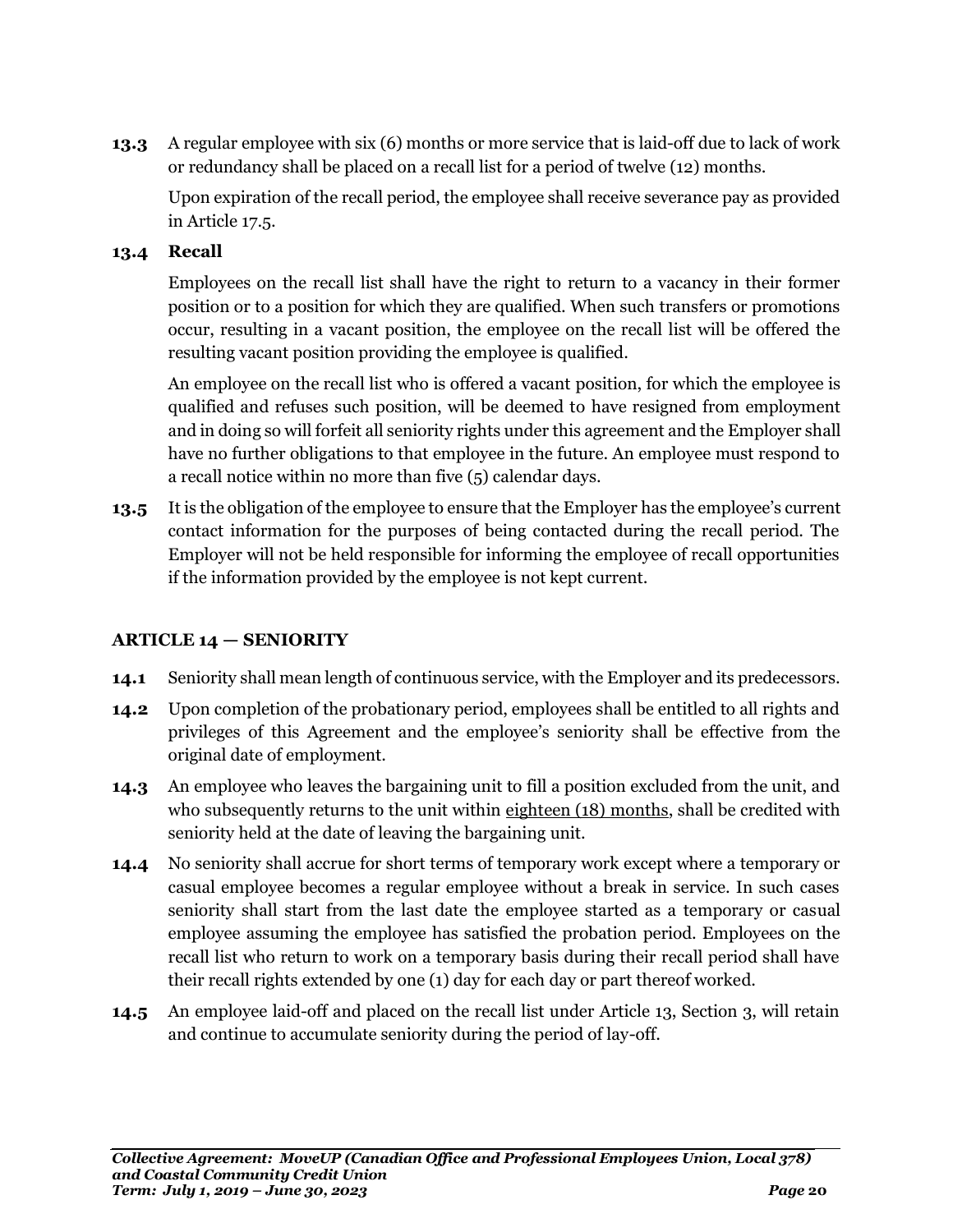**13.3** A regular employee with six (6) months or more service that is laid-off due to lack of work or redundancy shall be placed on a recall list for a period of twelve (12) months.

Upon expiration of the recall period, the employee shall receive severance pay as provided in Article 17.5.

**13.4 Recall**

Employees on the recall list shall have the right to return to a vacancy in their former position or to a position for which they are qualified. When such transfers or promotions occur, resulting in a vacant position, the employee on the recall list will be offered the resulting vacant position providing the employee is qualified.

An employee on the recall list who is offered a vacant position, for which the employee is qualified and refuses such position, will be deemed to have resigned from employment and in doing so will forfeit all seniority rights under this agreement and the Employer shall have no further obligations to that employee in the future. An employee must respond to a recall notice within no more than five (5) calendar days.

**13.5** It is the obligation of the employee to ensure that the Employer has the employee's current contact information for the purposes of being contacted during the recall period. The Employer will not be held responsible for informing the employee of recall opportunities if the information provided by the employee is not kept current.

## ARTICLE 14 — SENIORITY

**14.1** Seniority shall mean length of continuous service, with the Employer and its predecessors.

**14.2** Upon completion of the probationary period, employees shall be entitled to all rights and privileges of this Agreement and the employee's seniority shall be effective from the original date of employment.

**14.3** An employee who leaves the bargaining unit to fill a position excluded from the unit, and who subsequently returns to the unit within eighteen (18) months, shall be credited with seniority held at the date of leaving the bargaining unit.

**14.4** No seniority shall accrue for short terms of temporary work except where a temporary or casual employee becomes a regular employee without a break in service. In such cases seniority shall start from the last date the employee started as a temporary or casual employee assuming the employee has satisfied the probation period. Employees on the recall list who return to work on a temporary basis during their recall period shall have their recall rights extended by one (1) day for each day or part thereof worked.

**14.5** An employee laid-off and placed on the recall list under Article 13, Section 3, will retain and continue to accumulate seniority during the period of lay-off.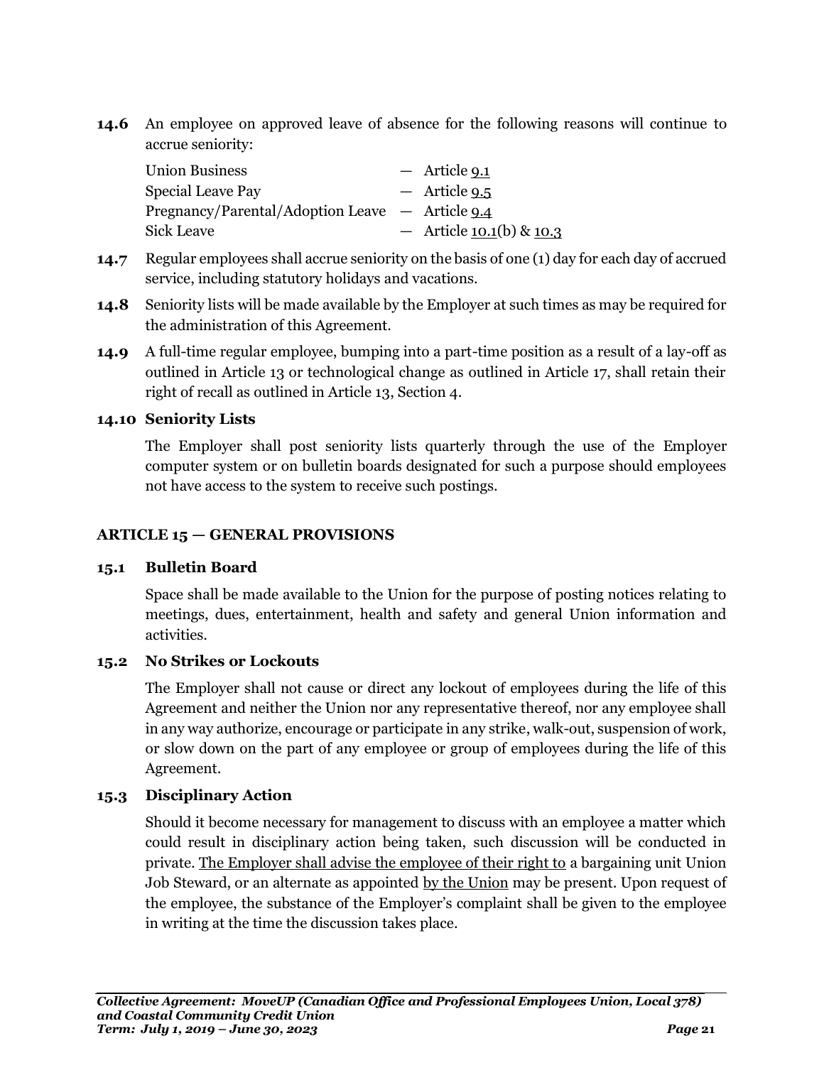**14.6** An employee on approved leave of absence for the following reasons will continue to accrue seniority:

| | |
|---|---|
| Union Business | — Article 9.1 |
| Special Leave Pay | — Article 9.5 |
| Pregnancy/Parental/Adoption Leave | — Article 9.4 |
| Sick Leave | — Article 10.1(b) & 10.3 |

**14.7** Regular employees shall accrue seniority on the basis of one (1) day for each day of accrued service, including statutory holidays and vacations.

**14.8** Seniority lists will be made available by the Employer at such times as may be required for the administration of this Agreement.

**14.9** A full-time regular employee, bumping into a part-time position as a result of a lay-off as outlined in Article 13 or technological change as outlined in Article 17, shall retain their right of recall as outlined in Article 13, Section 4.

**14.10 Seniority Lists**

The Employer shall post seniority lists quarterly through the use of the Employer computer system or on bulletin boards designated for such a purpose should employees not have access to the system to receive such postings.

## ARTICLE 15 — GENERAL PROVISIONS

**15.1 Bulletin Board**

Space shall be made available to the Union for the purpose of posting notices relating to meetings, dues, entertainment, health and safety and general Union information and activities.

**15.2 No Strikes or Lockouts**

The Employer shall not cause or direct any lockout of employees during the life of this Agreement and neither the Union nor any representative thereof, nor any employee shall in any way authorize, encourage or participate in any strike, walk-out, suspension of work, or slow down on the part of any employee or group of employees during the life of this Agreement.

**15.3 Disciplinary Action**

Should it become necessary for management to discuss with an employee a matter which could result in disciplinary action being taken, such discussion will be conducted in private. The Employer shall advise the employee of their right to a bargaining unit Union Job Steward, or an alternate as appointed by the Union may be present. Upon request of the employee, the substance of the Employer's complaint shall be given to the employee in writing at the time the discussion takes place.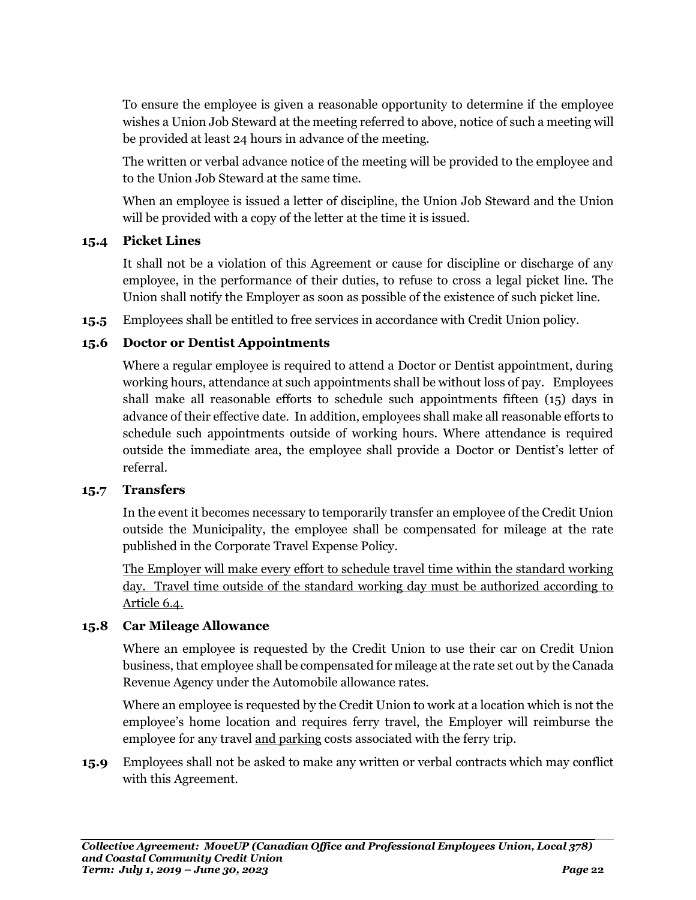To ensure the employee is given a reasonable opportunity to determine if the employee wishes a Union Job Steward at the meeting referred to above, notice of such a meeting will be provided at least 24 hours in advance of the meeting.

The written or verbal advance notice of the meeting will be provided to the employee and to the Union Job Steward at the same time.

When an employee is issued a letter of discipline, the Union Job Steward and the Union will be provided with a copy of the letter at the time it is issued.

### 15.4 Picket Lines

It shall not be a violation of this Agreement or cause for discipline or discharge of any employee, in the performance of their duties, to refuse to cross a legal picket line. The Union shall notify the Employer as soon as possible of the existence of such picket line.

**15.5** Employees shall be entitled to free services in accordance with Credit Union policy.

### 15.6 Doctor or Dentist Appointments

Where a regular employee is required to attend a Doctor or Dentist appointment, during working hours, attendance at such appointments shall be without loss of pay. Employees shall make all reasonable efforts to schedule such appointments fifteen (15) days in advance of their effective date. In addition, employees shall make all reasonable efforts to schedule such appointments outside of working hours. Where attendance is required outside the immediate area, the employee shall provide a Doctor or Dentist's letter of referral.

### 15.7 Transfers

In the event it becomes necessary to temporarily transfer an employee of the Credit Union outside the Municipality, the employee shall be compensated for mileage at the rate published in the Corporate Travel Expense Policy.

<u>The Employer will make every effort to schedule travel time within the standard working day. Travel time outside of the standard working day must be authorized according to Article 6.4.</u>

### 15.8 Car Mileage Allowance

Where an employee is requested by the Credit Union to use their car on Credit Union business, that employee shall be compensated for mileage at the rate set out by the Canada Revenue Agency under the Automobile allowance rates.

Where an employee is requested by the Credit Union to work at a location which is not the employee's home location and requires ferry travel, the Employer will reimburse the employee for any travel <u>and parking</u> costs associated with the ferry trip.

**15.9** Employees shall not be asked to make any written or verbal contracts which may conflict with this Agreement.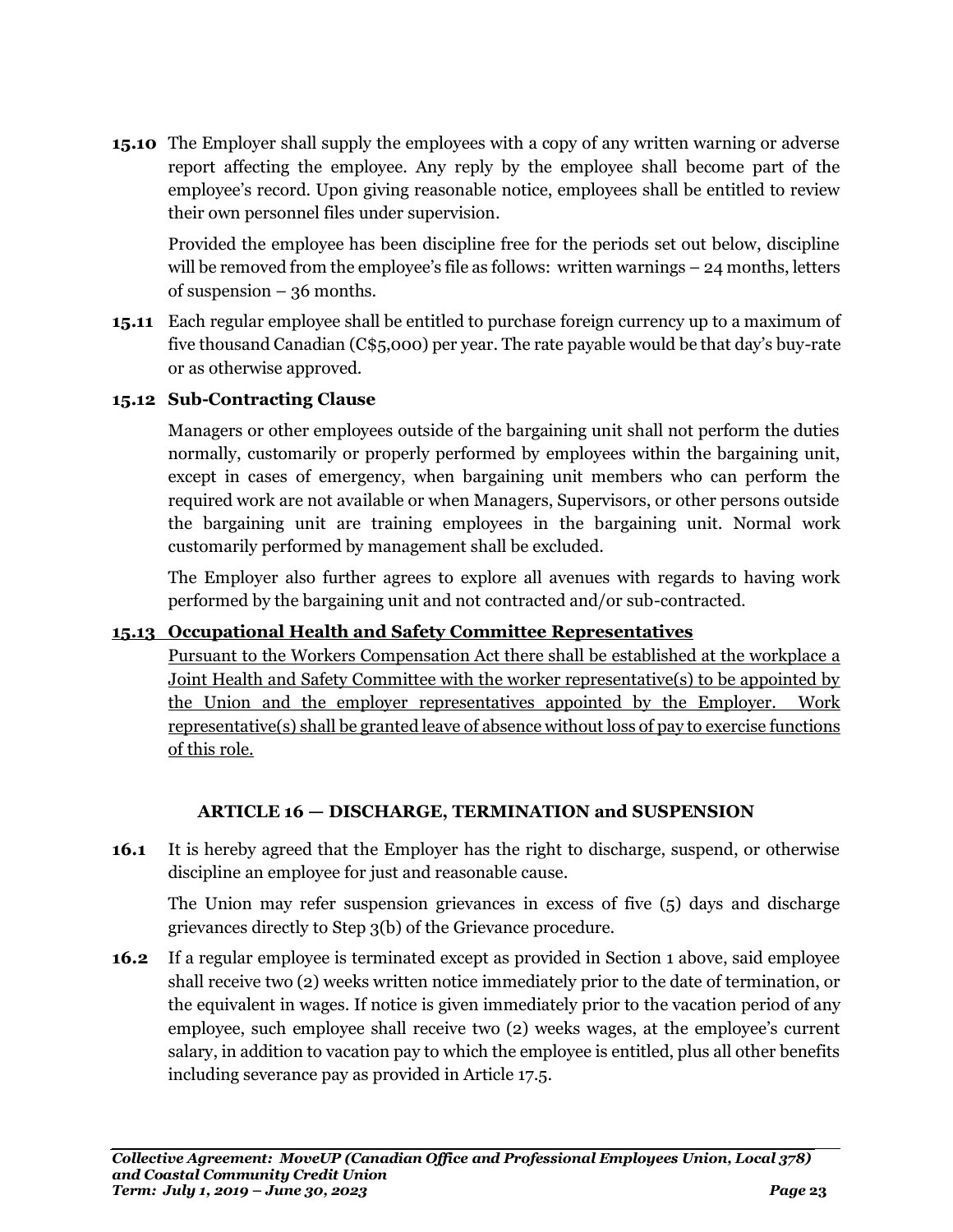**15.10** The Employer shall supply the employees with a copy of any written warning or adverse report affecting the employee. Any reply by the employee shall become part of the employee's record. Upon giving reasonable notice, employees shall be entitled to review their own personnel files under supervision.

Provided the employee has been discipline free for the periods set out below, discipline will be removed from the employee's file as follows: written warnings – 24 months, letters of suspension – 36 months.

**15.11** Each regular employee shall be entitled to purchase foreign currency up to a maximum of five thousand Canadian (C$5,000) per year. The rate payable would be that day's buy-rate or as otherwise approved.

**15.12 Sub-Contracting Clause**

Managers or other employees outside of the bargaining unit shall not perform the duties normally, customarily or properly performed by employees within the bargaining unit, except in cases of emergency, when bargaining unit members who can perform the required work are not available or when Managers, Supervisors, or other persons outside the bargaining unit are training employees in the bargaining unit. Normal work customarily performed by management shall be excluded.

The Employer also further agrees to explore all avenues with regards to having work performed by the bargaining unit and not contracted and/or sub-contracted.

<u>**15.13 Occupational Health and Safety Committee Representatives**</u>

<u>Pursuant to the Workers Compensation Act there shall be established at the workplace a Joint Health and Safety Committee with the worker representative(s) to be appointed by the Union and the employer representatives appointed by the Employer. Work representative(s) shall be granted leave of absence without loss of pay to exercise functions of this role.</u>

## ARTICLE 16 — DISCHARGE, TERMINATION and SUSPENSION

**16.1** It is hereby agreed that the Employer has the right to discharge, suspend, or otherwise discipline an employee for just and reasonable cause.

The Union may refer suspension grievances in excess of five (5) days and discharge grievances directly to Step 3(b) of the Grievance procedure.

**16.2** If a regular employee is terminated except as provided in Section 1 above, said employee shall receive two (2) weeks written notice immediately prior to the date of termination, or the equivalent in wages. If notice is given immediately prior to the vacation period of any employee, such employee shall receive two (2) weeks wages, at the employee's current salary, in addition to vacation pay to which the employee is entitled, plus all other benefits including severance pay as provided in Article 17.5.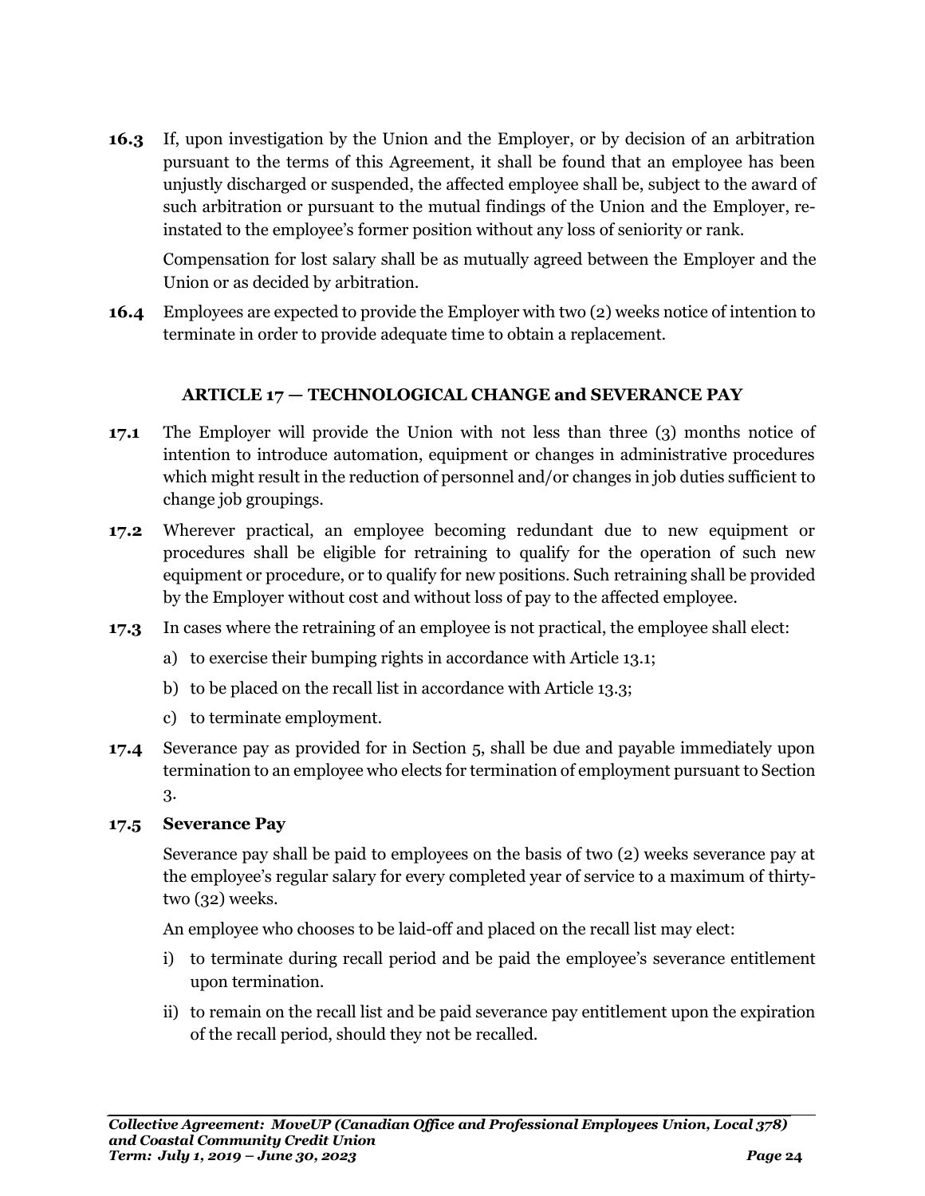**16.3** If, upon investigation by the Union and the Employer, or by decision of an arbitration pursuant to the terms of this Agreement, it shall be found that an employee has been unjustly discharged or suspended, the affected employee shall be, subject to the award of such arbitration or pursuant to the mutual findings of the Union and the Employer, re-instated to the employee's former position without any loss of seniority or rank.

Compensation for lost salary shall be as mutually agreed between the Employer and the Union or as decided by arbitration.

**16.4** Employees are expected to provide the Employer with two (2) weeks notice of intention to terminate in order to provide adequate time to obtain a replacement.

## ARTICLE 17 — TECHNOLOGICAL CHANGE and SEVERANCE PAY

**17.1** The Employer will provide the Union with not less than three (3) months notice of intention to introduce automation, equipment or changes in administrative procedures which might result in the reduction of personnel and/or changes in job duties sufficient to change job groupings.

**17.2** Wherever practical, an employee becoming redundant due to new equipment or procedures shall be eligible for retraining to qualify for the operation of such new equipment or procedure, or to qualify for new positions. Such retraining shall be provided by the Employer without cost and without loss of pay to the affected employee.

**17.3** In cases where the retraining of an employee is not practical, the employee shall elect:

a) to exercise their bumping rights in accordance with Article 13.1;

b) to be placed on the recall list in accordance with Article 13.3;

c) to terminate employment.

**17.4** Severance pay as provided for in Section 5, shall be due and payable immediately upon termination to an employee who elects for termination of employment pursuant to Section 3.

**17.5 Severance Pay**

Severance pay shall be paid to employees on the basis of two (2) weeks severance pay at the employee's regular salary for every completed year of service to a maximum of thirty-two (32) weeks.

An employee who chooses to be laid-off and placed on the recall list may elect:

i) to terminate during recall period and be paid the employee's severance entitlement upon termination.

ii) to remain on the recall list and be paid severance pay entitlement upon the expiration of the recall period, should they not be recalled.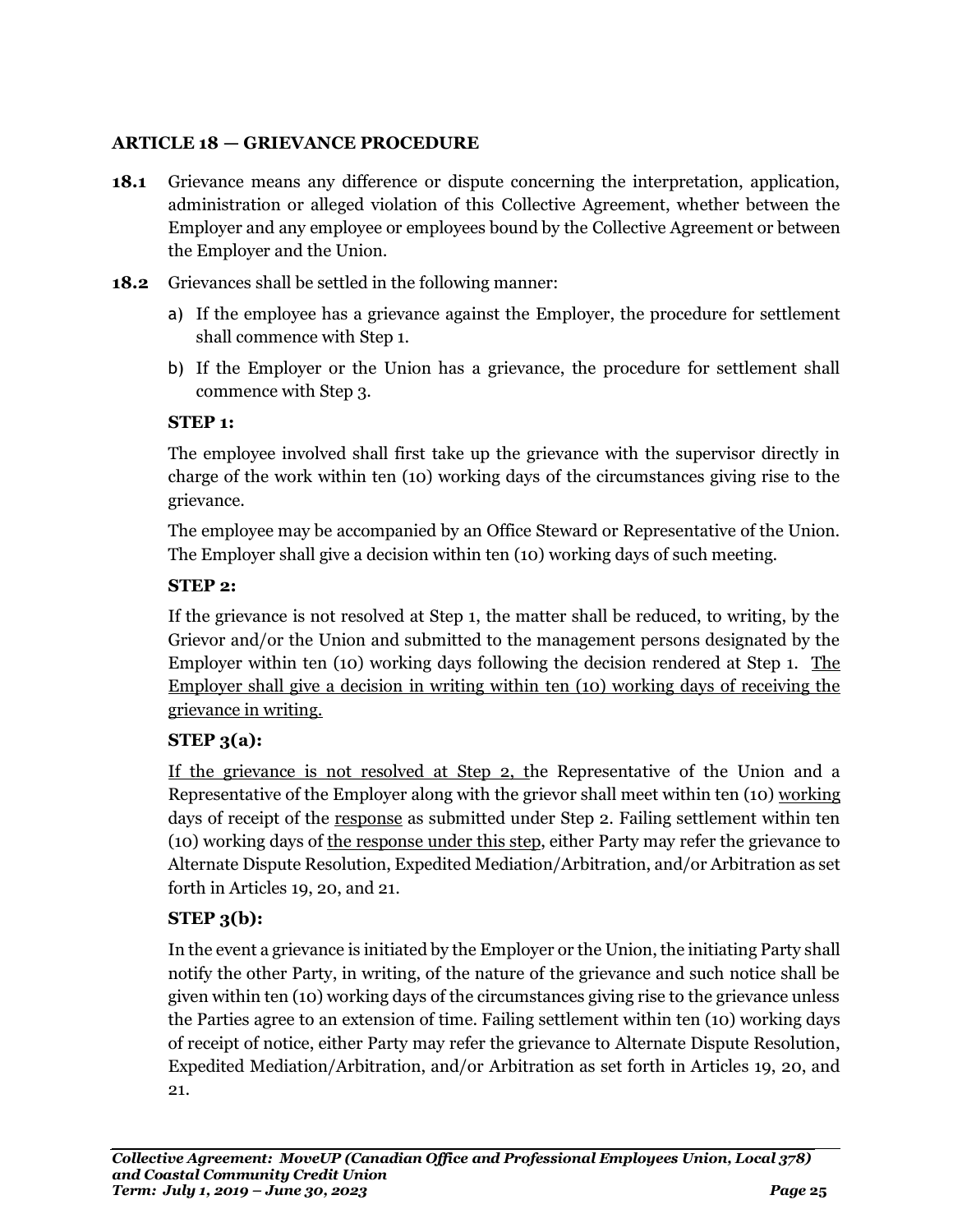## ARTICLE 18 — GRIEVANCE PROCEDURE

**18.1** Grievance means any difference or dispute concerning the interpretation, application, administration or alleged violation of this Collective Agreement, whether between the Employer and any employee or employees bound by the Collective Agreement or between the Employer and the Union.

**18.2** Grievances shall be settled in the following manner:

a) If the employee has a grievance against the Employer, the procedure for settlement shall commence with Step 1.

b) If the Employer or the Union has a grievance, the procedure for settlement shall commence with Step 3.

**STEP 1:**

The employee involved shall first take up the grievance with the supervisor directly in charge of the work within ten (10) working days of the circumstances giving rise to the grievance.

The employee may be accompanied by an Office Steward or Representative of the Union. The Employer shall give a decision within ten (10) working days of such meeting.

**STEP 2:**

If the grievance is not resolved at Step 1, the matter shall be reduced, to writing, by the Grievor and/or the Union and submitted to the management persons designated by the Employer within ten (10) working days following the decision rendered at Step 1. <u>The Employer shall give a decision in writing within ten (10) working days of receiving the grievance in writing.</u>

**STEP 3(a):**

<u>If the grievance is not resolved at Step 2, t</u>he Representative of the Union and a Representative of the Employer along with the grievor shall meet within ten (10) <u>working</u> days of receipt of the <u>response</u> as submitted under Step 2. Failing settlement within ten (10) working days of <u>the response under this step</u>, either Party may refer the grievance to Alternate Dispute Resolution, Expedited Mediation/Arbitration, and/or Arbitration as set forth in Articles 19, 20, and 21.

**STEP 3(b):**

In the event a grievance is initiated by the Employer or the Union, the initiating Party shall notify the other Party, in writing, of the nature of the grievance and such notice shall be given within ten (10) working days of the circumstances giving rise to the grievance unless the Parties agree to an extension of time. Failing settlement within ten (10) working days of receipt of notice, either Party may refer the grievance to Alternate Dispute Resolution, Expedited Mediation/Arbitration, and/or Arbitration as set forth in Articles 19, 20, and 21.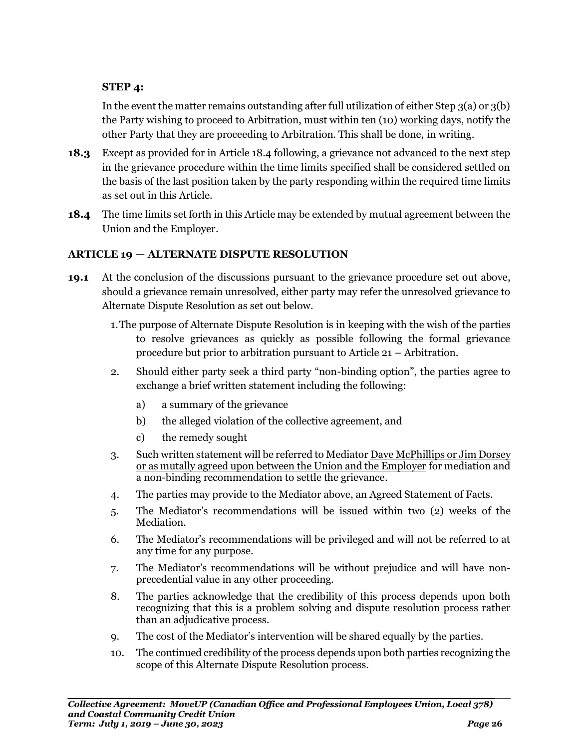**STEP 4:**

In the event the matter remains outstanding after full utilization of either Step 3(a) or 3(b) the Party wishing to proceed to Arbitration, must within ten (10) working days, notify the other Party that they are proceeding to Arbitration. This shall be done, in writing.

**18.3** Except as provided for in Article 18.4 following, a grievance not advanced to the next step in the grievance procedure within the time limits specified shall be considered settled on the basis of the last position taken by the party responding within the required time limits as set out in this Article.

**18.4** The time limits set forth in this Article may be extended by mutual agreement between the Union and the Employer.

## ARTICLE 19 — ALTERNATE DISPUTE RESOLUTION

**19.1** At the conclusion of the discussions pursuant to the grievance procedure set out above, should a grievance remain unresolved, either party may refer the unresolved grievance to Alternate Dispute Resolution as set out below.

1. The purpose of Alternate Dispute Resolution is in keeping with the wish of the parties to resolve grievances as quickly as possible following the formal grievance procedure but prior to arbitration pursuant to Article 21 – Arbitration.
2. Should either party seek a third party "non-binding option", the parties agree to exchange a brief written statement including the following:
   - a) a summary of the grievance
   - b) the alleged violation of the collective agreement, and
   - c) the remedy sought
3. Such written statement will be referred to Mediator Dave McPhillips or Jim Dorsey or as mutally agreed upon between the Union and the Employer for mediation and a non-binding recommendation to settle the grievance.
4. The parties may provide to the Mediator above, an Agreed Statement of Facts.
5. The Mediator's recommendations will be issued within two (2) weeks of the Mediation.
6. The Mediator's recommendations will be privileged and will not be referred to at any time for any purpose.
7. The Mediator's recommendations will be without prejudice and will have non-precedential value in any other proceeding.
8. The parties acknowledge that the credibility of this process depends upon both recognizing that this is a problem solving and dispute resolution process rather than an adjudicative process.
9. The cost of the Mediator's intervention will be shared equally by the parties.
10. The continued credibility of the process depends upon both parties recognizing the scope of this Alternate Dispute Resolution process.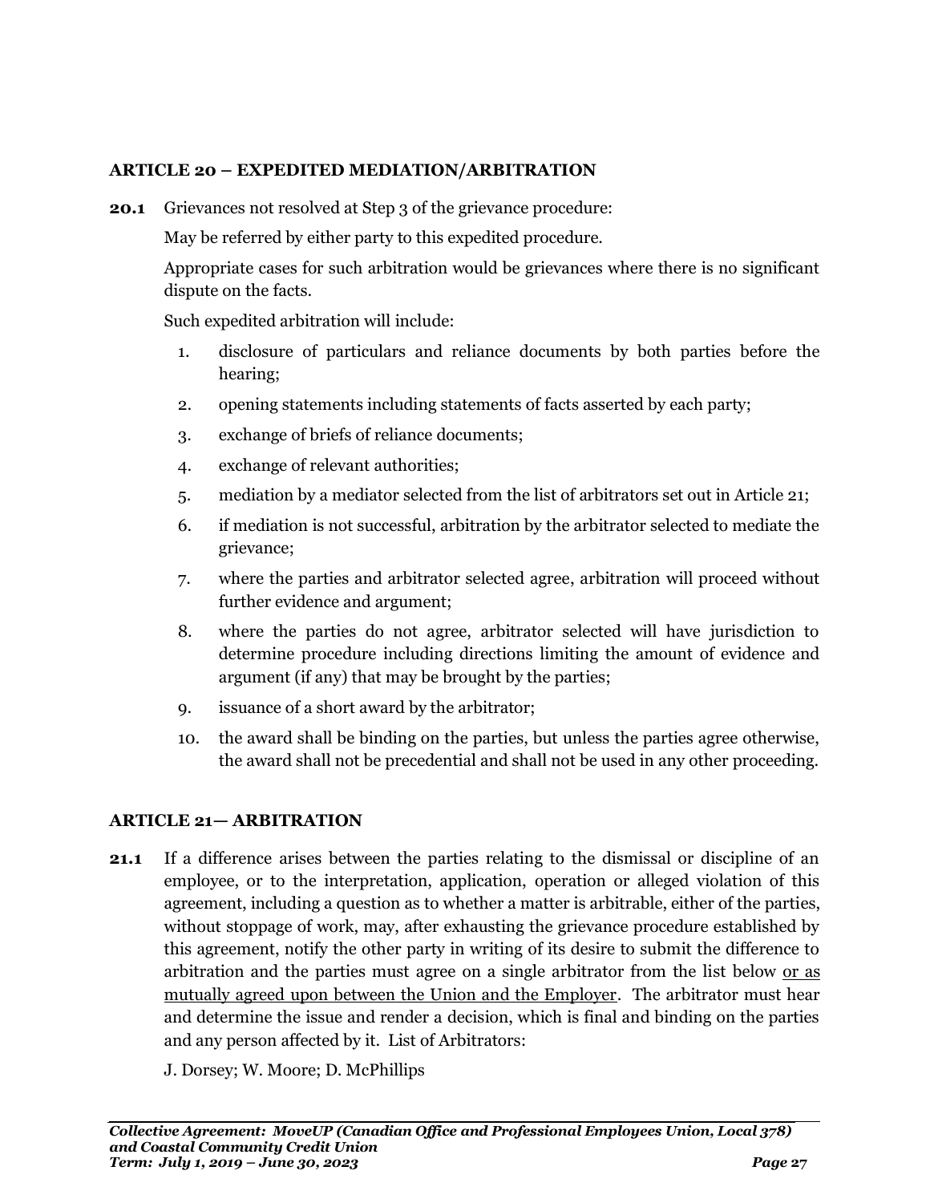## ARTICLE 20 – EXPEDITED MEDIATION/ARBITRATION

**20.1** Grievances not resolved at Step 3 of the grievance procedure:

May be referred by either party to this expedited procedure.

Appropriate cases for such arbitration would be grievances where there is no significant dispute on the facts.

Such expedited arbitration will include:

1. disclosure of particulars and reliance documents by both parties before the hearing;
2. opening statements including statements of facts asserted by each party;
3. exchange of briefs of reliance documents;
4. exchange of relevant authorities;
5. mediation by a mediator selected from the list of arbitrators set out in Article 21;
6. if mediation is not successful, arbitration by the arbitrator selected to mediate the grievance;
7. where the parties and arbitrator selected agree, arbitration will proceed without further evidence and argument;
8. where the parties do not agree, arbitrator selected will have jurisdiction to determine procedure including directions limiting the amount of evidence and argument (if any) that may be brought by the parties;
9. issuance of a short award by the arbitrator;
10. the award shall be binding on the parties, but unless the parties agree otherwise, the award shall not be precedential and shall not be used in any other proceeding.

## ARTICLE 21— ARBITRATION

**21.1** If a difference arises between the parties relating to the dismissal or discipline of an employee, or to the interpretation, application, operation or alleged violation of this agreement, including a question as to whether a matter is arbitrable, either of the parties, without stoppage of work, may, after exhausting the grievance procedure established by this agreement, notify the other party in writing of its desire to submit the difference to arbitration and the parties must agree on a single arbitrator from the list below <u>or as mutually agreed upon between the Union and the Employer</u>. The arbitrator must hear and determine the issue and render a decision, which is final and binding on the parties and any person affected by it. List of Arbitrators:

J. Dorsey; W. Moore; D. McPhillips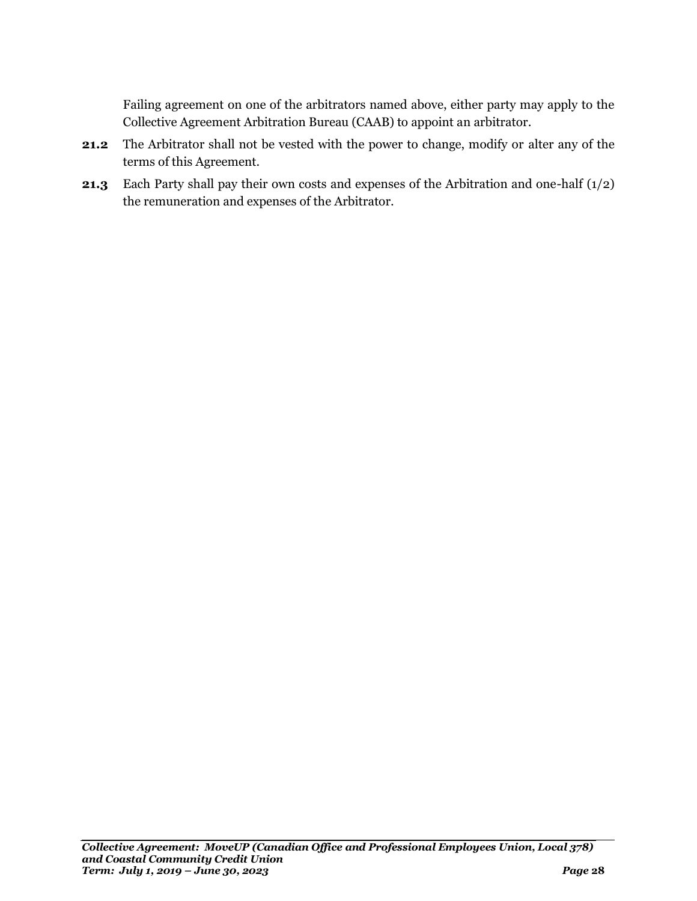Failing agreement on one of the arbitrators named above, either party may apply to the Collective Agreement Arbitration Bureau (CAAB) to appoint an arbitrator.

**21.2** The Arbitrator shall not be vested with the power to change, modify or alter any of the terms of this Agreement.

**21.3** Each Party shall pay their own costs and expenses of the Arbitration and one-half (1/2) the remuneration and expenses of the Arbitrator.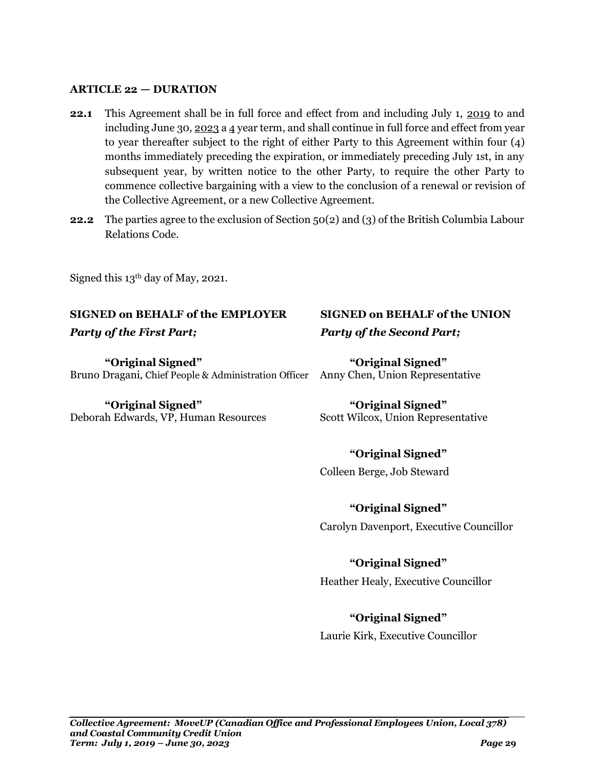## ARTICLE 22 — DURATION

**22.1** This Agreement shall be in full force and effect from and including July 1, 2019 to and including June 30, 2023 a 4 year term, and shall continue in full force and effect from year to year thereafter subject to the right of either Party to this Agreement within four (4) months immediately preceding the expiration, or immediately preceding July 1st, in any subsequent year, by written notice to the other Party, to require the other Party to commence collective bargaining with a view to the conclusion of a renewal or revision of the Collective Agreement, or a new Collective Agreement.

**22.2** The parties agree to the exclusion of Section 50(2) and (3) of the British Columbia Labour Relations Code.

Signed this 13th day of May, 2021.

**SIGNED on BEHALF of the EMPLOYER**
***Party of the First Part;***

**"Original Signed"**
Bruno Dragani, Chief People & Administration Officer

**"Original Signed"**
Deborah Edwards, VP, Human Resources

**SIGNED on BEHALF of the UNION**
***Party of the Second Part;***

**"Original Signed"**
Anny Chen, Union Representative

**"Original Signed"**
Scott Wilcox, Union Representative

**"Original Signed"**
Colleen Berge, Job Steward

**"Original Signed"**
Carolyn Davenport, Executive Councillor

**"Original Signed"**
Heather Healy, Executive Councillor

**"Original Signed"**
Laurie Kirk, Executive Councillor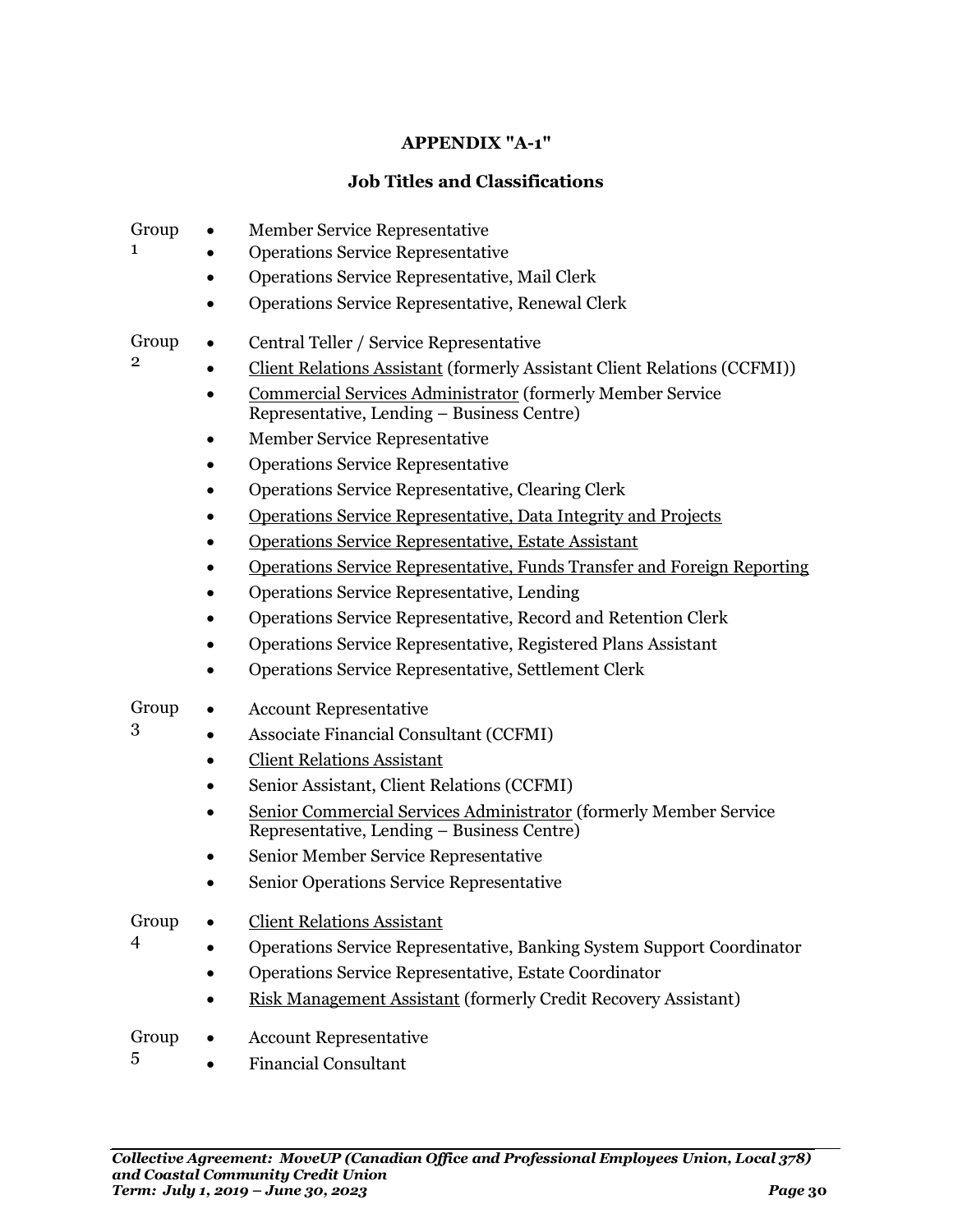## APPENDIX "A-1"

### Job Titles and Classifications

**Group 1**

- Member Service Representative
- Operations Service Representative
- Operations Service Representative, Mail Clerk
- Operations Service Representative, Renewal Clerk

**Group 2**

- Central Teller / Service Representative
- <u>Client Relations Assistant</u> (formerly Assistant Client Relations (CCFMI))
- <u>Commercial Services Administrator</u> (formerly Member Service Representative, Lending – Business Centre)
- Member Service Representative
- Operations Service Representative
- Operations Service Representative, Clearing Clerk
- <u>Operations Service Representative, Data Integrity and Projects</u>
- <u>Operations Service Representative, Estate Assistant</u>
- <u>Operations Service Representative, Funds Transfer and Foreign Reporting</u>
- Operations Service Representative, Lending
- Operations Service Representative, Record and Retention Clerk
- Operations Service Representative, Registered Plans Assistant
- Operations Service Representative, Settlement Clerk

**Group 3**

- Account Representative
- Associate Financial Consultant (CCFMI)
- <u>Client Relations Assistant</u>
- Senior Assistant, Client Relations (CCFMI)
- <u>Senior Commercial Services Administrator</u> (formerly Member Service Representative, Lending – Business Centre)
- Senior Member Service Representative
- Senior Operations Service Representative

**Group 4**

- <u>Client Relations Assistant</u>
- Operations Service Representative, Banking System Support Coordinator
- Operations Service Representative, Estate Coordinator
- <u>Risk Management Assistant</u> (formerly Credit Recovery Assistant)

**Group 5**

- Account Representative
- Financial Consultant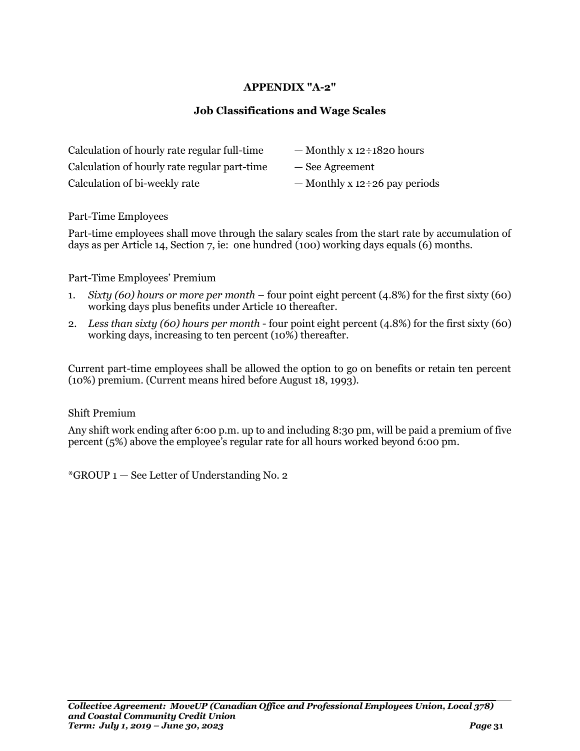## APPENDIX "A-2"

### Job Classifications and Wage Scales

| | |
|---|---|
| Calculation of hourly rate regular full-time | — Monthly x 12÷1820 hours |
| Calculation of hourly rate regular part-time | — See Agreement |
| Calculation of bi-weekly rate | — Monthly x 12÷26 pay periods |

Part-Time Employees

Part-time employees shall move through the salary scales from the start rate by accumulation of days as per Article 14, Section 7, ie: one hundred (100) working days equals (6) months.

Part-Time Employees' Premium

1. *Sixty (60) hours or more per month* – four point eight percent (4.8%) for the first sixty (60) working days plus benefits under Article 10 thereafter.
2. *Less than sixty (60) hours per month* - four point eight percent (4.8%) for the first sixty (60) working days, increasing to ten percent (10%) thereafter.

Current part-time employees shall be allowed the option to go on benefits or retain ten percent (10%) premium. (Current means hired before August 18, 1993).

Shift Premium

Any shift work ending after 6:00 p.m. up to and including 8:30 pm, will be paid a premium of five percent (5%) above the employee's regular rate for all hours worked beyond 6:00 pm.

*GROUP 1 — See Letter of Understanding No. 2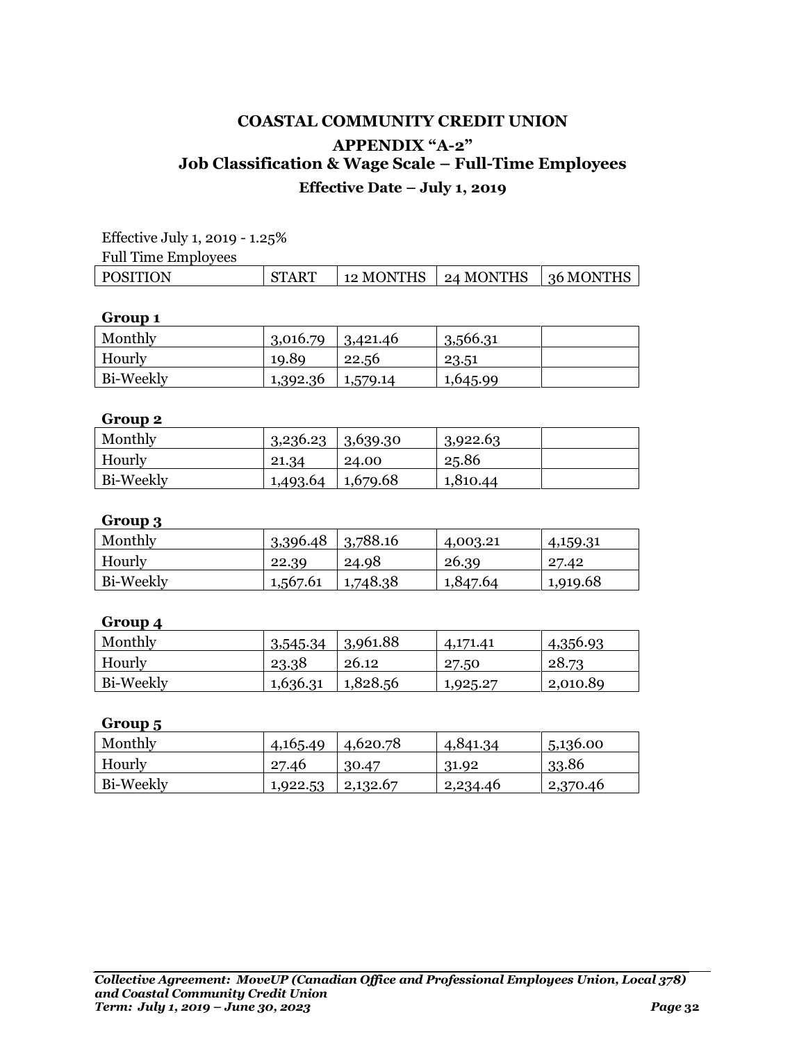# COASTAL COMMUNITY CREDIT UNION

## APPENDIX "A-2"

## Job Classification & Wage Scale – Full-Time Employees

### Effective Date – July 1, 2019

Effective July 1, 2019 - 1.25%

Full Time Employees

| POSITION | START | 12 MONTHS | 24 MONTHS | 36 MONTHS |
|---|---|---|---|---|
| **Group 1** | | | | |
| Monthly | 3,016.79 | 3,421.46 | 3,566.31 | |
| Hourly | 19.89 | 22.56 | 23.51 | |
| Bi-Weekly | 1,392.36 | 1,579.14 | 1,645.99 | |
| **Group 2** | | | | |
| Monthly | 3,236.23 | 3,639.30 | 3,922.63 | |
| Hourly | 21.34 | 24.00 | 25.86 | |
| Bi-Weekly | 1,493.64 | 1,679.68 | 1,810.44 | |
| **Group 3** | | | | |
| Monthly | 3,396.48 | 3,788.16 | 4,003.21 | 4,159.31 |
| Hourly | 22.39 | 24.98 | 26.39 | 27.42 |
| Bi-Weekly | 1,567.61 | 1,748.38 | 1,847.64 | 1,919.68 |
| **Group 4** | | | | |
| Monthly | 3,545.34 | 3,961.88 | 4,171.41 | 4,356.93 |
| Hourly | 23.38 | 26.12 | 27.50 | 28.73 |
| Bi-Weekly | 1,636.31 | 1,828.56 | 1,925.27 | 2,010.89 |
| **Group 5** | | | | |
| Monthly | 4,165.49 | 4,620.78 | 4,841.34 | 5,136.00 |
| Hourly | 27.46 | 30.47 | 31.92 | 33.86 |
| Bi-Weekly | 1,922.53 | 2,132.67 | 2,234.46 | 2,370.46 |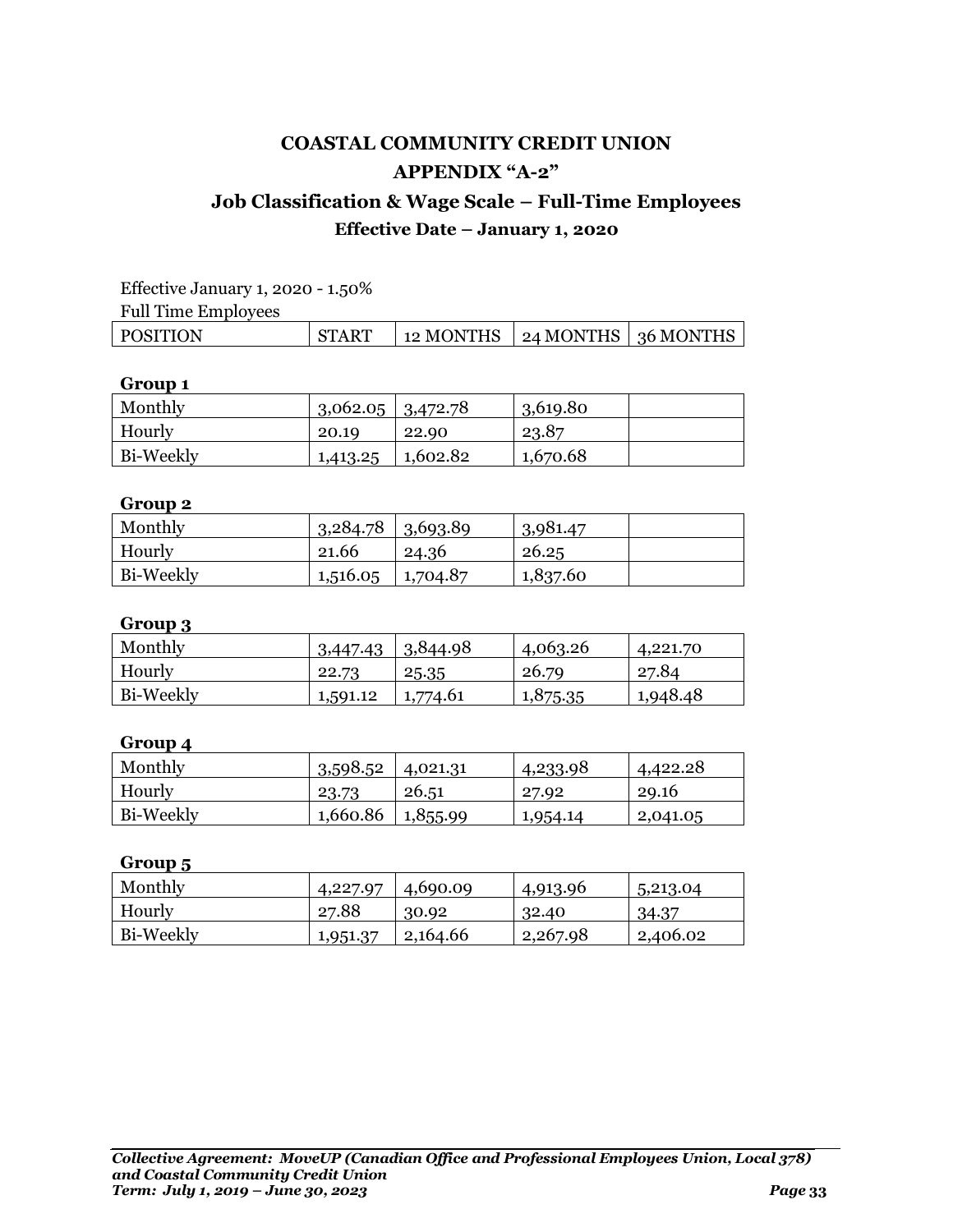# COASTAL COMMUNITY CREDIT UNION

## APPENDIX "A-2"

## Job Classification & Wage Scale – Full-Time Employees

### Effective Date – January 1, 2020

Effective January 1, 2020 - 1.50%

Full Time Employees

| POSITION | START | 12 MONTHS | 24 MONTHS | 36 MONTHS |
|---|---|---|---|---|

**Group 1**

| | | | | |
|---|---|---|---|---|
| Monthly | 3,062.05 | 3,472.78 | 3,619.80 | |
| Hourly | 20.19 | 22.90 | 23.87 | |
| Bi-Weekly | 1,413.25 | 1,602.82 | 1,670.68 | |

**Group 2**

| | | | | |
|---|---|---|---|---|
| Monthly | 3,284.78 | 3,693.89 | 3,981.47 | |
| Hourly | 21.66 | 24.36 | 26.25 | |
| Bi-Weekly | 1,516.05 | 1,704.87 | 1,837.60 | |

**Group 3**

| | | | | |
|---|---|---|---|---|
| Monthly | 3,447.43 | 3,844.98 | 4,063.26 | 4,221.70 |
| Hourly | 22.73 | 25.35 | 26.79 | 27.84 |
| Bi-Weekly | 1,591.12 | 1,774.61 | 1,875.35 | 1,948.48 |

**Group 4**

| | | | | |
|---|---|---|---|---|
| Monthly | 3,598.52 | 4,021.31 | 4,233.98 | 4,422.28 |
| Hourly | 23.73 | 26.51 | 27.92 | 29.16 |
| Bi-Weekly | 1,660.86 | 1,855.99 | 1,954.14 | 2,041.05 |

**Group 5**

| | | | | |
|---|---|---|---|---|
| Monthly | 4,227.97 | 4,690.09 | 4,913.96 | 5,213.04 |
| Hourly | 27.88 | 30.92 | 32.40 | 34.37 |
| Bi-Weekly | 1,951.37 | 2,164.66 | 2,267.98 | 2,406.02 |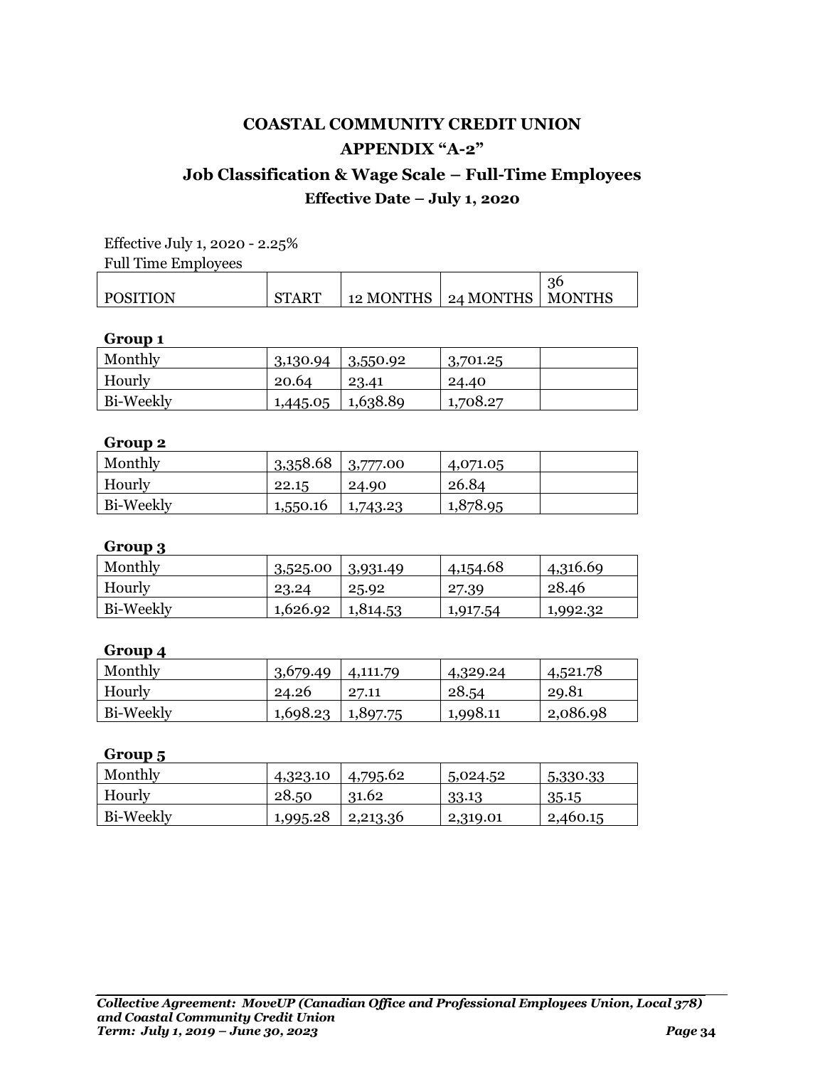# COASTAL COMMUNITY CREDIT UNION

## APPENDIX "A-2"

## Job Classification & Wage Scale – Full-Time Employees

### Effective Date – July 1, 2020

Effective July 1, 2020 - 2.25%

Full Time Employees

| POSITION | START | 12 MONTHS | 24 MONTHS | 36 MONTHS |
|---|---|---|---|---|

**Group 1**

| | | | | |
|---|---|---|---|---|
| Monthly | 3,130.94 | 3,550.92 | 3,701.25 | |
| Hourly | 20.64 | 23.41 | 24.40 | |
| Bi-Weekly | 1,445.05 | 1,638.89 | 1,708.27 | |

**Group 2**

| | | | | |
|---|---|---|---|---|
| Monthly | 3,358.68 | 3,777.00 | 4,071.05 | |
| Hourly | 22.15 | 24.90 | 26.84 | |
| Bi-Weekly | 1,550.16 | 1,743.23 | 1,878.95 | |

**Group 3**

| | | | | |
|---|---|---|---|---|
| Monthly | 3,525.00 | 3,931.49 | 4,154.68 | 4,316.69 |
| Hourly | 23.24 | 25.92 | 27.39 | 28.46 |
| Bi-Weekly | 1,626.92 | 1,814.53 | 1,917.54 | 1,992.32 |

**Group 4**

| | | | | |
|---|---|---|---|---|
| Monthly | 3,679.49 | 4,111.79 | 4,329.24 | 4,521.78 |
| Hourly | 24.26 | 27.11 | 28.54 | 29.81 |
| Bi-Weekly | 1,698.23 | 1,897.75 | 1,998.11 | 2,086.98 |

**Group 5**

| | | | | |
|---|---|---|---|---|
| Monthly | 4,323.10 | 4,795.62 | 5,024.52 | 5,330.33 |
| Hourly | 28.50 | 31.62 | 33.13 | 35.15 |
| Bi-Weekly | 1,995.28 | 2,213.36 | 2,319.01 | 2,460.15 |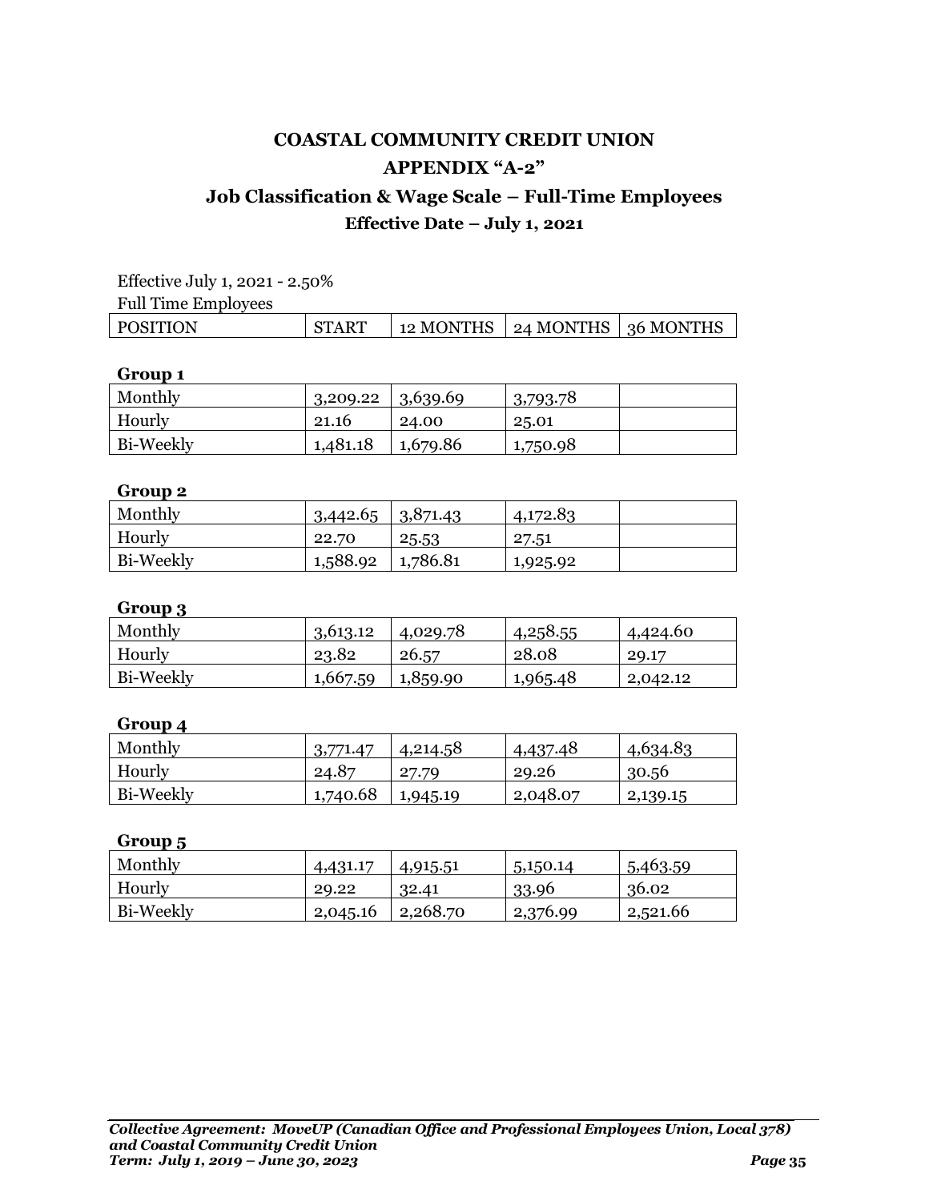# COASTAL COMMUNITY CREDIT UNION

## APPENDIX "A-2"

## Job Classification & Wage Scale – Full-Time Employees

### Effective Date – July 1, 2021

Effective July 1, 2021 - 2.50%

Full Time Employees

| POSITION | START | 12 MONTHS | 24 MONTHS | 36 MONTHS |
|---|---|---|---|---|

**Group 1**

| | | | | |
|---|---|---|---|---|
| Monthly | 3,209.22 | 3,639.69 | 3,793.78 | |
| Hourly | 21.16 | 24.00 | 25.01 | |
| Bi-Weekly | 1,481.18 | 1,679.86 | 1,750.98 | |

**Group 2**

| | | | | |
|---|---|---|---|---|
| Monthly | 3,442.65 | 3,871.43 | 4,172.83 | |
| Hourly | 22.70 | 25.53 | 27.51 | |
| Bi-Weekly | 1,588.92 | 1,786.81 | 1,925.92 | |

**Group 3**

| | | | | |
|---|---|---|---|---|
| Monthly | 3,613.12 | 4,029.78 | 4,258.55 | 4,424.60 |
| Hourly | 23.82 | 26.57 | 28.08 | 29.17 |
| Bi-Weekly | 1,667.59 | 1,859.90 | 1,965.48 | 2,042.12 |

**Group 4**

| | | | | |
|---|---|---|---|---|
| Monthly | 3,771.47 | 4,214.58 | 4,437.48 | 4,634.83 |
| Hourly | 24.87 | 27.79 | 29.26 | 30.56 |
| Bi-Weekly | 1,740.68 | 1,945.19 | 2,048.07 | 2,139.15 |

**Group 5**

| | | | | |
|---|---|---|---|---|
| Monthly | 4,431.17 | 4,915.51 | 5,150.14 | 5,463.59 |
| Hourly | 29.22 | 32.41 | 33.96 | 36.02 |
| Bi-Weekly | 2,045.16 | 2,268.70 | 2,376.99 | 2,521.66 |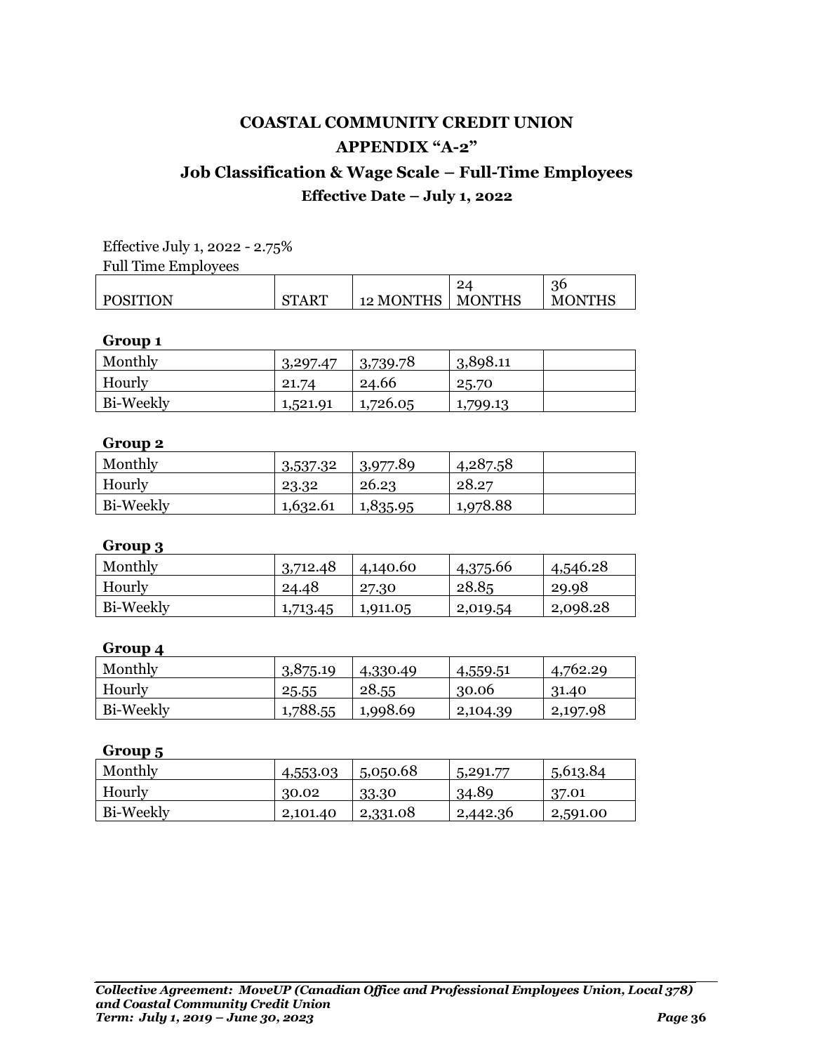# COASTAL COMMUNITY CREDIT UNION

## APPENDIX "A-2"

## Job Classification & Wage Scale – Full-Time Employees

### Effective Date – July 1, 2022

Effective July 1, 2022 - 2.75%

Full Time Employees

| POSITION | START | 12 MONTHS | 24 MONTHS | 36 MONTHS |
|---|---|---|---|---|

**Group 1**

| | | | | |
|---|---|---|---|---|
| Monthly | 3,297.47 | 3,739.78 | 3,898.11 | |
| Hourly | 21.74 | 24.66 | 25.70 | |
| Bi-Weekly | 1,521.91 | 1,726.05 | 1,799.13 | |

**Group 2**

| | | | | |
|---|---|---|---|---|
| Monthly | 3,537.32 | 3,977.89 | 4,287.58 | |
| Hourly | 23.32 | 26.23 | 28.27 | |
| Bi-Weekly | 1,632.61 | 1,835.95 | 1,978.88 | |

**Group 3**

| | | | | |
|---|---|---|---|---|
| Monthly | 3,712.48 | 4,140.60 | 4,375.66 | 4,546.28 |
| Hourly | 24.48 | 27.30 | 28.85 | 29.98 |
| Bi-Weekly | 1,713.45 | 1,911.05 | 2,019.54 | 2,098.28 |

**Group 4**

| | | | | |
|---|---|---|---|---|
| Monthly | 3,875.19 | 4,330.49 | 4,559.51 | 4,762.29 |
| Hourly | 25.55 | 28.55 | 30.06 | 31.40 |
| Bi-Weekly | 1,788.55 | 1,998.69 | 2,104.39 | 2,197.98 |

**Group 5**

| | | | | |
|---|---|---|---|---|
| Monthly | 4,553.03 | 5,050.68 | 5,291.77 | 5,613.84 |
| Hourly | 30.02 | 33.30 | 34.89 | 37.01 |
| Bi-Weekly | 2,101.40 | 2,331.08 | 2,442.36 | 2,591.00 |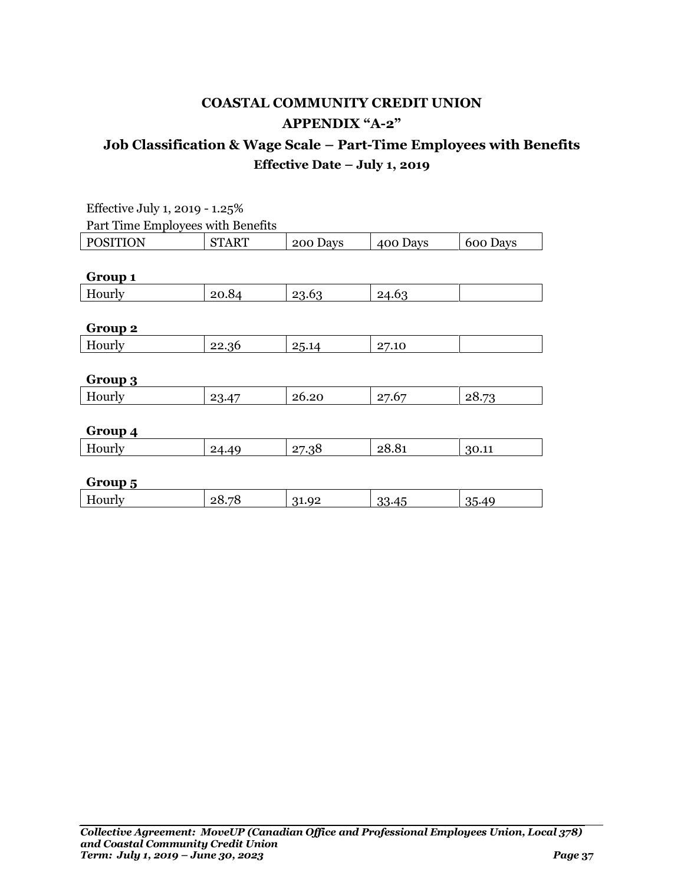# COASTAL COMMUNITY CREDIT UNION

## APPENDIX "A-2"

## Job Classification & Wage Scale – Part-Time Employees with Benefits

### Effective Date – July 1, 2019

Effective July 1, 2019 - 1.25%

Part Time Employees with Benefits

| POSITION | START | 200 Days | 400 Days | 600 Days |
|---|---|---|---|---|
| **Group 1** | | | | |
| Hourly | 20.84 | 23.63 | 24.63 | |
| **Group 2** | | | | |
| Hourly | 22.36 | 25.14 | 27.10 | |
| **Group 3** | | | | |
| Hourly | 23.47 | 26.20 | 27.67 | 28.73 |
| **Group 4** | | | | |
| Hourly | 24.49 | 27.38 | 28.81 | 30.11 |
| **Group 5** | | | | |
| Hourly | 28.78 | 31.92 | 33.45 | 35.49 |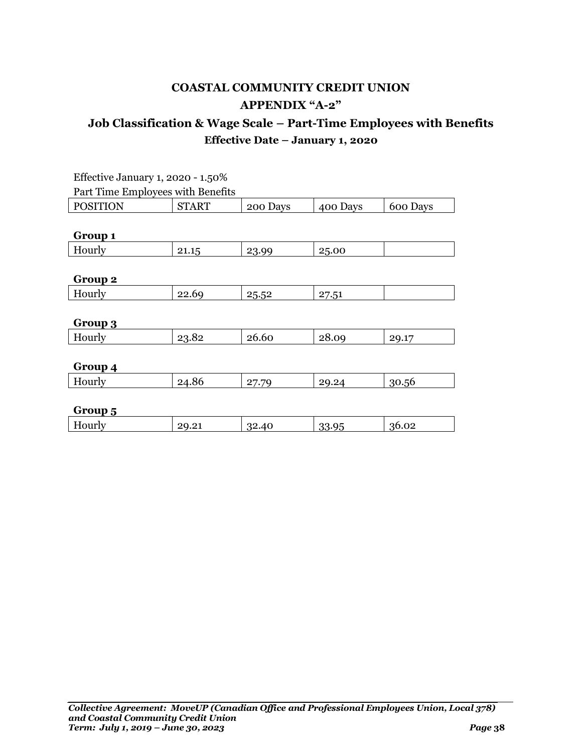# COASTAL COMMUNITY CREDIT UNION

## APPENDIX "A-2"

## Job Classification & Wage Scale – Part-Time Employees with Benefits

### Effective Date – January 1, 2020

Effective January 1, 2020 - 1.50%

Part Time Employees with Benefits

| POSITION | START | 200 Days | 400 Days | 600 Days |
|---|---|---|---|---|
| **Group 1** | | | | |
| Hourly | 21.15 | 23.99 | 25.00 | |
| **Group 2** | | | | |
| Hourly | 22.69 | 25.52 | 27.51 | |
| **Group 3** | | | | |
| Hourly | 23.82 | 26.60 | 28.09 | 29.17 |
| **Group 4** | | | | |
| Hourly | 24.86 | 27.79 | 29.24 | 30.56 |
| **Group 5** | | | | |
| Hourly | 29.21 | 32.40 | 33.95 | 36.02 |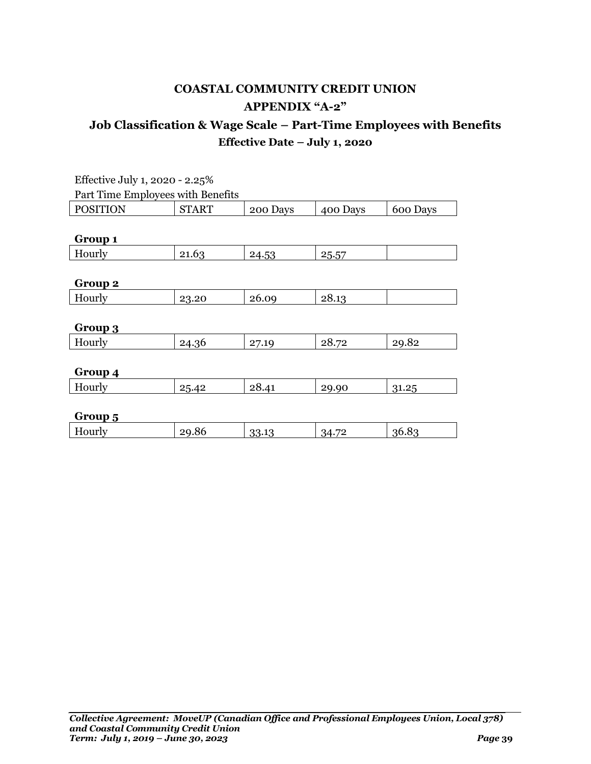# COASTAL COMMUNITY CREDIT UNION

## APPENDIX "A-2"

## Job Classification & Wage Scale – Part-Time Employees with Benefits

### Effective Date – July 1, 2020

Effective July 1, 2020 - 2.25%

Part Time Employees with Benefits

| POSITION | START | 200 Days | 400 Days | 600 Days |
|---|---|---|---|---|
| **Group 1** | | | | |
| Hourly | 21.63 | 24.53 | 25.57 | |
| **Group 2** | | | | |
| Hourly | 23.20 | 26.09 | 28.13 | |
| **Group 3** | | | | |
| Hourly | 24.36 | 27.19 | 28.72 | 29.82 |
| **Group 4** | | | | |
| Hourly | 25.42 | 28.41 | 29.90 | 31.25 |
| **Group 5** | | | | |
| Hourly | 29.86 | 33.13 | 34.72 | 36.83 |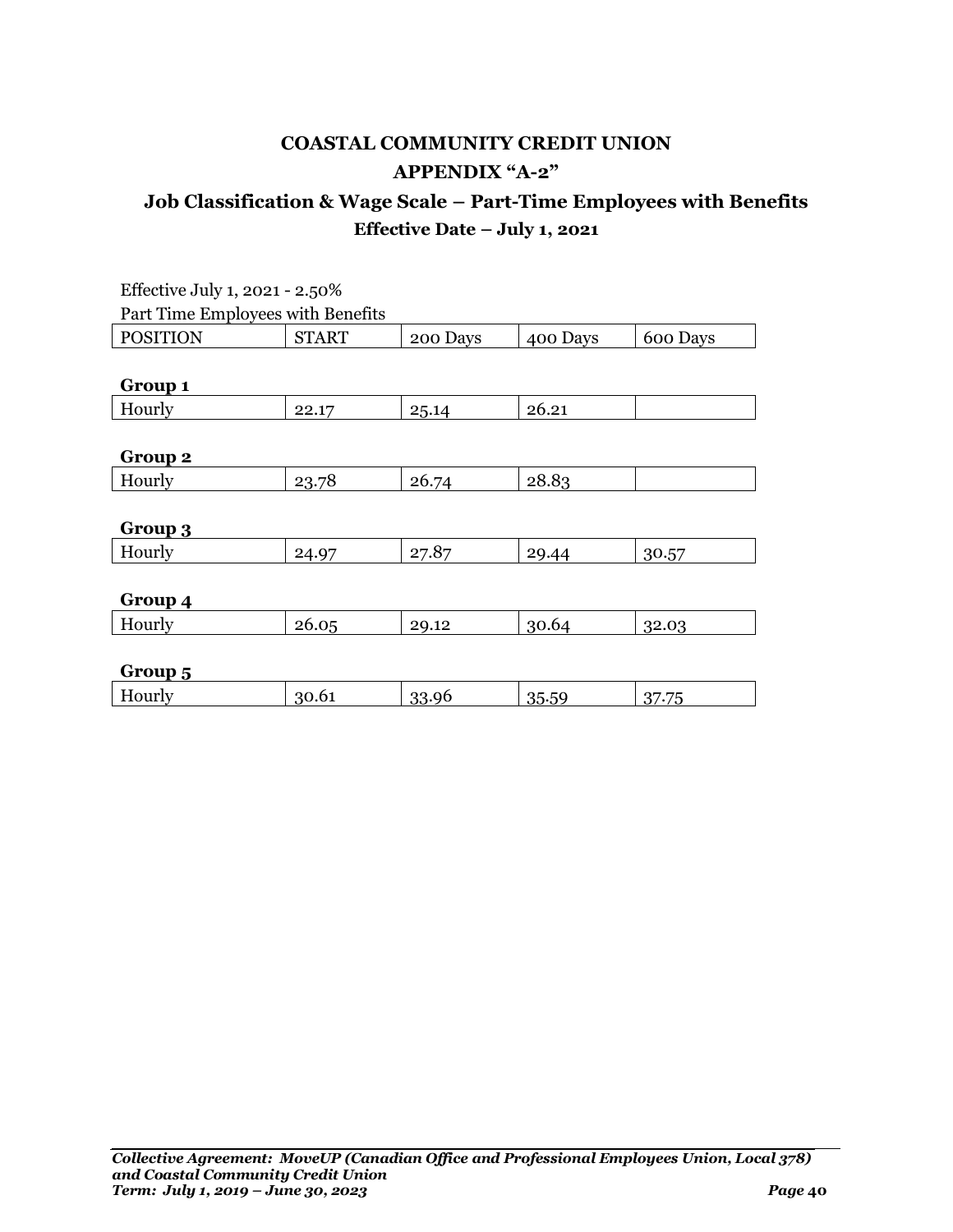# COASTAL COMMUNITY CREDIT UNION

## APPENDIX "A-2"

## Job Classification & Wage Scale – Part-Time Employees with Benefits

### Effective Date – July 1, 2021

Effective July 1, 2021 - 2.50%

Part Time Employees with Benefits

| POSITION | START | 200 Days | 400 Days | 600 Days |
|---|---|---|---|---|
| **Group 1** | | | | |
| Hourly | 22.17 | 25.14 | 26.21 | |
| **Group 2** | | | | |
| Hourly | 23.78 | 26.74 | 28.83 | |
| **Group 3** | | | | |
| Hourly | 24.97 | 27.87 | 29.44 | 30.57 |
| **Group 4** | | | | |
| Hourly | 26.05 | 29.12 | 30.64 | 32.03 |
| **Group 5** | | | | |
| Hourly | 30.61 | 33.96 | 35.59 | 37.75 |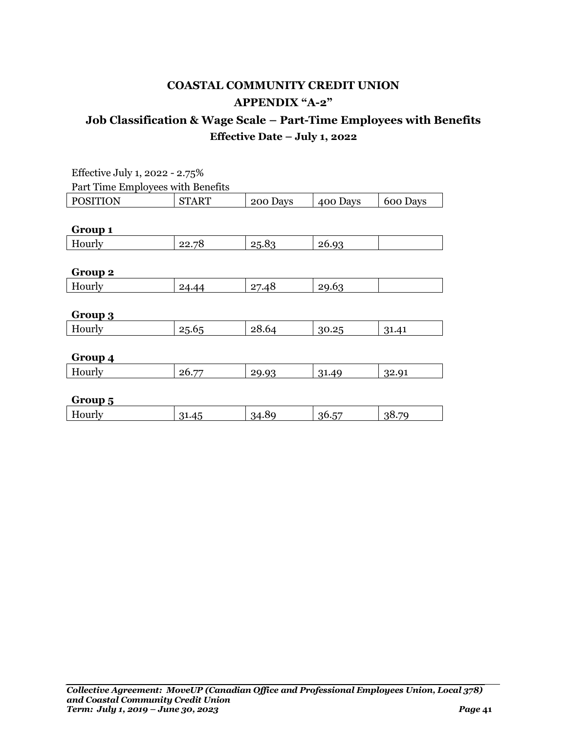# COASTAL COMMUNITY CREDIT UNION

## APPENDIX "A-2"

## Job Classification & Wage Scale – Part-Time Employees with Benefits

### Effective Date – July 1, 2022

Effective July 1, 2022 - 2.75%

Part Time Employees with Benefits

| POSITION | START | 200 Days | 400 Days | 600 Days |
|---|---|---|---|---|
| **Group 1** | | | | |
| Hourly | 22.78 | 25.83 | 26.93 | |
| **Group 2** | | | | |
| Hourly | 24.44 | 27.48 | 29.63 | |
| **Group 3** | | | | |
| Hourly | 25.65 | 28.64 | 30.25 | 31.41 |
| **Group 4** | | | | |
| Hourly | 26.77 | 29.93 | 31.49 | 32.91 |
| **Group 5** | | | | |
| Hourly | 31.45 | 34.89 | 36.57 | 38.79 |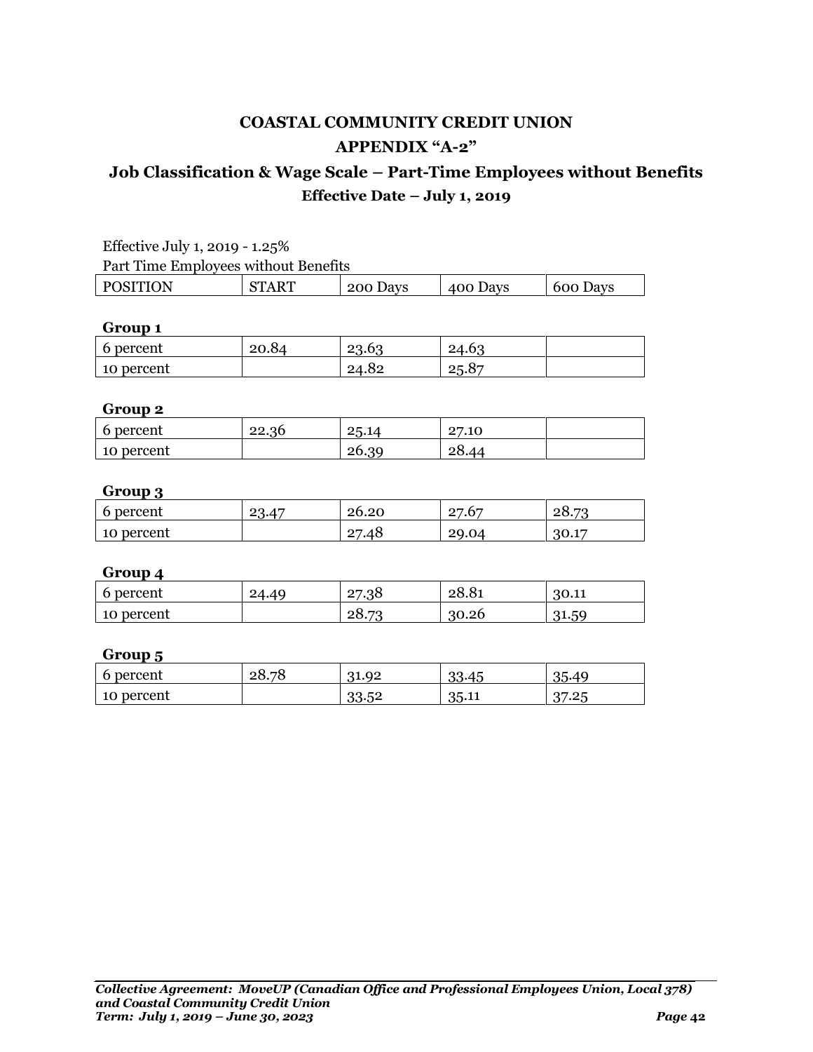# COASTAL COMMUNITY CREDIT UNION

## APPENDIX "A-2"

## Job Classification & Wage Scale – Part-Time Employees without Benefits

### Effective Date – July 1, 2019

Effective July 1, 2019 - 1.25%

Part Time Employees without Benefits

| POSITION | START | 200 Days | 400 Days | 600 Days |
|---|---|---|---|---|
| **Group 1** | | | | |
| 6 percent | 20.84 | 23.63 | 24.63 | |
| 10 percent | | 24.82 | 25.87 | |
| **Group 2** | | | | |
| 6 percent | 22.36 | 25.14 | 27.10 | |
| 10 percent | | 26.39 | 28.44 | |
| **Group 3** | | | | |
| 6 percent | 23.47 | 26.20 | 27.67 | 28.73 |
| 10 percent | | 27.48 | 29.04 | 30.17 |
| **Group 4** | | | | |
| 6 percent | 24.49 | 27.38 | 28.81 | 30.11 |
| 10 percent | | 28.73 | 30.26 | 31.59 |
| **Group 5** | | | | |
| 6 percent | 28.78 | 31.92 | 33.45 | 35.49 |
| 10 percent | | 33.52 | 35.11 | 37.25 |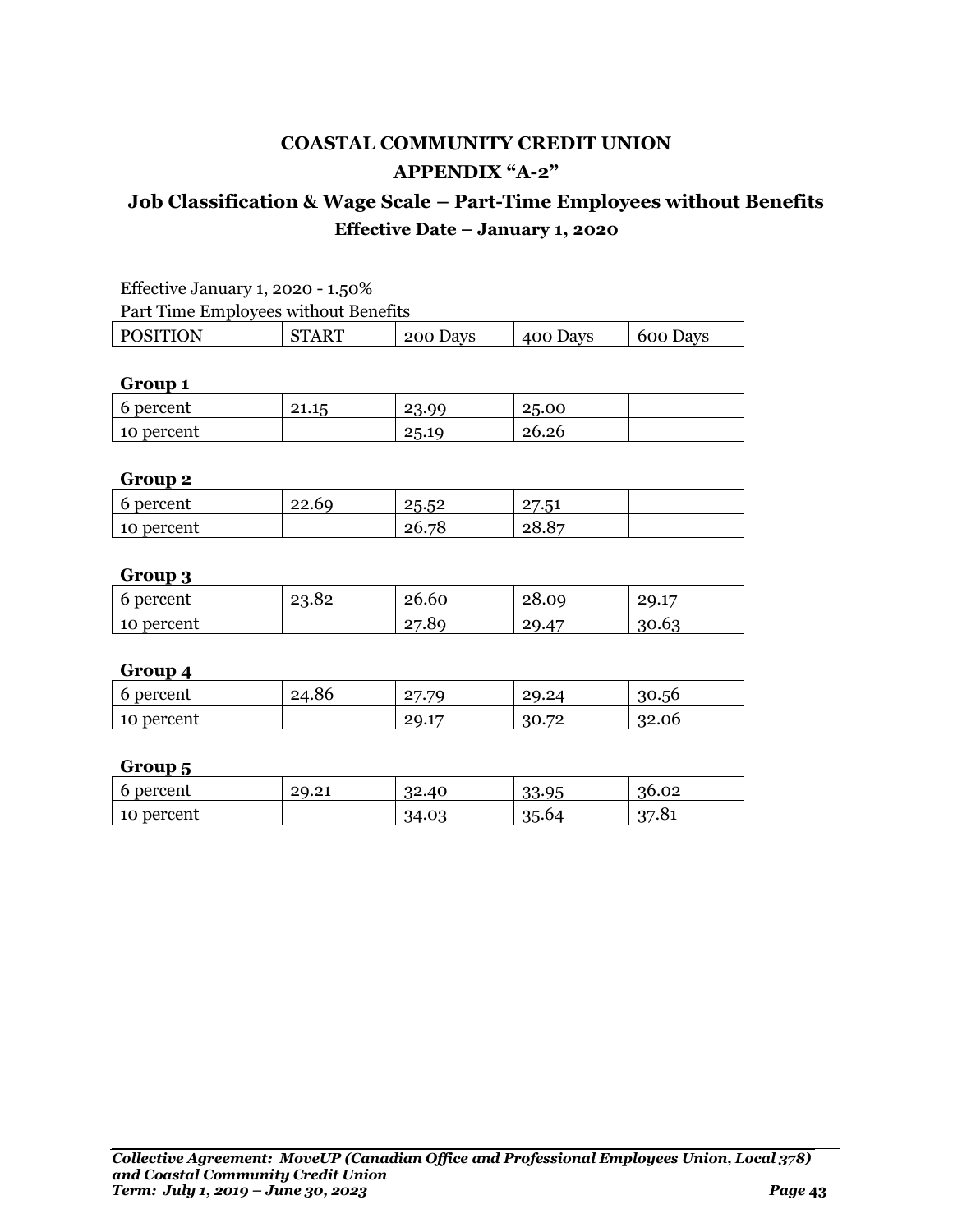# COASTAL COMMUNITY CREDIT UNION

## APPENDIX “A-2”

## Job Classification & Wage Scale – Part-Time Employees without Benefits

### Effective Date – January 1, 2020

Effective January 1, 2020 - 1.50%

Part Time Employees without Benefits

| POSITION | START | 200 Days | 400 Days | 600 Days |
|---|---|---|---|---|

**Group 1**

| | | | | |
|---|---|---|---|---|
| 6 percent | 21.15 | 23.99 | 25.00 | |
| 10 percent | | 25.19 | 26.26 | |

**Group 2**

| | | | | |
|---|---|---|---|---|
| 6 percent | 22.69 | 25.52 | 27.51 | |
| 10 percent | | 26.78 | 28.87 | |

**Group 3**

| | | | | |
|---|---|---|---|---|
| 6 percent | 23.82 | 26.60 | 28.09 | 29.17 |
| 10 percent | | 27.89 | 29.47 | 30.63 |

**Group 4**

| | | | | |
|---|---|---|---|---|
| 6 percent | 24.86 | 27.79 | 29.24 | 30.56 |
| 10 percent | | 29.17 | 30.72 | 32.06 |

**Group 5**

| | | | | |
|---|---|---|---|---|
| 6 percent | 29.21 | 32.40 | 33.95 | 36.02 |
| 10 percent | | 34.03 | 35.64 | 37.81 |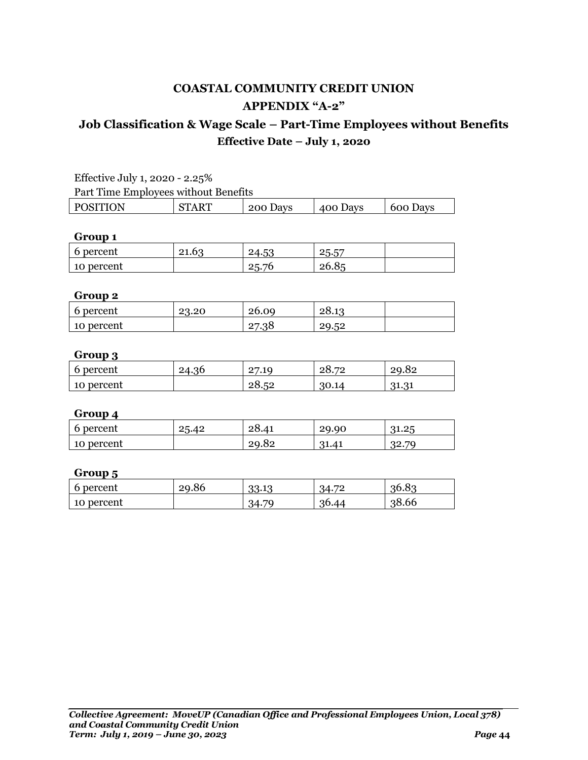# COASTAL COMMUNITY CREDIT UNION

## APPENDIX "A-2"

## Job Classification & Wage Scale – Part-Time Employees without Benefits

### Effective Date – July 1, 2020

Effective July 1, 2020 - 2.25%

Part Time Employees without Benefits

| POSITION | START | 200 Days | 400 Days | 600 Days |
|---|---|---|---|---|
| **Group 1** | | | | |
| 6 percent | 21.63 | 24.53 | 25.57 | |
| 10 percent | | 25.76 | 26.85 | |
| **Group 2** | | | | |
| 6 percent | 23.20 | 26.09 | 28.13 | |
| 10 percent | | 27.38 | 29.52 | |
| **Group 3** | | | | |
| 6 percent | 24.36 | 27.19 | 28.72 | 29.82 |
| 10 percent | | 28.52 | 30.14 | 31.31 |
| **Group 4** | | | | |
| 6 percent | 25.42 | 28.41 | 29.90 | 31.25 |
| 10 percent | | 29.82 | 31.41 | 32.79 |
| **Group 5** | | | | |
| 6 percent | 29.86 | 33.13 | 34.72 | 36.83 |
| 10 percent | | 34.79 | 36.44 | 38.66 |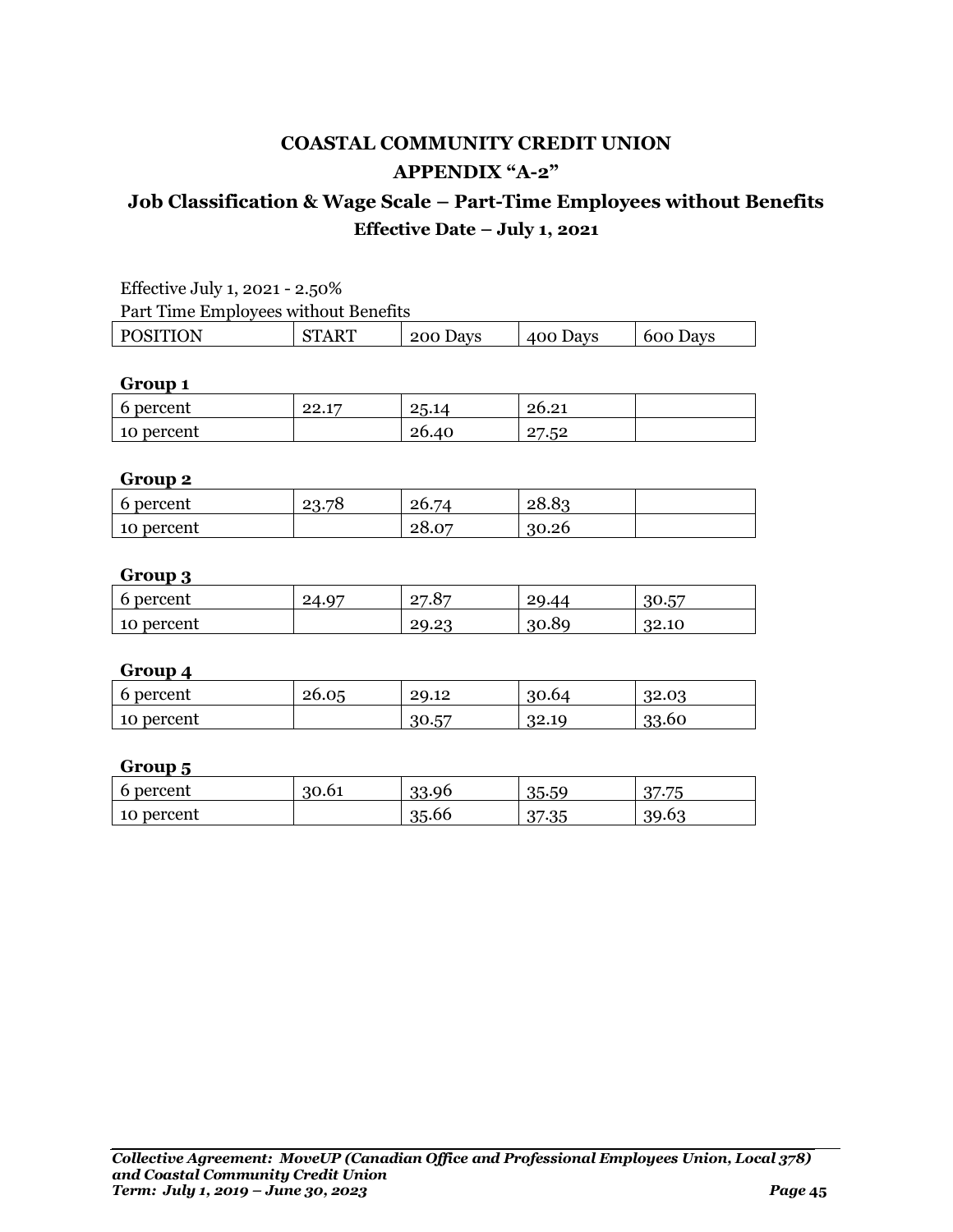# COASTAL COMMUNITY CREDIT UNION

## APPENDIX "A-2"

## Job Classification & Wage Scale – Part-Time Employees without Benefits

### Effective Date – July 1, 2021

Effective July 1, 2021 - 2.50%

Part Time Employees without Benefits

| POSITION | START | 200 Days | 400 Days | 600 Days |
|---|---|---|---|---|

**Group 1**

| | | | | |
|---|---|---|---|---|
| 6 percent | 22.17 | 25.14 | 26.21 | |
| 10 percent | | 26.40 | 27.52 | |

**Group 2**

| | | | | |
|---|---|---|---|---|
| 6 percent | 23.78 | 26.74 | 28.83 | |
| 10 percent | | 28.07 | 30.26 | |

**Group 3**

| | | | | |
|---|---|---|---|---|
| 6 percent | 24.97 | 27.87 | 29.44 | 30.57 |
| 10 percent | | 29.23 | 30.89 | 32.10 |

**Group 4**

| | | | | |
|---|---|---|---|---|
| 6 percent | 26.05 | 29.12 | 30.64 | 32.03 |
| 10 percent | | 30.57 | 32.19 | 33.60 |

**Group 5**

| | | | | |
|---|---|---|---|---|
| 6 percent | 30.61 | 33.96 | 35.59 | 37.75 |
| 10 percent | | 35.66 | 37.35 | 39.63 |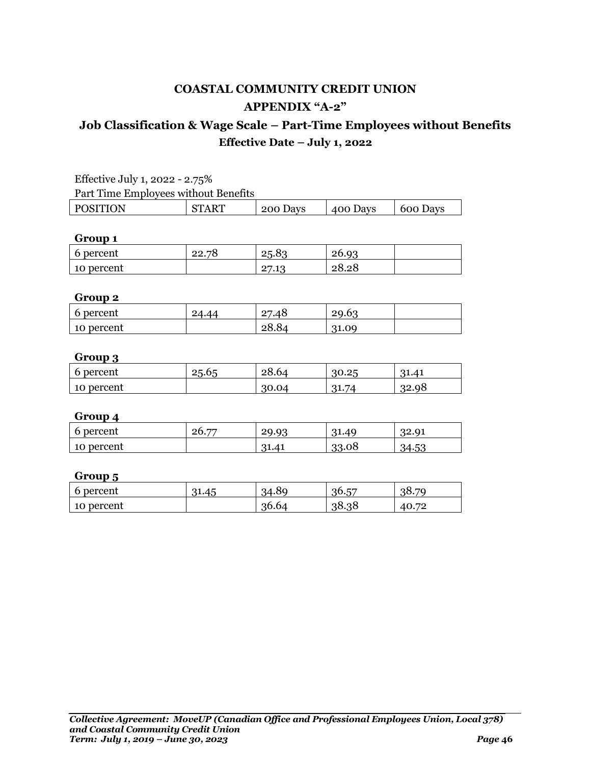# COASTAL COMMUNITY CREDIT UNION

## APPENDIX "A-2"

## Job Classification & Wage Scale – Part-Time Employees without Benefits

### Effective Date – July 1, 2022

Effective July 1, 2022 - 2.75%

Part Time Employees without Benefits

| POSITION | START | 200 Days | 400 Days | 600 Days |
|---|---|---|---|---|

**Group 1**

| | | | | |
|---|---|---|---|---|
| 6 percent | 22.78 | 25.83 | 26.93 | |
| 10 percent | | 27.13 | 28.28 | |

**Group 2**

| | | | | |
|---|---|---|---|---|
| 6 percent | 24.44 | 27.48 | 29.63 | |
| 10 percent | | 28.84 | 31.09 | |

**Group 3**

| | | | | |
|---|---|---|---|---|
| 6 percent | 25.65 | 28.64 | 30.25 | 31.41 |
| 10 percent | | 30.04 | 31.74 | 32.98 |

**Group 4**

| | | | | |
|---|---|---|---|---|
| 6 percent | 26.77 | 29.93 | 31.49 | 32.91 |
| 10 percent | | 31.41 | 33.08 | 34.53 |

**Group 5**

| | | | | |
|---|---|---|---|---|
| 6 percent | 31.45 | 34.89 | 36.57 | 38.79 |
| 10 percent | | 36.64 | 38.38 | 40.72 |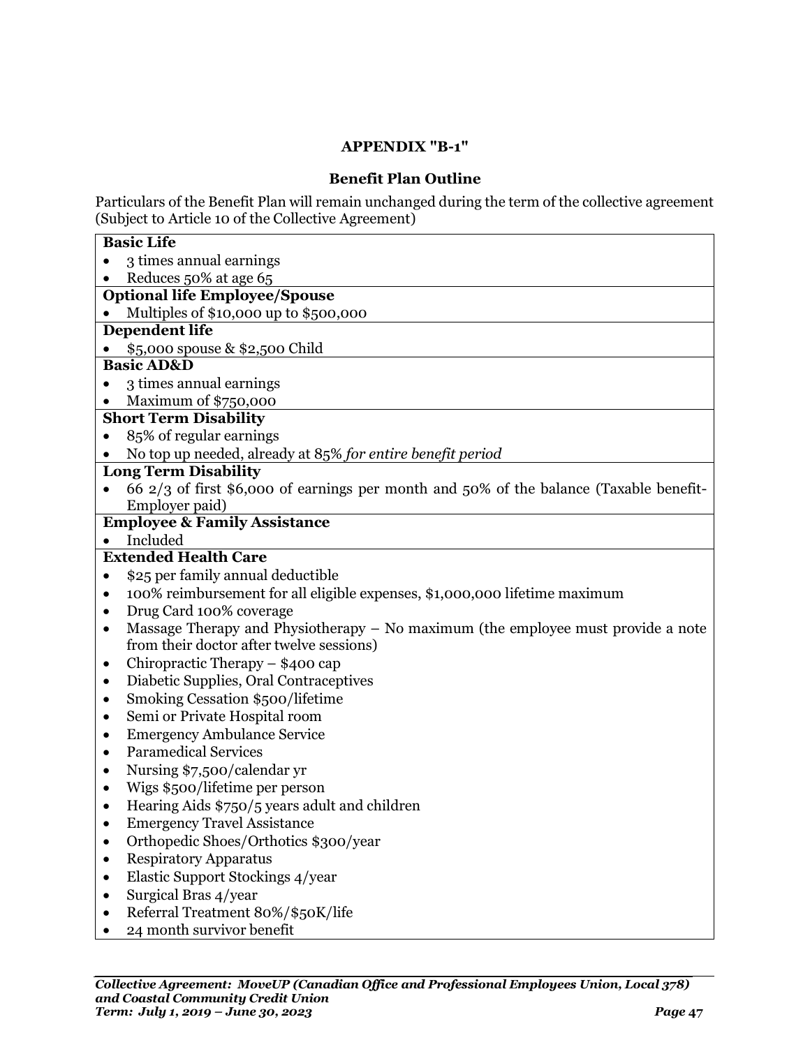## APPENDIX "B-1"

### Benefit Plan Outline

Particulars of the Benefit Plan will remain unchanged during the term of the collective agreement (Subject to Article 10 of the Collective Agreement)

**Basic Life**

- 3 times annual earnings
- Reduces 50% at age 65

**Optional life Employee/Spouse**

- Multiples of $10,000 up to $500,000

**Dependent life**

- $5,000 spouse & $2,500 Child

**Basic AD&D**

- 3 times annual earnings
- Maximum of $750,000

**Short Term Disability**

- 85% of regular earnings
- No top up needed, already at 85% *for entire benefit period*

**Long Term Disability**

- 66 2/3 of first $6,000 of earnings per month and 50% of the balance (Taxable benefit-Employer paid)

**Employee & Family Assistance**

- Included

**Extended Health Care**

- $25 per family annual deductible
- 100% reimbursement for all eligible expenses, $1,000,000 lifetime maximum
- Drug Card 100% coverage
- Massage Therapy and Physiotherapy – No maximum (the employee must provide a note from their doctor after twelve sessions)
- Chiropractic Therapy – $400 cap
- Diabetic Supplies, Oral Contraceptives
- Smoking Cessation $500/lifetime
- Semi or Private Hospital room
- Emergency Ambulance Service
- Paramedical Services
- Nursing $7,500/calendar yr
- Wigs $500/lifetime per person
- Hearing Aids $750/5 years adult and children
- Emergency Travel Assistance
- Orthopedic Shoes/Orthotics $300/year
- Respiratory Apparatus
- Elastic Support Stockings 4/year
- Surgical Bras 4/year
- Referral Treatment 80%/$50K/life
- 24 month survivor benefit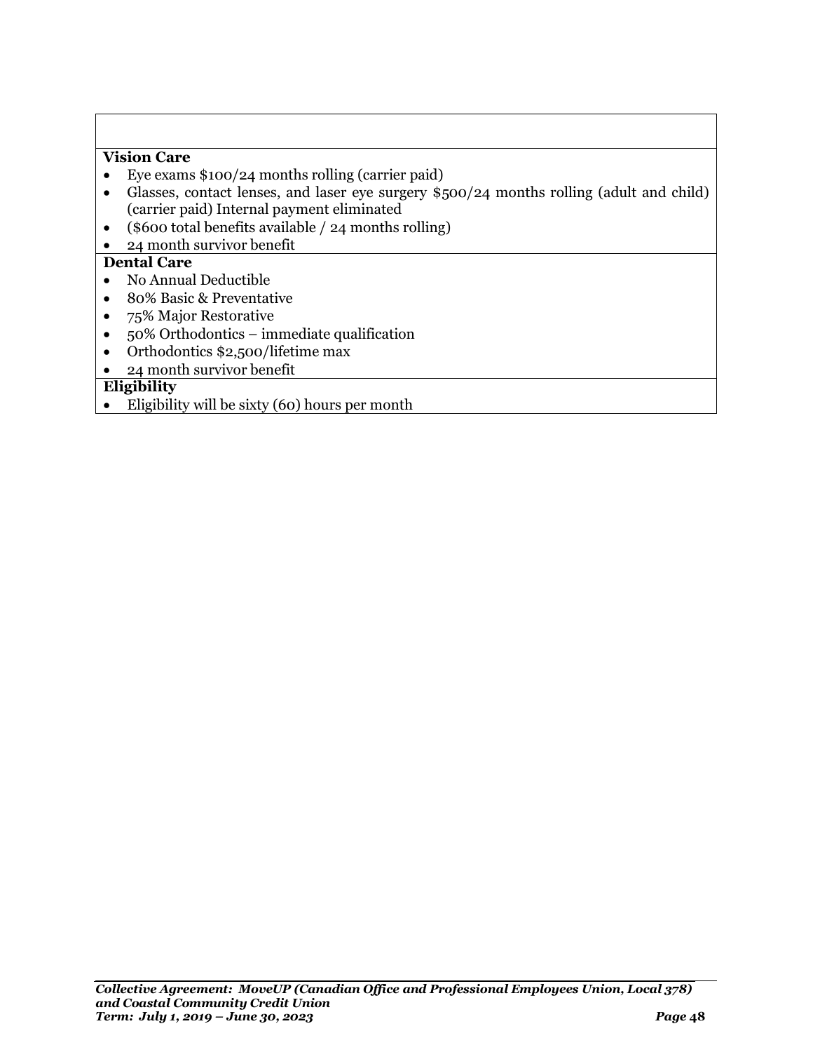**Vision Care**

- Eye exams $100/24 months rolling (carrier paid)
- Glasses, contact lenses, and laser eye surgery $500/24 months rolling (adult and child) (carrier paid) Internal payment eliminated
- ($600 total benefits available / 24 months rolling)
- 24 month survivor benefit

**Dental Care**

- No Annual Deductible
- 80% Basic & Preventative
- 75% Major Restorative
- 50% Orthodontics – immediate qualification
- Orthodontics $2,500/lifetime max
- 24 month survivor benefit

**Eligibility**

- Eligibility will be sixty (60) hours per month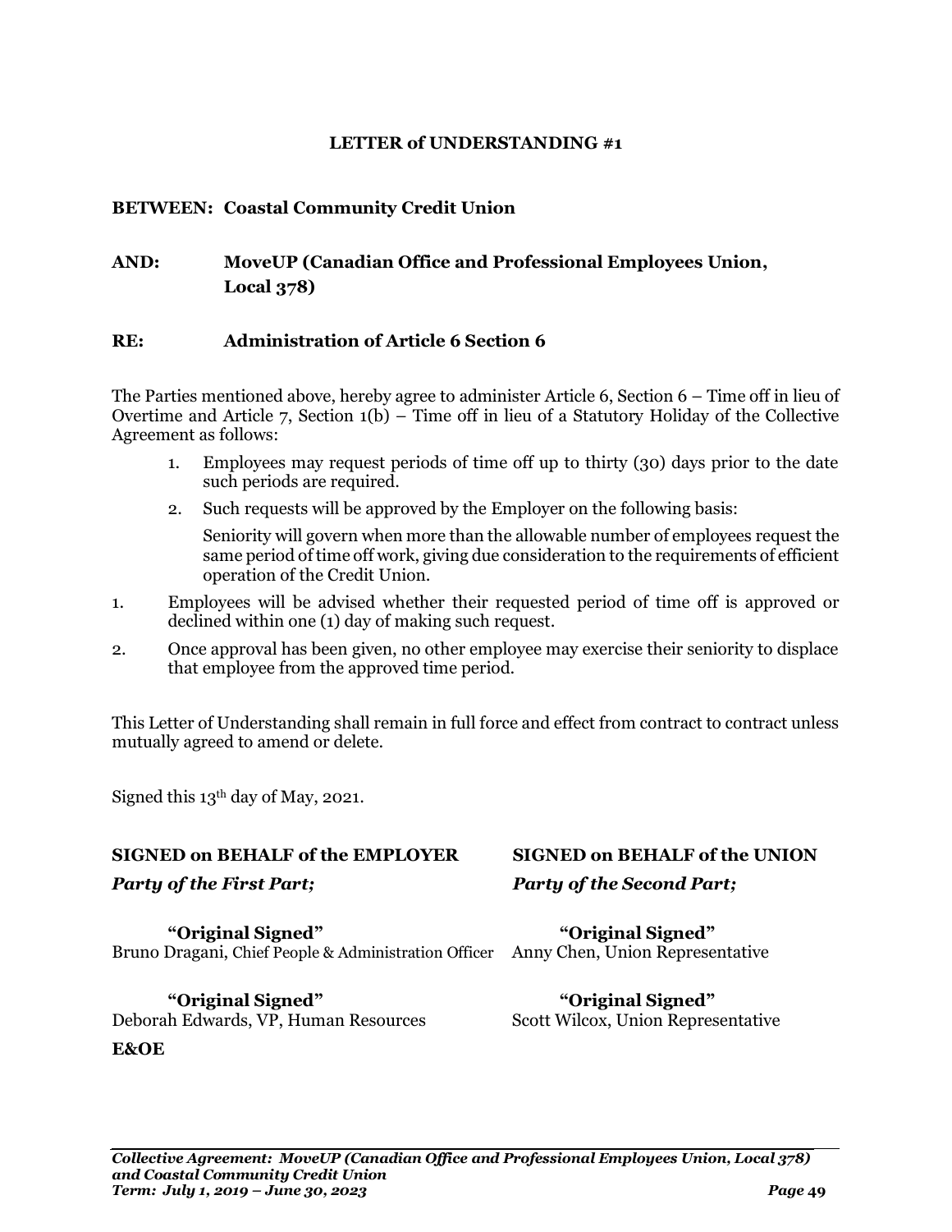**LETTER of UNDERSTANDING #1**

**BETWEEN: Coastal Community Credit Union**

**AND: MoveUP (Canadian Office and Professional Employees Union, Local 378)**

**RE: Administration of Article 6 Section 6**

The Parties mentioned above, hereby agree to administer Article 6, Section 6 – Time off in lieu of Overtime and Article 7, Section 1(b) – Time off in lieu of a Statutory Holiday of the Collective Agreement as follows:

1. Employees may request periods of time off up to thirty (30) days prior to the date such periods are required.
2. Such requests will be approved by the Employer on the following basis:

   Seniority will govern when more than the allowable number of employees request the same period of time off work, giving due consideration to the requirements of efficient operation of the Credit Union.

1. Employees will be advised whether their requested period of time off is approved or declined within one (1) day of making such request.
2. Once approval has been given, no other employee may exercise their seniority to displace that employee from the approved time period.

This Letter of Understanding shall remain in full force and effect from contract to contract unless mutually agreed to amend or delete.

Signed this 13th day of May, 2021.

**SIGNED on BEHALF of the EMPLOYER**
***Party of the First Part;***

**"Original Signed"**
Bruno Dragani, Chief People & Administration Officer

**"Original Signed"**
Deborah Edwards, VP, Human Resources

**SIGNED on BEHALF of the UNION**
***Party of the Second Part;***

**"Original Signed"**
Anny Chen, Union Representative

**"Original Signed"**
Scott Wilcox, Union Representative

**E&OE**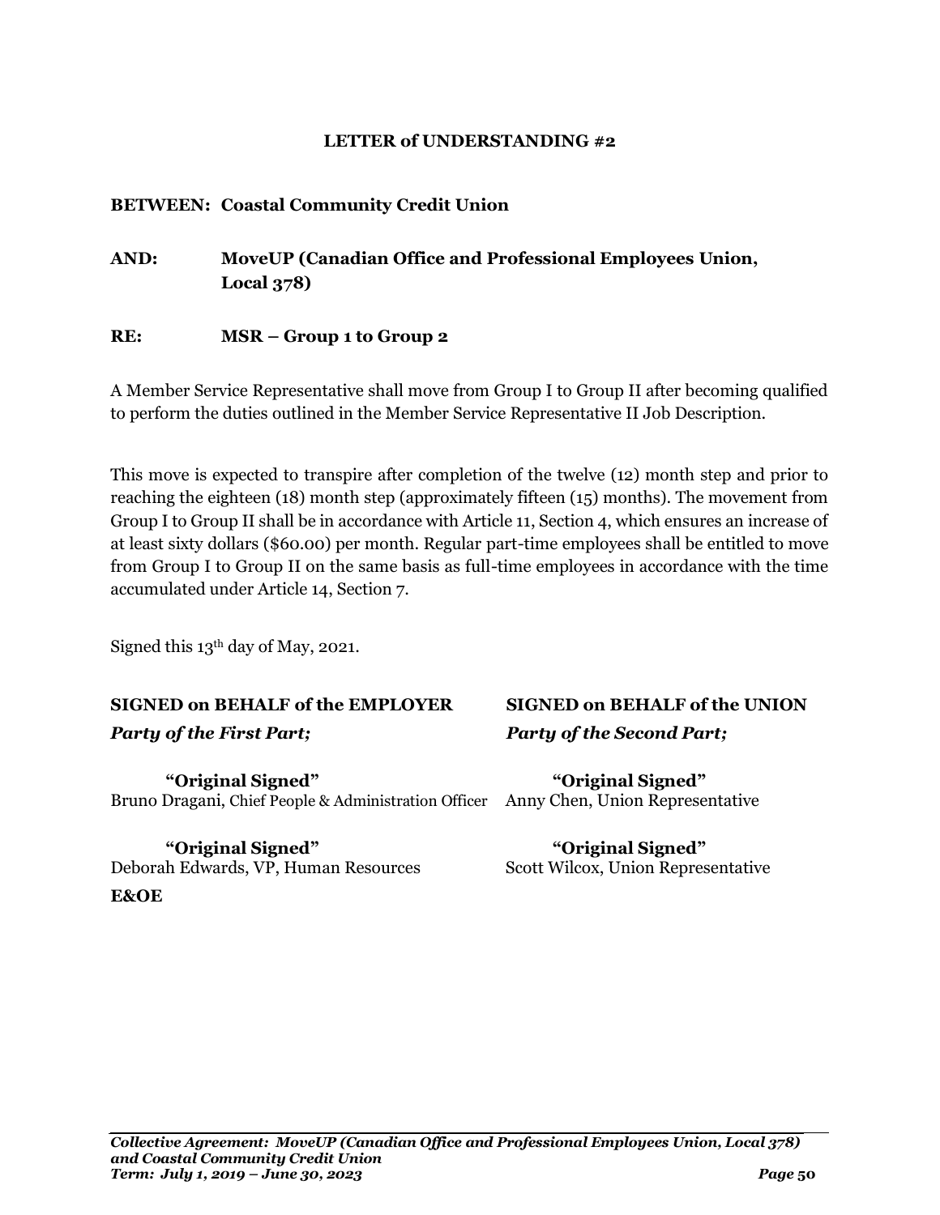## LETTER of UNDERSTANDING #2

**BETWEEN: Coastal Community Credit Union**

**AND: MoveUP (Canadian Office and Professional Employees Union, Local 378)**

**RE: MSR – Group 1 to Group 2**

A Member Service Representative shall move from Group I to Group II after becoming qualified to perform the duties outlined in the Member Service Representative II Job Description.

This move is expected to transpire after completion of the twelve (12) month step and prior to reaching the eighteen (18) month step (approximately fifteen (15) months). The movement from Group I to Group II shall be in accordance with Article 11, Section 4, which ensures an increase of at least sixty dollars ($60.00) per month. Regular part-time employees shall be entitled to move from Group I to Group II on the same basis as full-time employees in accordance with the time accumulated under Article 14, Section 7.

Signed this 13th day of May, 2021.

**SIGNED on BEHALF of the EMPLOYER**
***Party of the First Part;***

**"Original Signed"**
Bruno Dragani, Chief People & Administration Officer

**"Original Signed"**
Deborah Edwards, VP, Human Resources

**SIGNED on BEHALF of the UNION**
***Party of the Second Part;***

**"Original Signed"**
Anny Chen, Union Representative

**"Original Signed"**
Scott Wilcox, Union Representative

**E&OE**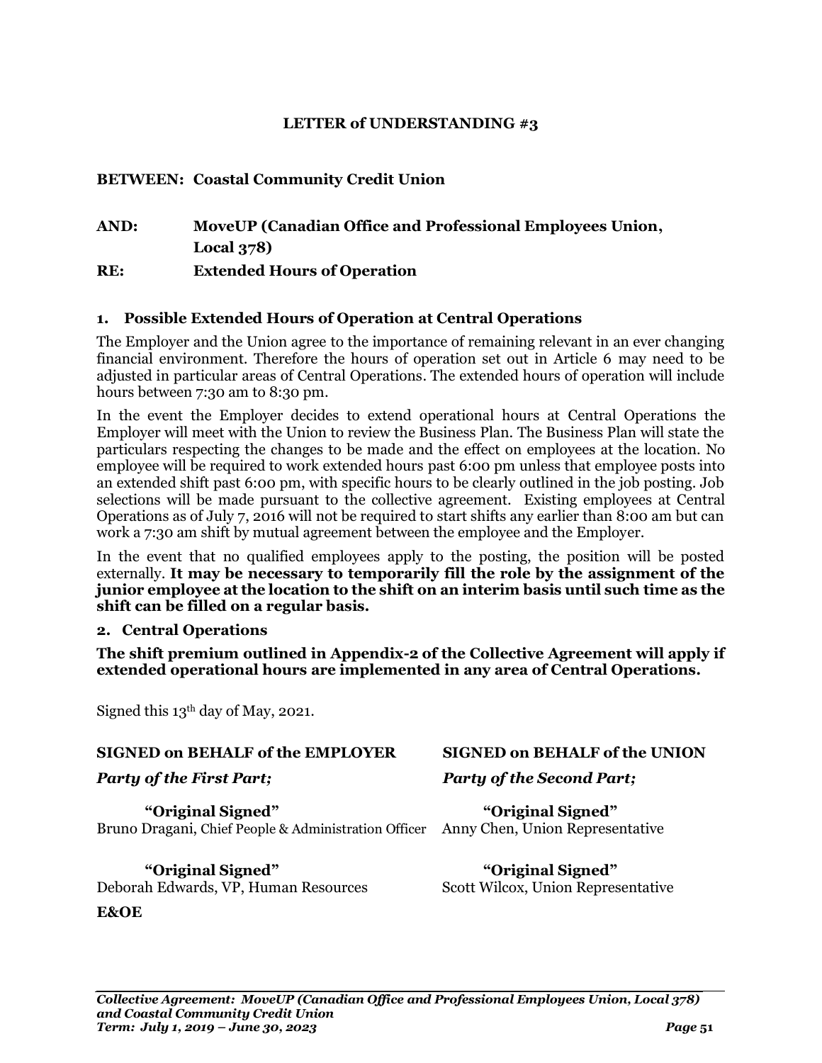# LETTER of UNDERSTANDING #3

**BETWEEN: Coastal Community Credit Union**

**AND: MoveUP (Canadian Office and Professional Employees Union, Local 378)**

**RE: Extended Hours of Operation**

## 1. Possible Extended Hours of Operation at Central Operations

The Employer and the Union agree to the importance of remaining relevant in an ever changing financial environment. Therefore the hours of operation set out in Article 6 may need to be adjusted in particular areas of Central Operations. The extended hours of operation will include hours between 7:30 am to 8:30 pm.

In the event the Employer decides to extend operational hours at Central Operations the Employer will meet with the Union to review the Business Plan. The Business Plan will state the particulars respecting the changes to be made and the effect on employees at the location. No employee will be required to work extended hours past 6:00 pm unless that employee posts into an extended shift past 6:00 pm, with specific hours to be clearly outlined in the job posting. Job selections will be made pursuant to the collective agreement. Existing employees at Central Operations as of July 7, 2016 will not be required to start shifts any earlier than 8:00 am but can work a 7:30 am shift by mutual agreement between the employee and the Employer.

In the event that no qualified employees apply to the posting, the position will be posted externally. **It may be necessary to temporarily fill the role by the assignment of the junior employee at the location to the shift on an interim basis until such time as the shift can be filled on a regular basis.**

## 2. Central Operations

**The shift premium outlined in Appendix-2 of the Collective Agreement will apply if extended operational hours are implemented in any area of Central Operations.**

Signed this 13th day of May, 2021.

| **SIGNED on BEHALF of the EMPLOYER** | **SIGNED on BEHALF of the UNION** |
|---|---|
| ***Party of the First Part;*** | ***Party of the Second Part;*** |
| **"Original Signed"** | **"Original Signed"** |
| Bruno Dragani, Chief People & Administration Officer | Anny Chen, Union Representative |
| **"Original Signed"** | **"Original Signed"** |
| Deborah Edwards, VP, Human Resources | Scott Wilcox, Union Representative |

**E&OE**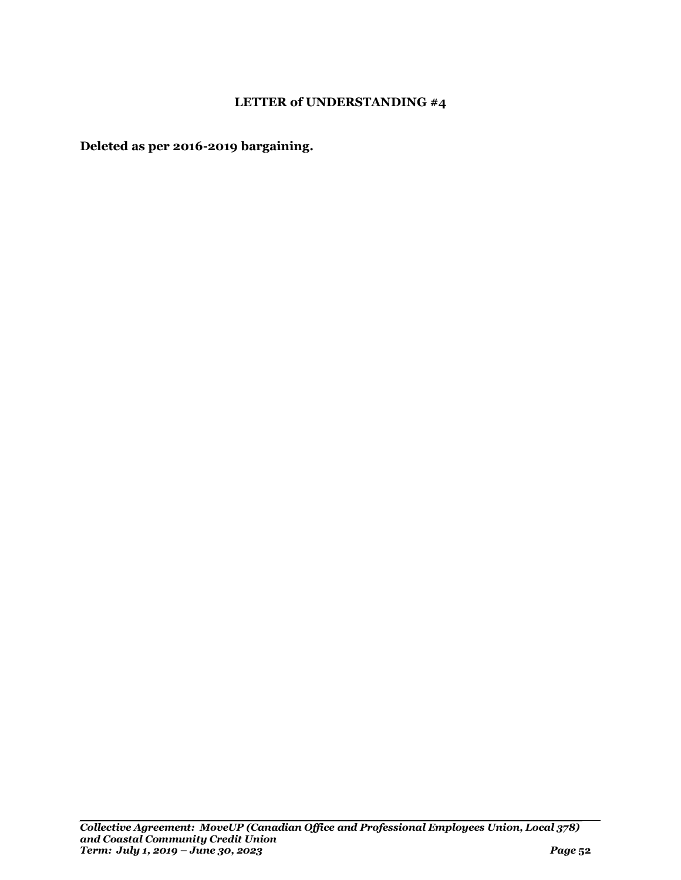## LETTER of UNDERSTANDING #4

**Deleted as per 2016-2019 bargaining.**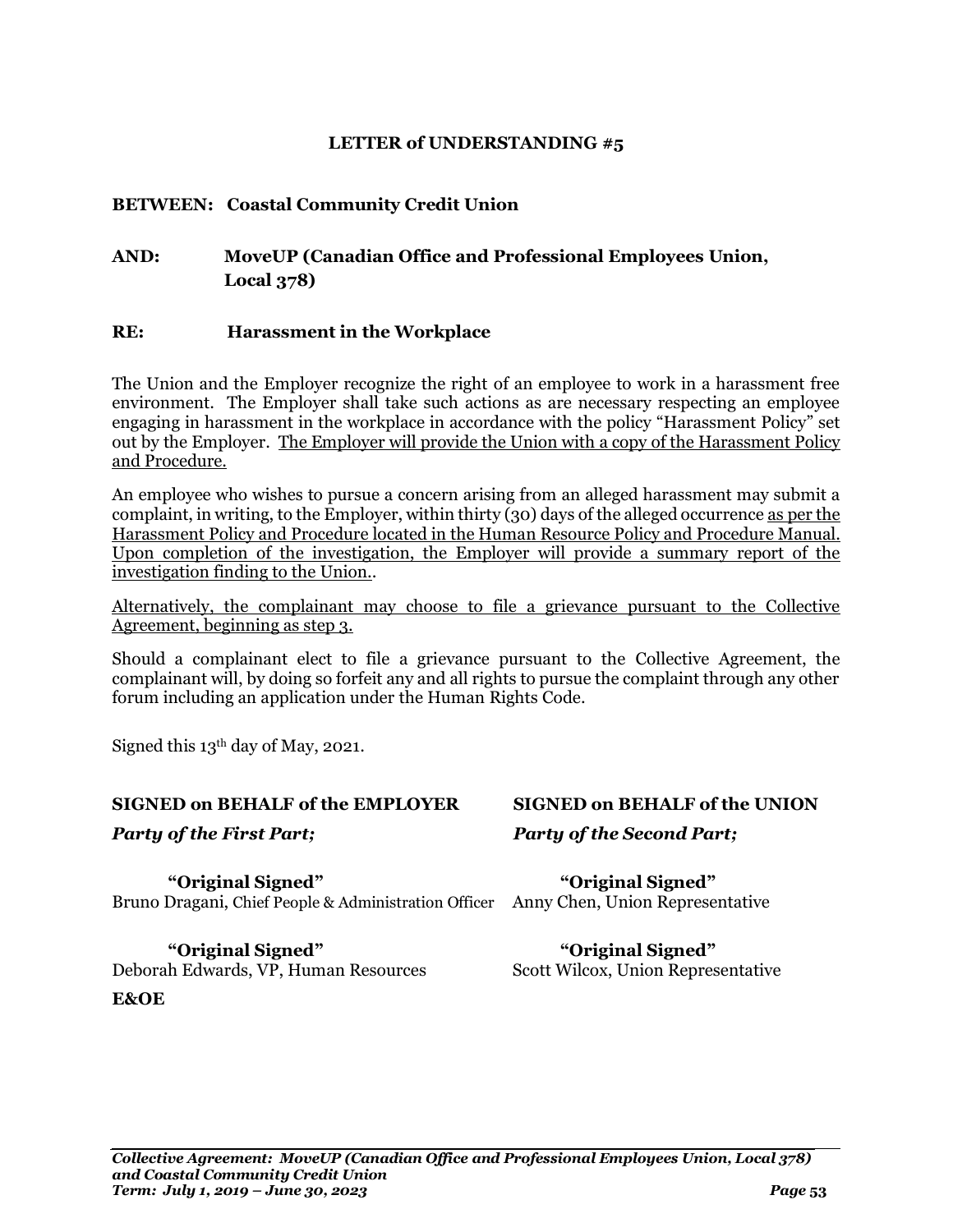## LETTER of UNDERSTANDING #5

**BETWEEN: Coastal Community Credit Union**

**AND: MoveUP (Canadian Office and Professional Employees Union, Local 378)**

**RE: Harassment in the Workplace**

The Union and the Employer recognize the right of an employee to work in a harassment free environment. The Employer shall take such actions as are necessary respecting an employee engaging in harassment in the workplace in accordance with the policy "Harassment Policy" set out by the Employer. <u>The Employer will provide the Union with a copy of the Harassment Policy and Procedure.</u>

An employee who wishes to pursue a concern arising from an alleged harassment may submit a complaint, in writing, to the Employer, within thirty (30) days of the alleged occurrence <u>as per the Harassment Policy and Procedure located in the Human Resource Policy and Procedure Manual. Upon completion of the investigation, the Employer will provide a summary report of the investigation finding to the Union.</u>.

<u>Alternatively, the complainant may choose to file a grievance pursuant to the Collective Agreement, beginning as step 3.</u>

Should a complainant elect to file a grievance pursuant to the Collective Agreement, the complainant will, by doing so forfeit any and all rights to pursue the complaint through any other forum including an application under the Human Rights Code.

Signed this 13th day of May, 2021.

| **SIGNED on BEHALF of the EMPLOYER** | **SIGNED on BEHALF of the UNION** |
|---|---|
| ***Party of the First Part;*** | ***Party of the Second Part;*** |
| **"Original Signed"**<br>Bruno Dragani, Chief People & Administration Officer | **"Original Signed"**<br>Anny Chen, Union Representative |
| **"Original Signed"**<br>Deborah Edwards, VP, Human Resources | **"Original Signed"**<br>Scott Wilcox, Union Representative |

**E&OE**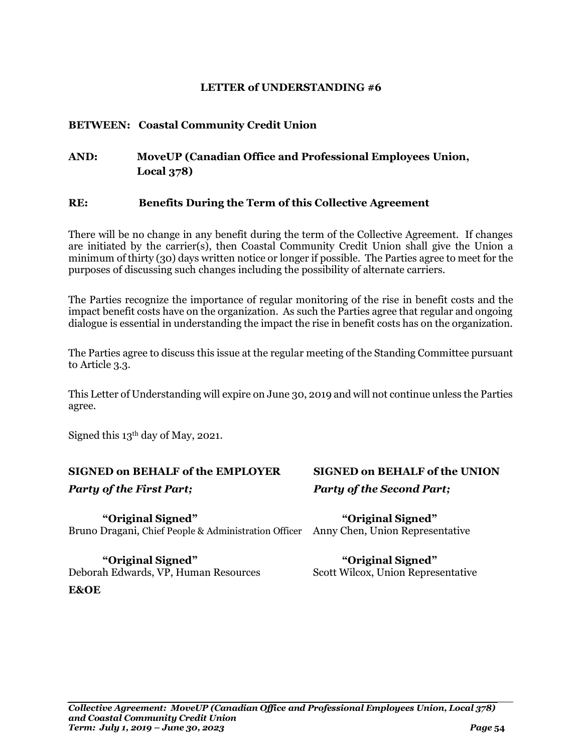# LETTER of UNDERSTANDING #6

**BETWEEN: Coastal Community Credit Union**

**AND: MoveUP (Canadian Office and Professional Employees Union, Local 378)**

**RE: Benefits During the Term of this Collective Agreement**

There will be no change in any benefit during the term of the Collective Agreement. If changes are initiated by the carrier(s), then Coastal Community Credit Union shall give the Union a minimum of thirty (30) days written notice or longer if possible. The Parties agree to meet for the purposes of discussing such changes including the possibility of alternate carriers.

The Parties recognize the importance of regular monitoring of the rise in benefit costs and the impact benefit costs have on the organization. As such the Parties agree that regular and ongoing dialogue is essential in understanding the impact the rise in benefit costs has on the organization.

The Parties agree to discuss this issue at the regular meeting of the Standing Committee pursuant to Article 3.3.

This Letter of Understanding will expire on June 30, 2019 and will not continue unless the Parties agree.

Signed this 13th day of May, 2021.

| **SIGNED on BEHALF of the EMPLOYER** | **SIGNED on BEHALF of the UNION** |
|---|---|
| ***Party of the First Part;*** | ***Party of the Second Part;*** |
| **"Original Signed"** | **"Original Signed"** |
| Bruno Dragani, Chief People & Administration Officer | Anny Chen, Union Representative |
| **"Original Signed"** | **"Original Signed"** |
| Deborah Edwards, VP, Human Resources | Scott Wilcox, Union Representative |

**E&OE**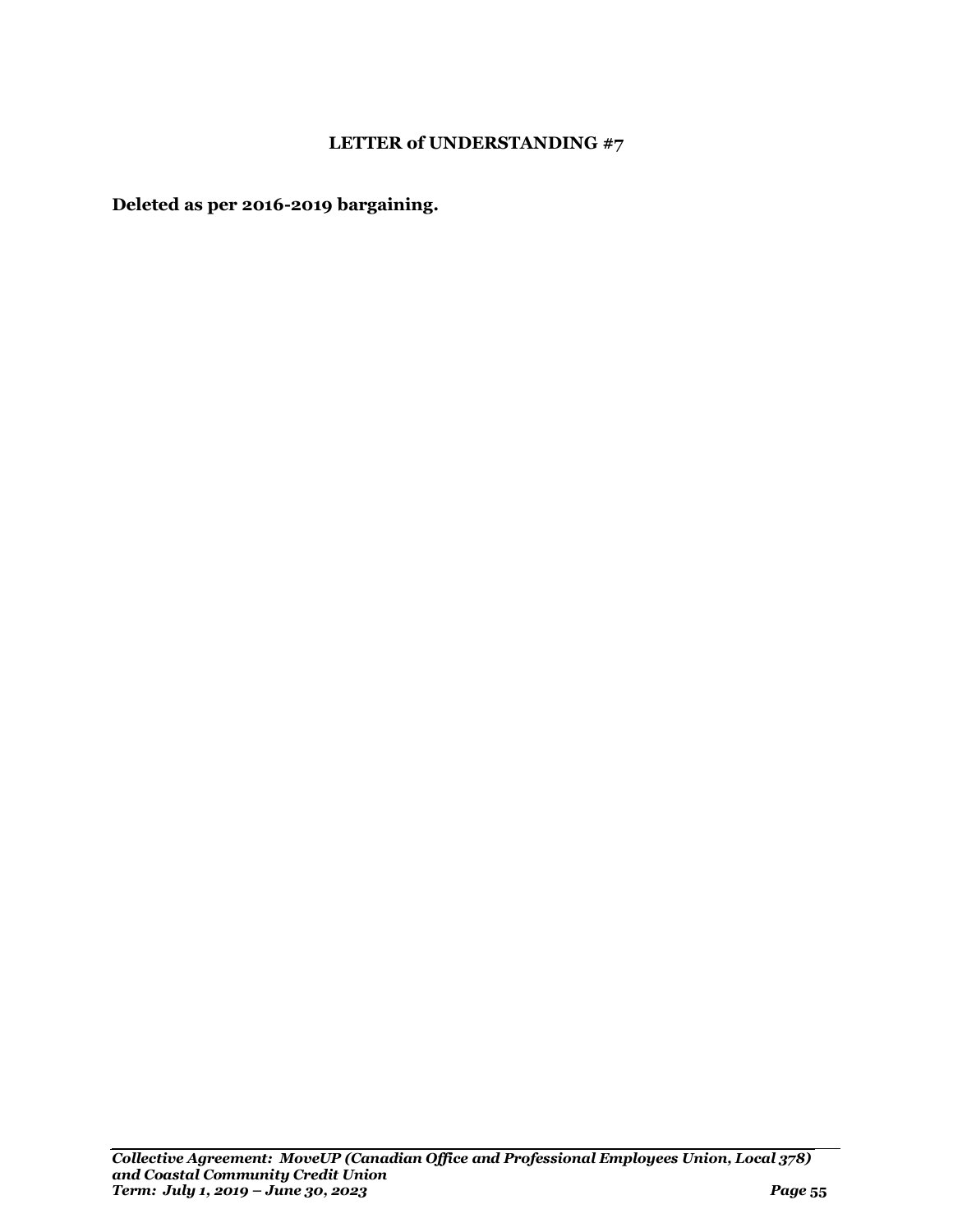## LETTER of UNDERSTANDING #7

**Deleted as per 2016-2019 bargaining.**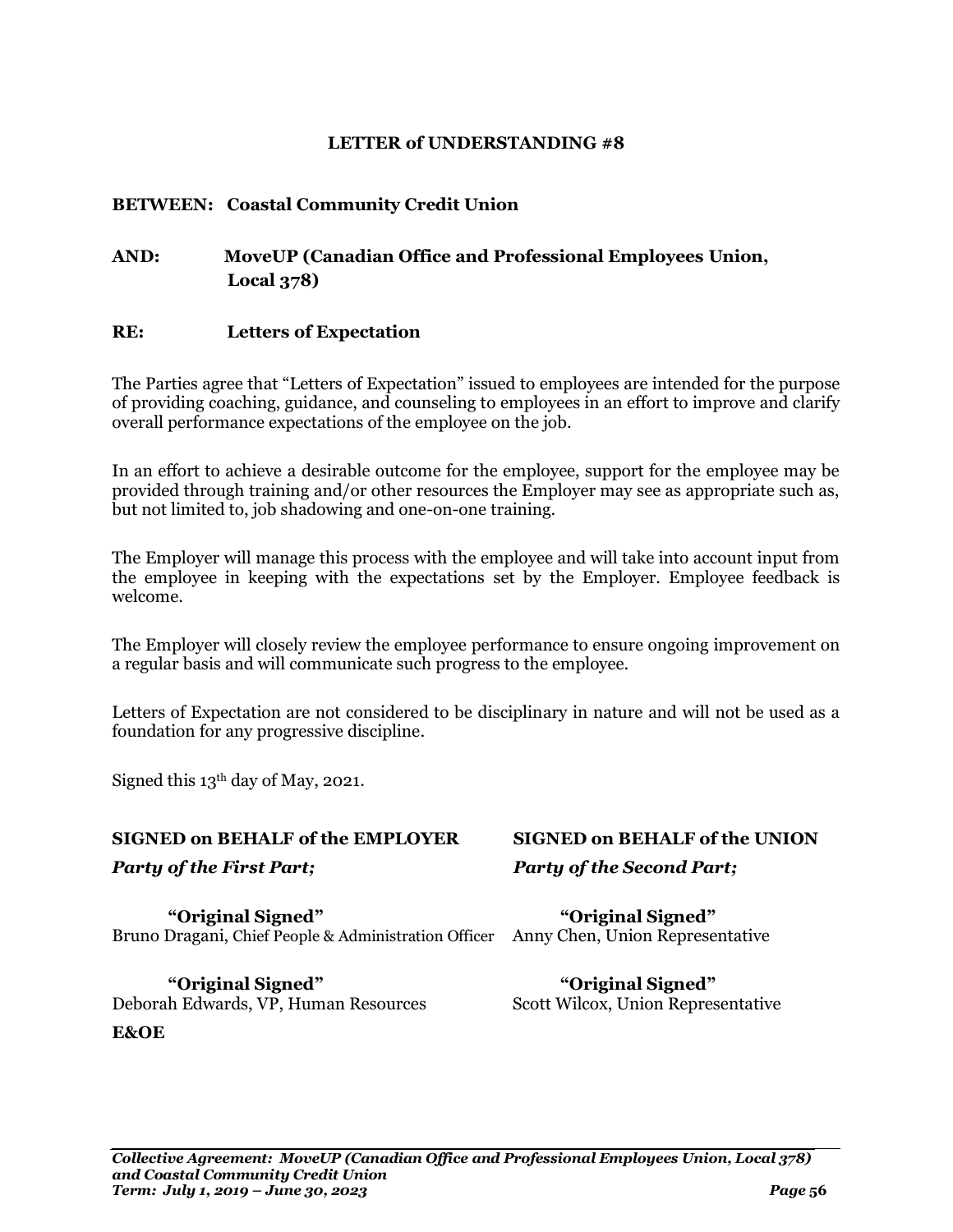# LETTER of UNDERSTANDING #8

**BETWEEN: Coastal Community Credit Union**

**AND: MoveUP (Canadian Office and Professional Employees Union, Local 378)**

**RE: Letters of Expectation**

The Parties agree that "Letters of Expectation" issued to employees are intended for the purpose of providing coaching, guidance, and counseling to employees in an effort to improve and clarify overall performance expectations of the employee on the job.

In an effort to achieve a desirable outcome for the employee, support for the employee may be provided through training and/or other resources the Employer may see as appropriate such as, but not limited to, job shadowing and one-on-one training.

The Employer will manage this process with the employee and will take into account input from the employee in keeping with the expectations set by the Employer. Employee feedback is welcome.

The Employer will closely review the employee performance to ensure ongoing improvement on a regular basis and will communicate such progress to the employee.

Letters of Expectation are not considered to be disciplinary in nature and will not be used as a foundation for any progressive discipline.

Signed this 13th day of May, 2021.

| **SIGNED on BEHALF of the EMPLOYER** | **SIGNED on BEHALF of the UNION** |
|---|---|
| ***Party of the First Part;*** | ***Party of the Second Part;*** |
| **"Original Signed"** | **"Original Signed"** |
| Bruno Dragani, Chief People & Administration Officer | Anny Chen, Union Representative |
| **"Original Signed"** | **"Original Signed"** |
| Deborah Edwards, VP, Human Resources | Scott Wilcox, Union Representative |

**E&OE**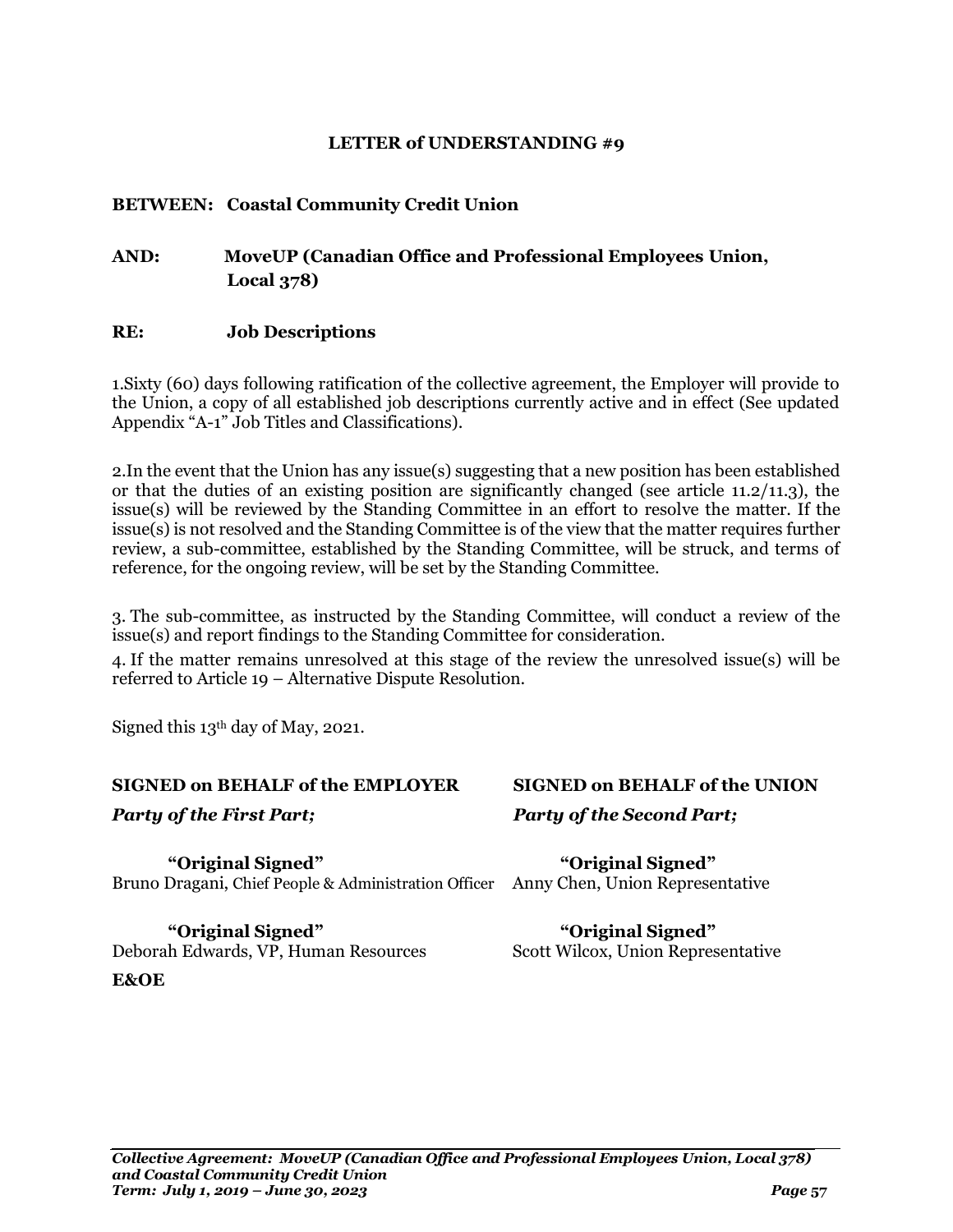## LETTER of UNDERSTANDING #9

**BETWEEN: Coastal Community Credit Union**

**AND: MoveUP (Canadian Office and Professional Employees Union, Local 378)**

**RE: Job Descriptions**

1.Sixty (60) days following ratification of the collective agreement, the Employer will provide to the Union, a copy of all established job descriptions currently active and in effect (See updated Appendix "A-1" Job Titles and Classifications).

2.In the event that the Union has any issue(s) suggesting that a new position has been established or that the duties of an existing position are significantly changed (see article 11.2/11.3), the issue(s) will be reviewed by the Standing Committee in an effort to resolve the matter. If the issue(s) is not resolved and the Standing Committee is of the view that the matter requires further review, a sub-committee, established by the Standing Committee, will be struck, and terms of reference, for the ongoing review, will be set by the Standing Committee.

3. The sub-committee, as instructed by the Standing Committee, will conduct a review of the issue(s) and report findings to the Standing Committee for consideration.

4. If the matter remains unresolved at this stage of the review the unresolved issue(s) will be referred to Article 19 – Alternative Dispute Resolution.

Signed this 13th day of May, 2021.

| **SIGNED on BEHALF of the EMPLOYER** | **SIGNED on BEHALF of the UNION** |
|---|---|
| ***Party of the First Part;*** | ***Party of the Second Part;*** |
| **"Original Signed"** | **"Original Signed"** |
| Bruno Dragani, Chief People & Administration Officer | Anny Chen, Union Representative |
| **"Original Signed"** | **"Original Signed"** |
| Deborah Edwards, VP, Human Resources | Scott Wilcox, Union Representative |

**E&OE**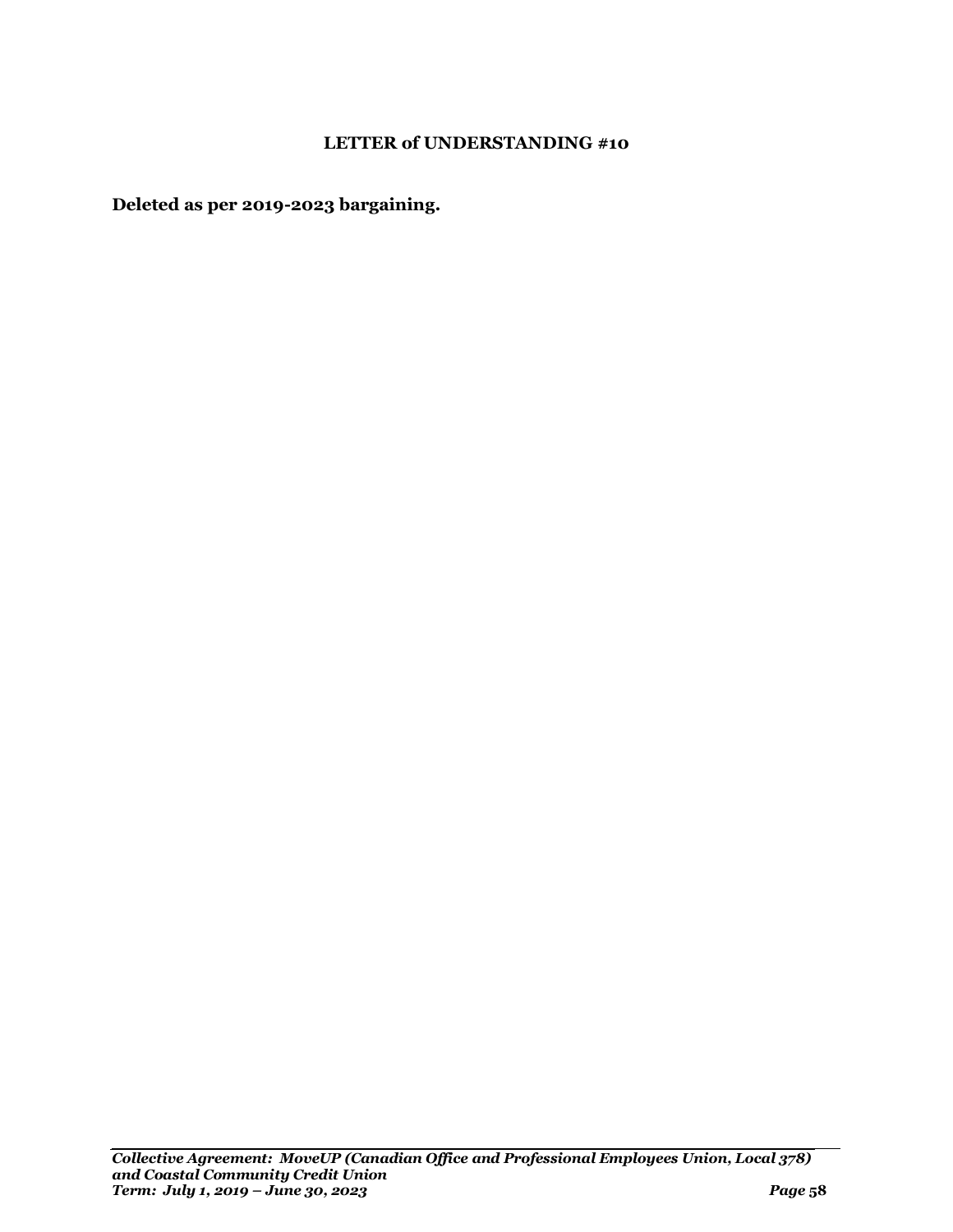## LETTER of UNDERSTANDING #10

**Deleted as per 2019-2023 bargaining.**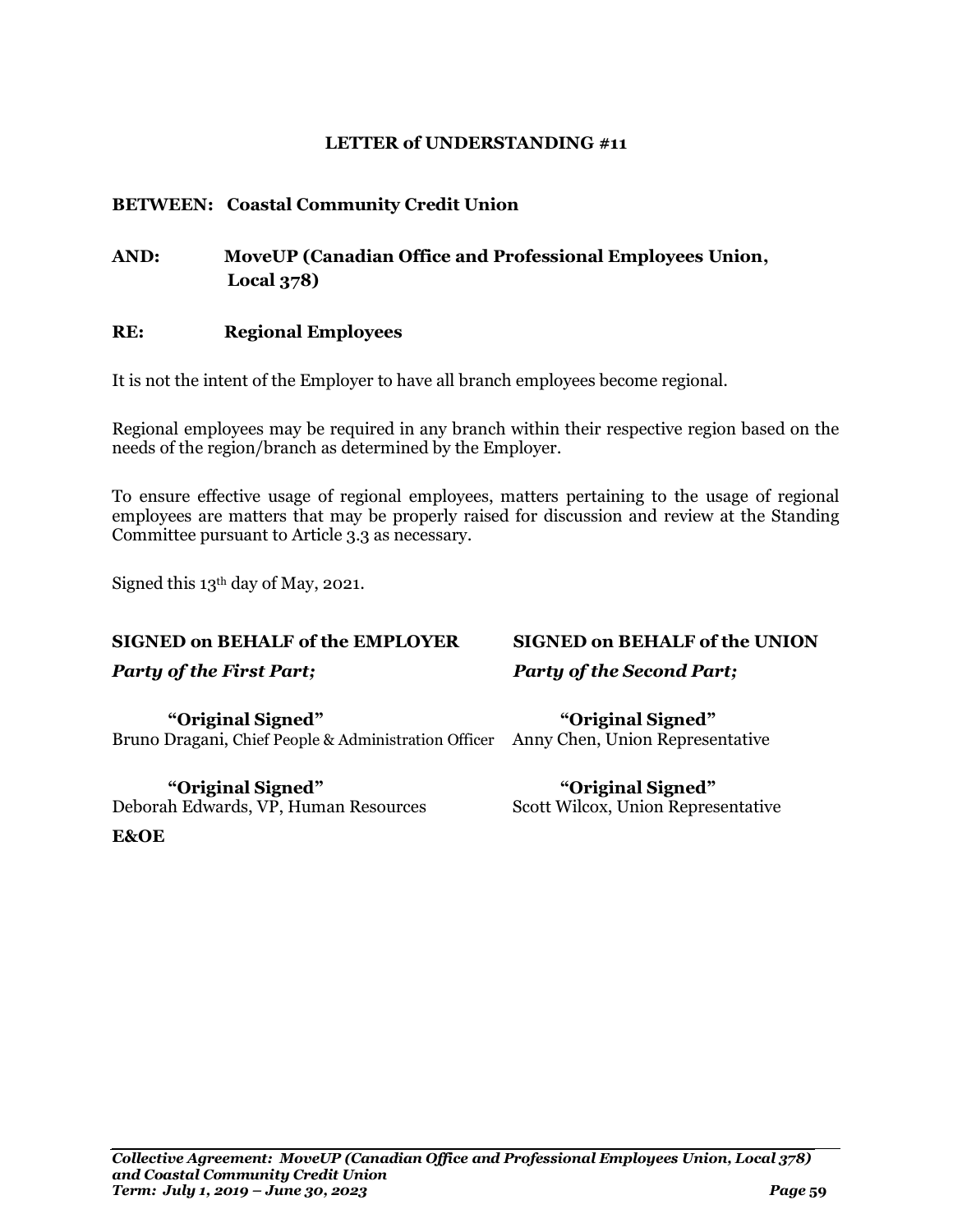## LETTER of UNDERSTANDING #11

**BETWEEN: Coastal Community Credit Union**

**AND: MoveUP (Canadian Office and Professional Employees Union, Local 378)**

**RE: Regional Employees**

It is not the intent of the Employer to have all branch employees become regional.

Regional employees may be required in any branch within their respective region based on the needs of the region/branch as determined by the Employer.

To ensure effective usage of regional employees, matters pertaining to the usage of regional employees are matters that may be properly raised for discussion and review at the Standing Committee pursuant to Article 3.3 as necessary.

Signed this 13th day of May, 2021.

**SIGNED on BEHALF of the EMPLOYER**
***Party of the First Part;***

**"Original Signed"**
Bruno Dragani, Chief People & Administration Officer

**"Original Signed"**
Deborah Edwards, VP, Human Resources

**SIGNED on BEHALF of the UNION**
***Party of the Second Part;***

**"Original Signed"**
Anny Chen, Union Representative

**"Original Signed"**
Scott Wilcox, Union Representative

**E&OE**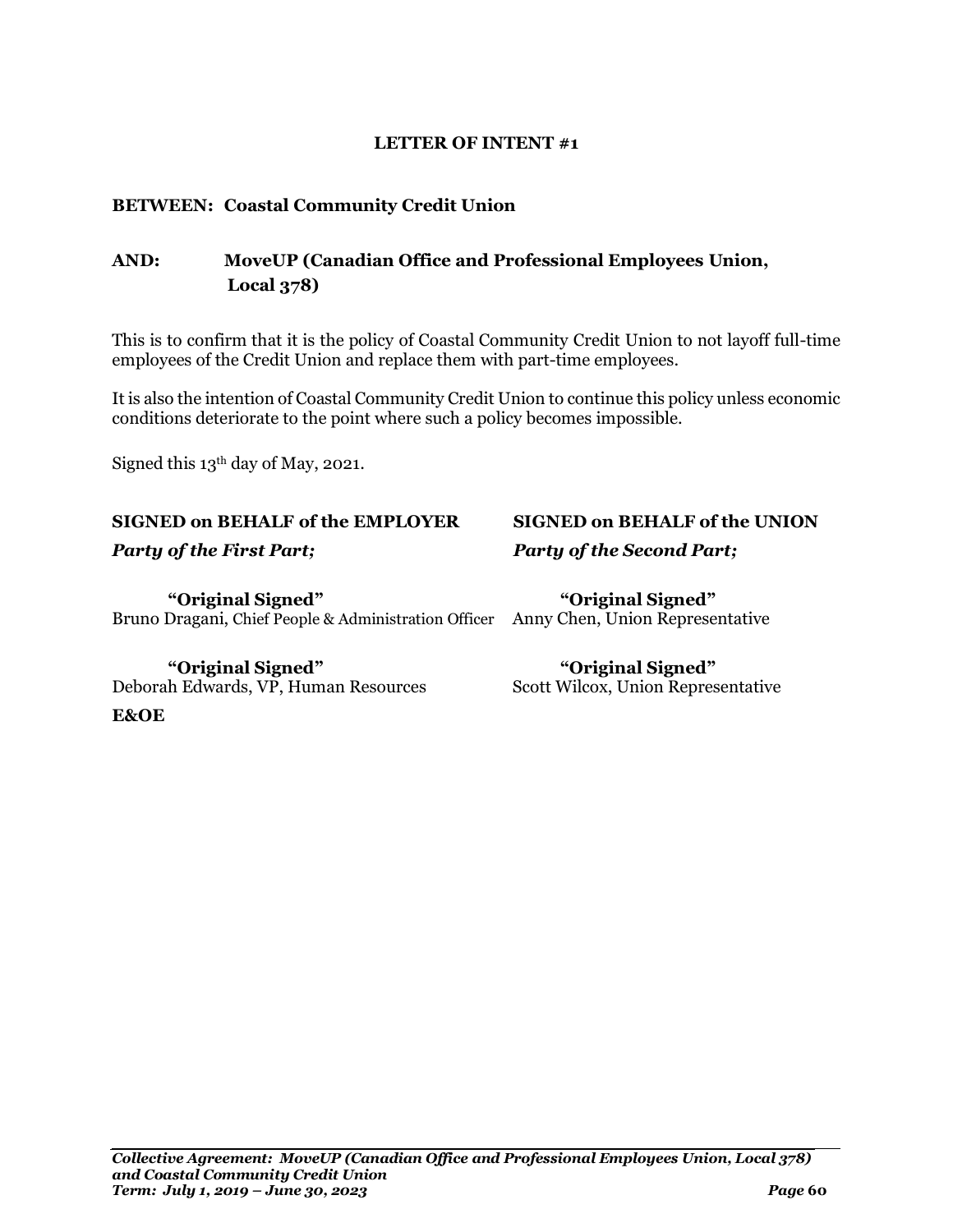## LETTER OF INTENT #1

**BETWEEN: Coastal Community Credit Union**

**AND: MoveUP (Canadian Office and Professional Employees Union, Local 378)**

This is to confirm that it is the policy of Coastal Community Credit Union to not layoff full-time employees of the Credit Union and replace them with part-time employees.

It is also the intention of Coastal Community Credit Union to continue this policy unless economic conditions deteriorate to the point where such a policy becomes impossible.

Signed this 13th day of May, 2021.

**SIGNED on BEHALF of the EMPLOYER**
***Party of the First Part;***

**"Original Signed"**
Bruno Dragani, Chief People & Administration Officer

**"Original Signed"**
Deborah Edwards, VP, Human Resources

**SIGNED on BEHALF of the UNION**
***Party of the Second Part;***

**"Original Signed"**
Anny Chen, Union Representative

**"Original Signed"**
Scott Wilcox, Union Representative

**E&OE**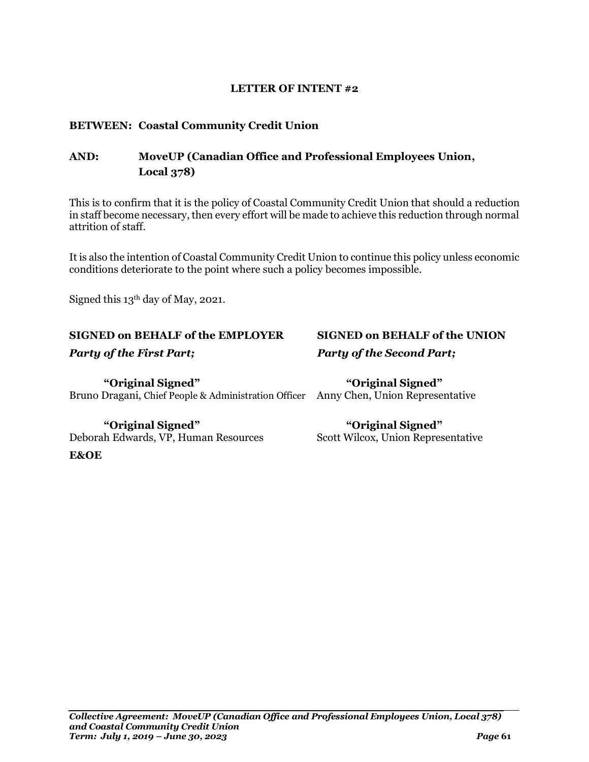## LETTER OF INTENT #2

**BETWEEN: Coastal Community Credit Union**

**AND: MoveUP (Canadian Office and Professional Employees Union, Local 378)**

This is to confirm that it is the policy of Coastal Community Credit Union that should a reduction in staff become necessary, then every effort will be made to achieve this reduction through normal attrition of staff.

It is also the intention of Coastal Community Credit Union to continue this policy unless economic conditions deteriorate to the point where such a policy becomes impossible.

Signed this 13th day of May, 2021.

| **SIGNED on BEHALF of the EMPLOYER** | **SIGNED on BEHALF of the UNION** |
|---|---|
| ***Party of the First Part;*** | ***Party of the Second Part;*** |
| **"Original Signed"** | **"Original Signed"** |
| Bruno Dragani, Chief People & Administration Officer | Anny Chen, Union Representative |
| **"Original Signed"** | **"Original Signed"** |
| Deborah Edwards, VP, Human Resources | Scott Wilcox, Union Representative |

**E&OE**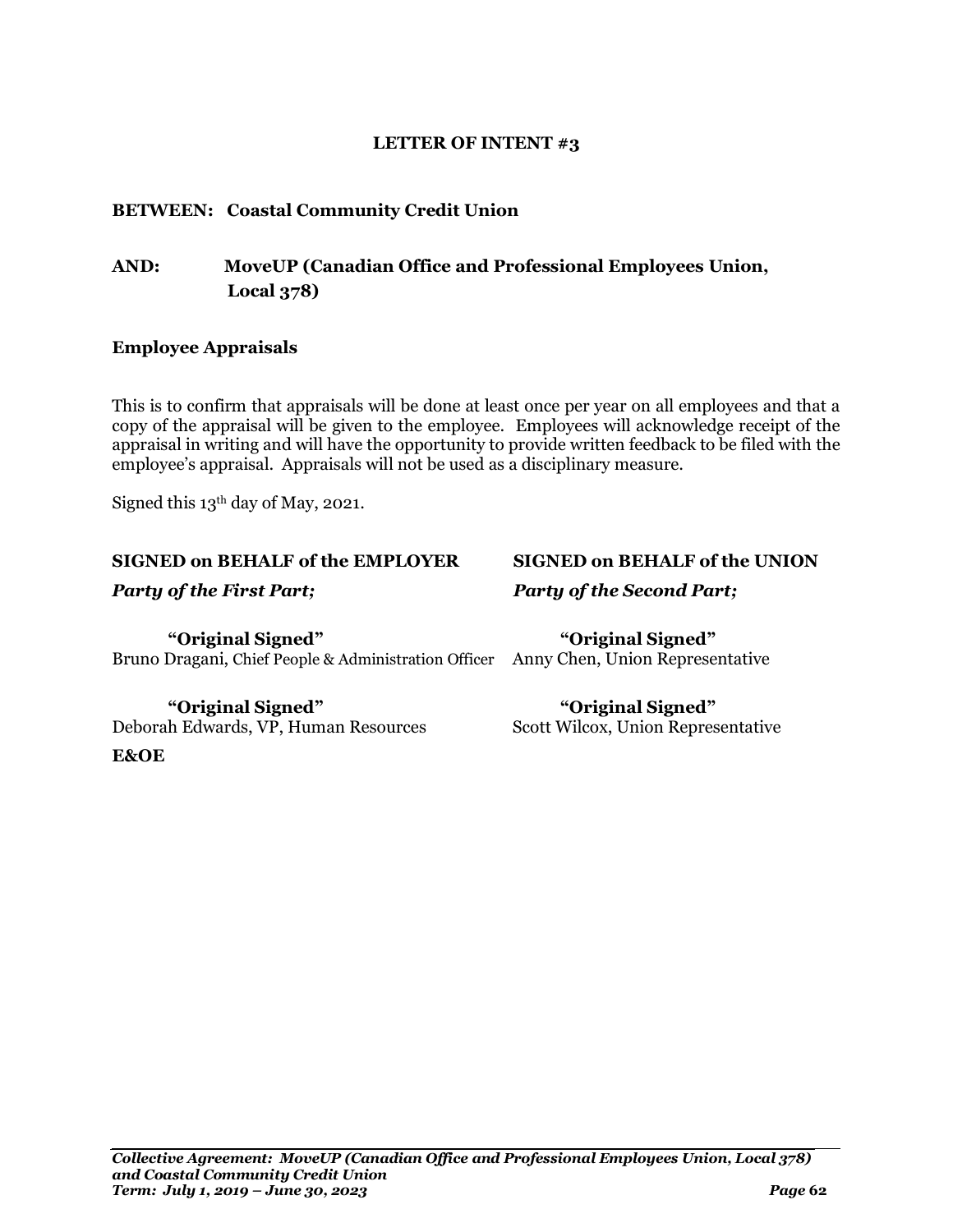## LETTER OF INTENT #3

**BETWEEN: Coastal Community Credit Union**

**AND: MoveUP (Canadian Office and Professional Employees Union, Local 378)**

### Employee Appraisals

This is to confirm that appraisals will be done at least once per year on all employees and that a copy of the appraisal will be given to the employee. Employees will acknowledge receipt of the appraisal in writing and will have the opportunity to provide written feedback to be filed with the employee's appraisal. Appraisals will not be used as a disciplinary measure.

Signed this 13th day of May, 2021.

| **SIGNED on BEHALF of the EMPLOYER** | **SIGNED on BEHALF of the UNION** |
|---|---|
| ***Party of the First Part;*** | ***Party of the Second Part;*** |
| **"Original Signed"**<br>Bruno Dragani, Chief People & Administration Officer | **"Original Signed"**<br>Anny Chen, Union Representative |
| **"Original Signed"**<br>Deborah Edwards, VP, Human Resources | **"Original Signed"**<br>Scott Wilcox, Union Representative |

**E&OE**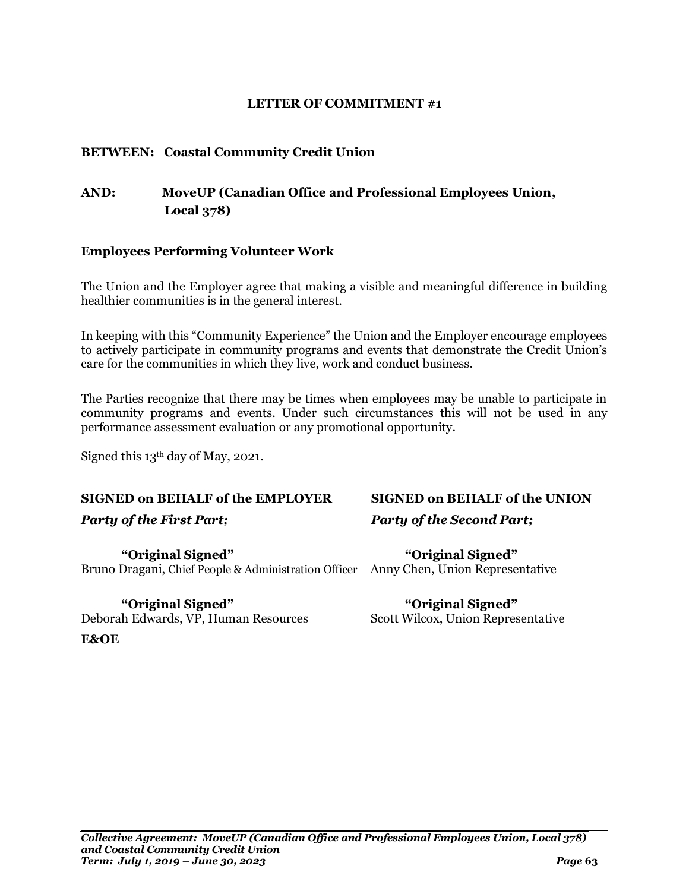## LETTER OF COMMITMENT #1

**BETWEEN: Coastal Community Credit Union**

**AND: MoveUP (Canadian Office and Professional Employees Union, Local 378)**

### Employees Performing Volunteer Work

The Union and the Employer agree that making a visible and meaningful difference in building healthier communities is in the general interest.

In keeping with this "Community Experience" the Union and the Employer encourage employees to actively participate in community programs and events that demonstrate the Credit Union's care for the communities in which they live, work and conduct business.

The Parties recognize that there may be times when employees may be unable to participate in community programs and events. Under such circumstances this will not be used in any performance assessment evaluation or any promotional opportunity.

Signed this 13th day of May, 2021.

| **SIGNED on BEHALF of the EMPLOYER** | **SIGNED on BEHALF of the UNION** |
|---|---|
| ***Party of the First Part;*** | ***Party of the Second Part;*** |
| **"Original Signed"** | **"Original Signed"** |
| Bruno Dragani, Chief People & Administration Officer | Anny Chen, Union Representative |
| **"Original Signed"** | **"Original Signed"** |
| Deborah Edwards, VP, Human Resources | Scott Wilcox, Union Representative |

**E&OE**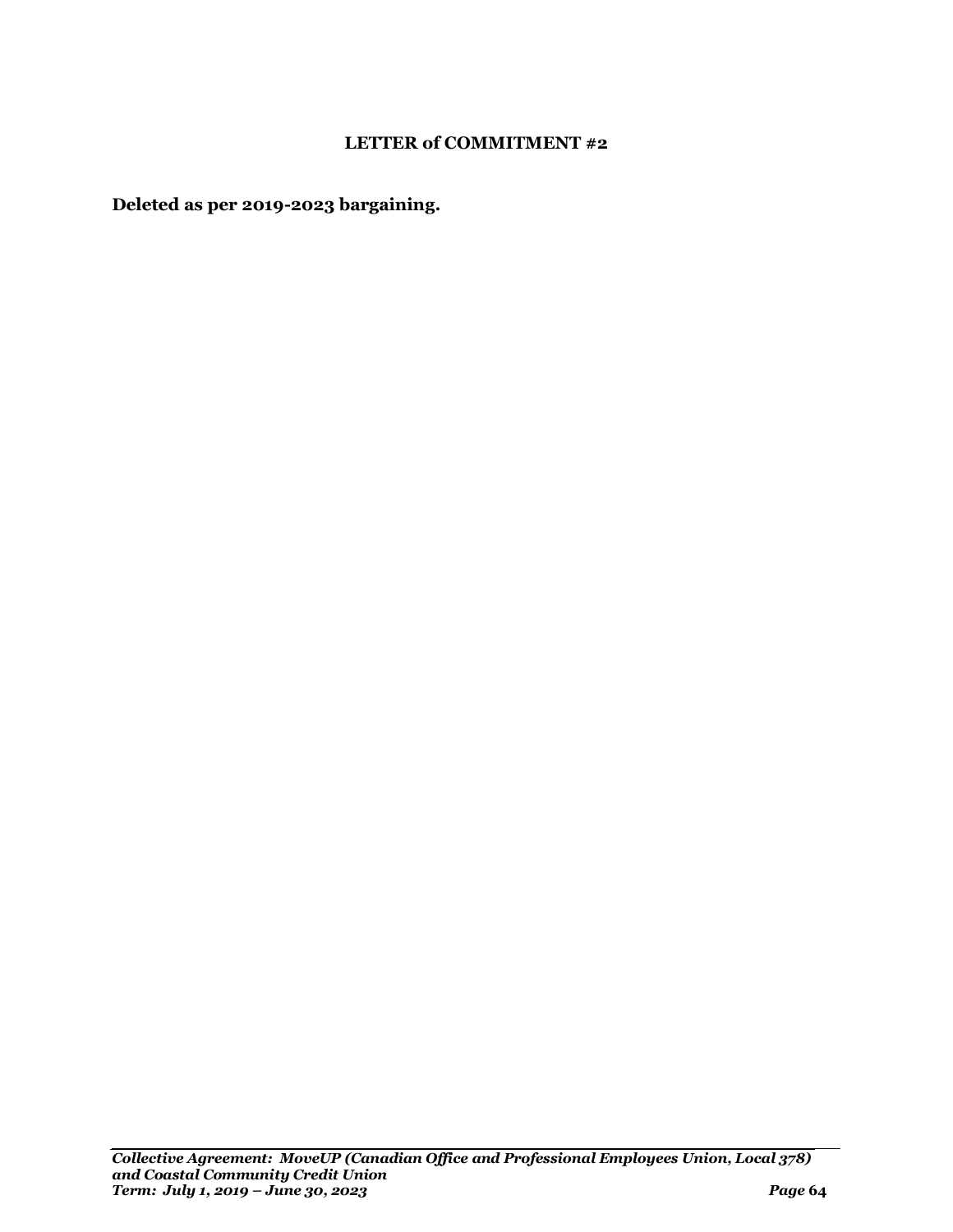## LETTER of COMMITMENT #2

**Deleted as per 2019-2023 bargaining.**